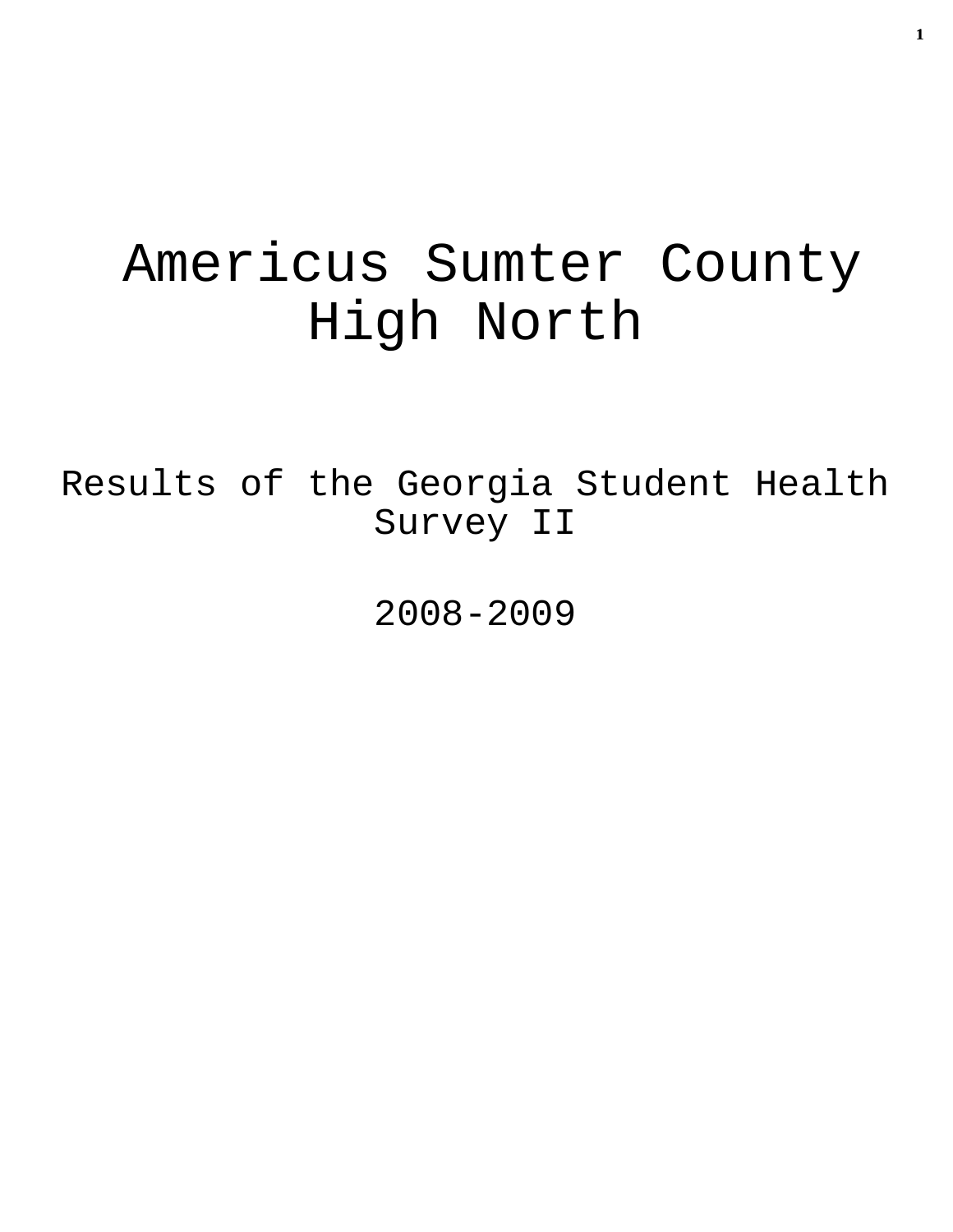# Americus Sumter County High North

## Results of the Georgia Student Health Survey II

## 2008-2009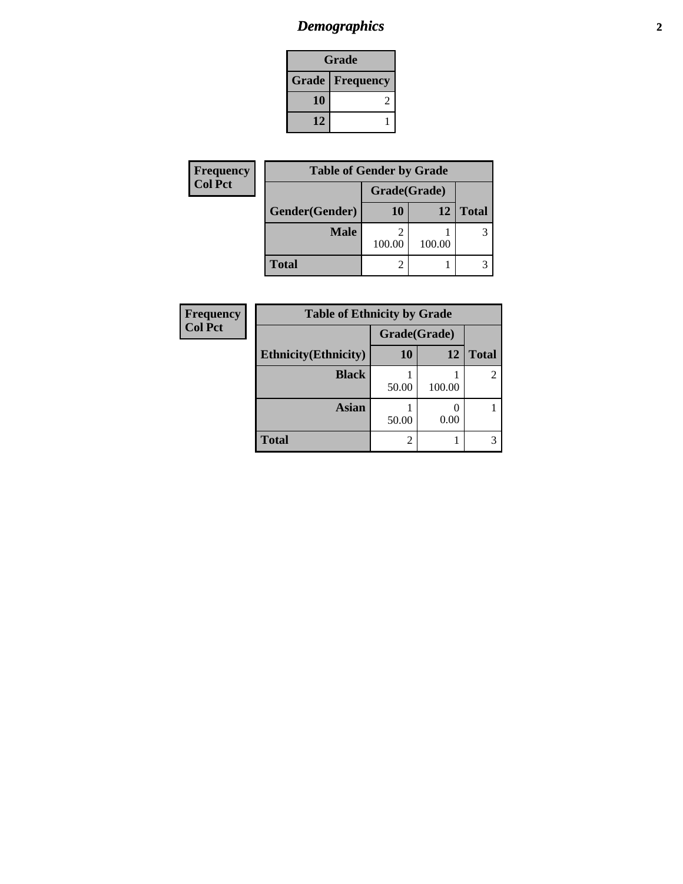# *Demographics*

| Grade | |
|---|---|
| **Grade** | **Frequency** |
| **10** | 2 |
| **12** | 1 |

| Frequency<br>Col Pct |
|---|

| Table of Gender by Grade | | | |
|---|---|---|---|
| | Grade(Grade) | | |
| **Gender(Gender)** | **10** | **12** | **Total** |
| **Male** | 2<br>100.00 | 1<br>100.00 | 3 |
| **Total** | 2 | 1 | 3 |

| Frequency<br>Col Pct |
|---|

| Table of Ethnicity by Grade | | | |
|---|---|---|---|
| | Grade(Grade) | | |
| **Ethnicity(Ethnicity)** | **10** | **12** | **Total** |
| **Black** | 1<br>50.00 | 1<br>100.00 | 2 |
| **Asian** | 1<br>50.00 | 0<br>0.00 | 1 |
| **Total** | 2 | 1 | 3 |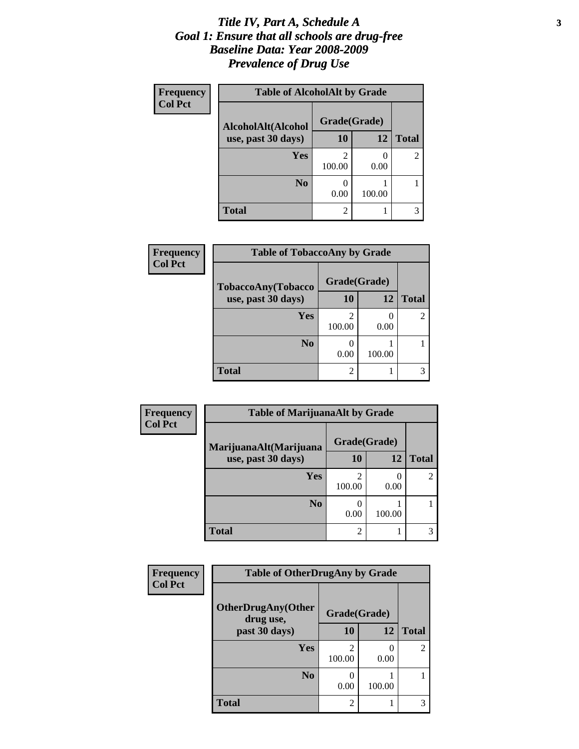# *Title IV, Part A, Schedule A*
# *Goal 1: Ensure that all schools are drug-free*
# *Baseline Data: Year 2008-2009*
# *Prevalence of Drug Use*

**Frequency**
**Col Pct**

| Table of AlcoholAlt by Grade | | | |
|---|---|---|---|
| **AlcoholAlt(Alcohol use, past 30 days)** | **Grade(Grade)** | | |
| | **10** | **12** | **Total** |
| **Yes** | 2<br>100.00 | 0<br>0.00 | 2 |
| **No** | 0<br>0.00 | 1<br>100.00 | 1 |
| **Total** | 2 | 1 | 3 |

**Frequency**
**Col Pct**

| Table of TobaccoAny by Grade | | | |
|---|---|---|---|
| **TobaccoAny(Tobacco use, past 30 days)** | **Grade(Grade)** | | |
| | **10** | **12** | **Total** |
| **Yes** | 2<br>100.00 | 0<br>0.00 | 2 |
| **No** | 0<br>0.00 | 1<br>100.00 | 1 |
| **Total** | 2 | 1 | 3 |

**Frequency**
**Col Pct**

| Table of MarijuanaAlt by Grade | | | |
|---|---|---|---|
| **MarijuanaAlt(Marijuana use, past 30 days)** | **Grade(Grade)** | | |
| | **10** | **12** | **Total** |
| **Yes** | 2<br>100.00 | 0<br>0.00 | 2 |
| **No** | 0<br>0.00 | 1<br>100.00 | 1 |
| **Total** | 2 | 1 | 3 |

**Frequency**
**Col Pct**

| Table of OtherDrugAny by Grade | | | |
|---|---|---|---|
| **OtherDrugAny(Other drug use, past 30 days)** | **Grade(Grade)** | | |
| | **10** | **12** | **Total** |
| **Yes** | 2<br>100.00 | 0<br>0.00 | 2 |
| **No** | 0<br>0.00 | 1<br>100.00 | 1 |
| **Total** | 2 | 1 | 3 |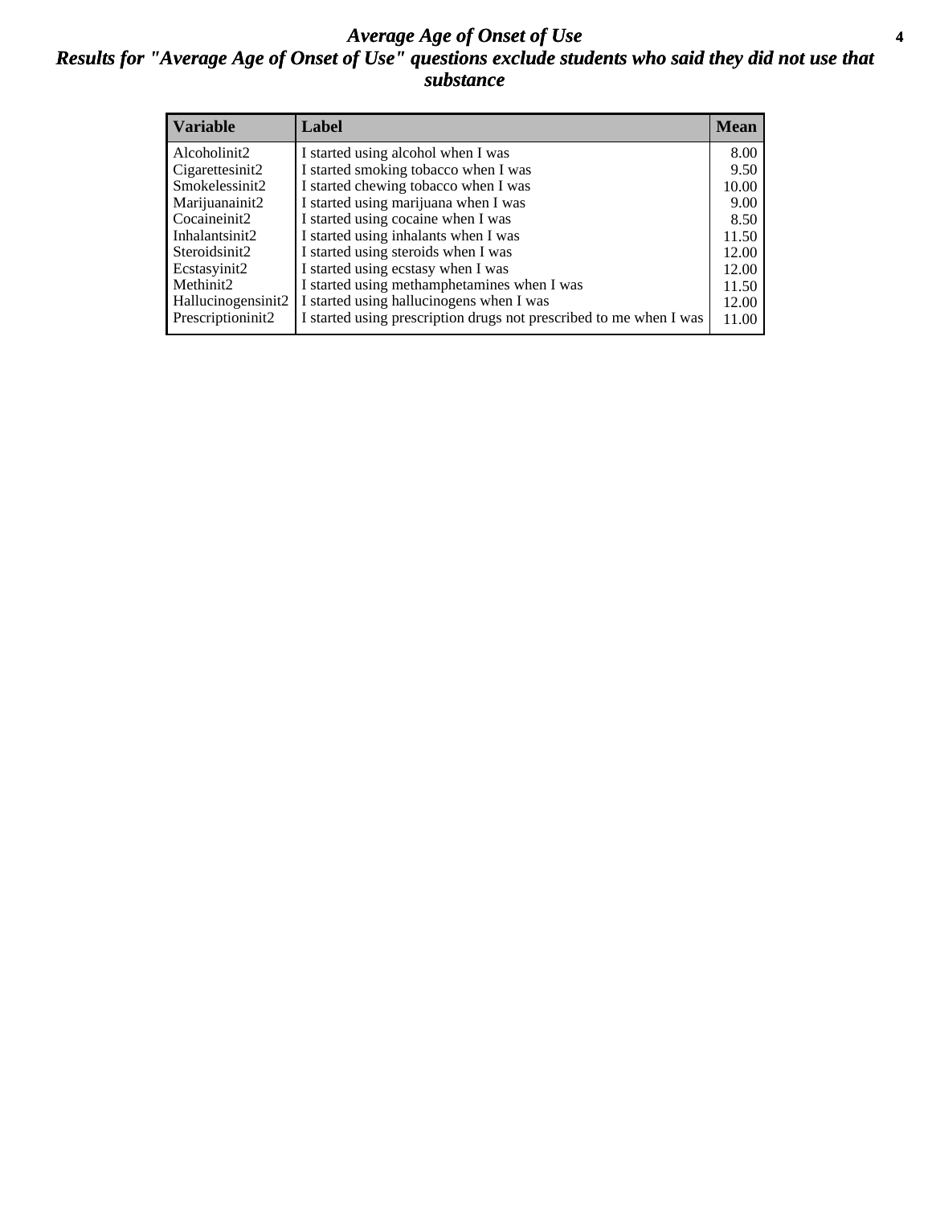# *Average Age of Onset of Use*

## *Results for "Average Age of Onset of Use" questions exclude students who said they did not use that substance*

| Variable | Label | Mean |
|---|---|---|
| Alcoholinit2 | I started using alcohol when I was | 8.00 |
| Cigarettesinit2 | I started smoking tobacco when I was | 9.50 |
| Smokelessinit2 | I started chewing tobacco when I was | 10.00 |
| Marijuanainit2 | I started using marijuana when I was | 9.00 |
| Cocaineinit2 | I started using cocaine when I was | 8.50 |
| Inhalantsinit2 | I started using inhalants when I was | 11.50 |
| Steroidsinit2 | I started using steroids when I was | 12.00 |
| Ecstasyinit2 | I started using ecstasy when I was | 12.00 |
| Methinit2 | I started using methamphetamines when I was | 11.50 |
| Hallucinogensinit2 | I started using hallucinogens when I was | 12.00 |
| Prescriptioninit2 | I started using prescription drugs not prescribed to me when I was | 11.00 |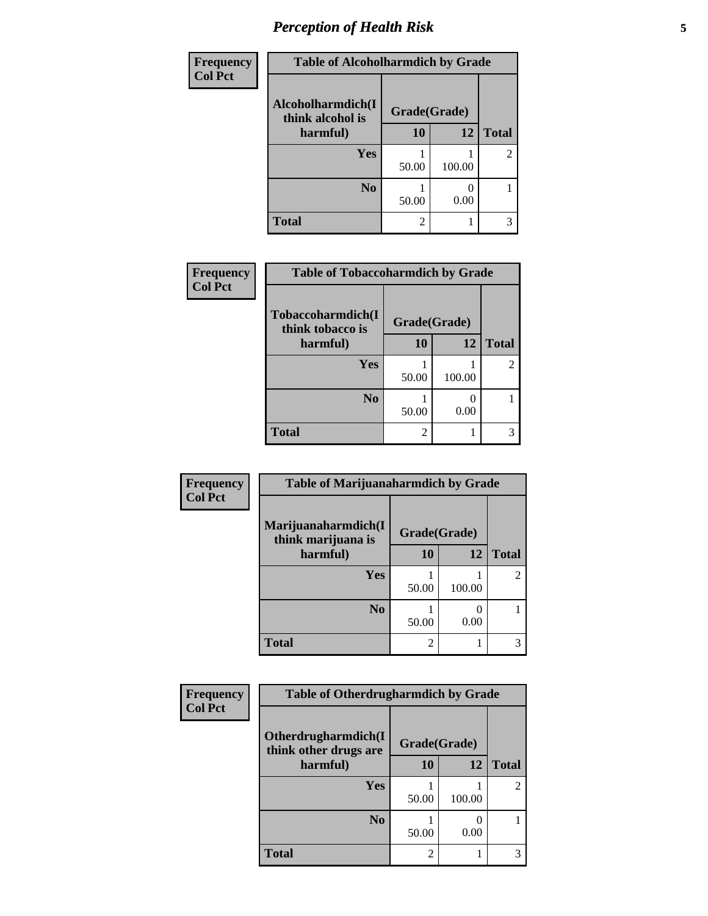# Perception of Health Risk

**Frequency**
**Col Pct**

**Table of Alcoholharmdich by Grade**

| Alcoholharmdich(I think alcohol is harmful) | Grade(Grade) | | Total |
|---|---|---|---|
| | 10 | 12 | |
| Yes | 1<br>50.00 | 1<br>100.00 | 2 |
| No | 1<br>50.00 | 0<br>0.00 | 1 |
| Total | 2 | 1 | 3 |

**Frequency**
**Col Pct**

**Table of Tobaccoharmdich by Grade**

| Tobaccoharmdich(I think tobacco is harmful) | Grade(Grade) | | Total |
|---|---|---|---|
| | 10 | 12 | |
| Yes | 1<br>50.00 | 1<br>100.00 | 2 |
| No | 1<br>50.00 | 0<br>0.00 | 1 |
| Total | 2 | 1 | 3 |

**Frequency**
**Col Pct**

**Table of Marijuanaharmdich by Grade**

| Marijuanaharmdich(I think marijuana is harmful) | Grade(Grade) | | Total |
|---|---|---|---|
| | 10 | 12 | |
| Yes | 1<br>50.00 | 1<br>100.00 | 2 |
| No | 1<br>50.00 | 0<br>0.00 | 1 |
| Total | 2 | 1 | 3 |

**Frequency**
**Col Pct**

**Table of Otherdrugharmdich by Grade**

| Otherdrugharmdich(I think other drugs are harmful) | Grade(Grade) | | Total |
|---|---|---|---|
| | 10 | 12 | |
| Yes | 1<br>50.00 | 1<br>100.00 | 2 |
| No | 1<br>50.00 | 0<br>0.00 | 1 |
| Total | 2 | 1 | 3 |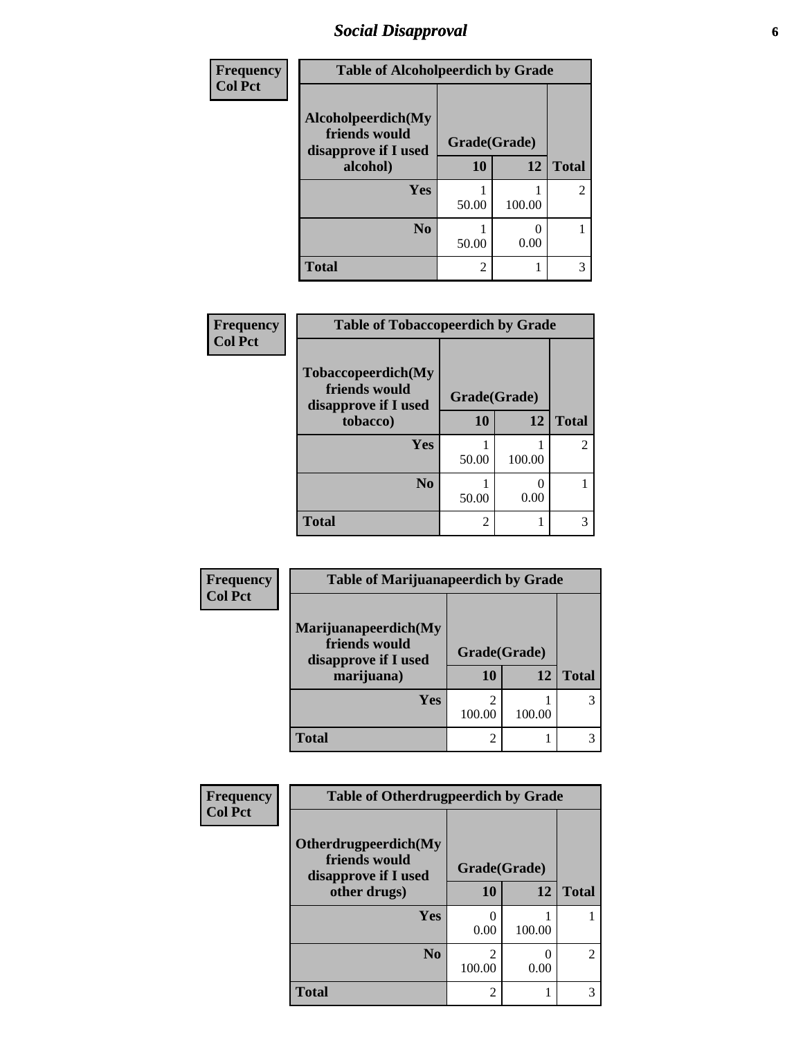# Social Disapproval

| Frequency<br>Col Pct | | | |
|---|---|---|---|
| **Table of Alcoholpeerdich by Grade** | | | |
| **Alcoholpeerdich(My friends would disapprove if I used alcohol)** | **Grade(Grade)** | | |
| | **10** | **12** | **Total** |
| **Yes** | 1<br>50.00 | 1<br>100.00 | 2 |
| **No** | 1<br>50.00 | 0<br>0.00 | 1 |
| **Total** | 2 | 1 | 3 |

| Frequency<br>Col Pct | | | |
|---|---|---|---|
| **Table of Tobaccopeerdich by Grade** | | | |
| **Tobaccopeerdich(My friends would disapprove if I used tobacco)** | **Grade(Grade)** | | |
| | **10** | **12** | **Total** |
| **Yes** | 1<br>50.00 | 1<br>100.00 | 2 |
| **No** | 1<br>50.00 | 0<br>0.00 | 1 |
| **Total** | 2 | 1 | 3 |

| Frequency<br>Col Pct | | | |
|---|---|---|---|
| **Table of Marijuanapeerdich by Grade** | | | |
| **Marijuanapeerdich(My friends would disapprove if I used marijuana)** | **Grade(Grade)** | | |
| | **10** | **12** | **Total** |
| **Yes** | 2<br>100.00 | 1<br>100.00 | 3 |
| **Total** | 2 | 1 | 3 |

| Frequency<br>Col Pct | | | |
|---|---|---|---|
| **Table of Otherdrugpeerdich by Grade** | | | |
| **Otherdrugpeerdich(My friends would disapprove if I used other drugs)** | **Grade(Grade)** | | |
| | **10** | **12** | **Total** |
| **Yes** | 0<br>0.00 | 1<br>100.00 | 1 |
| **No** | 2<br>100.00 | 0<br>0.00 | 2 |
| **Total** | 2 | 1 | 3 |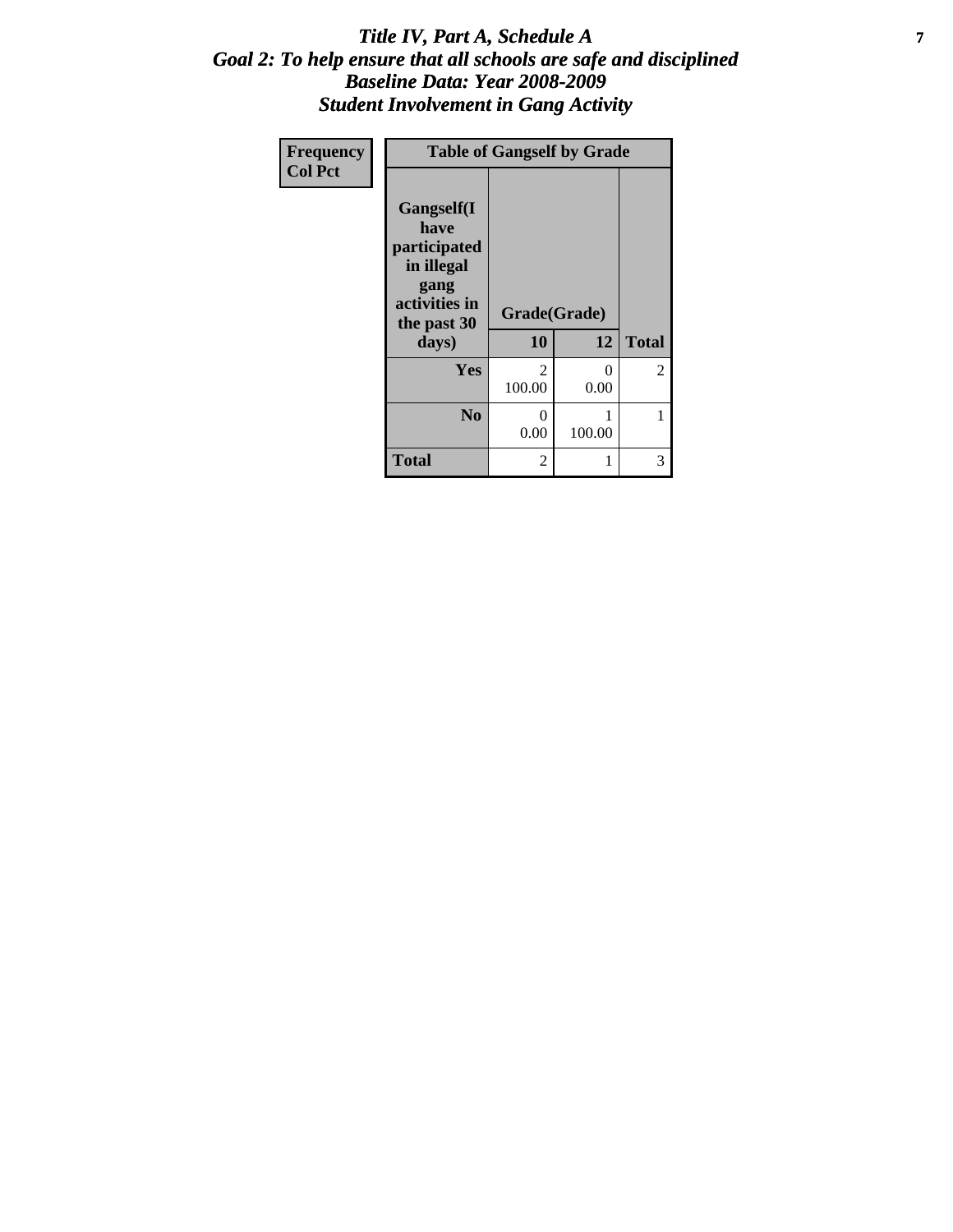# *Title IV, Part A, Schedule A*
## *Goal 2: To help ensure that all schools are safe and disciplined*
## *Baseline Data: Year 2008-2009*
## *Student Involvement in Gang Activity*

| Frequency<br>Col Pct |
|---|

| Table of Gangself by Grade | | | |
|---|---|---|---|
| Gangself(I have participated in illegal gang activities in the past 30 days) | Grade(Grade) | | |
| | 10 | 12 | Total |
| Yes | 2<br>100.00 | 0<br>0.00 | 2 |
| No | 0<br>0.00 | 1<br>100.00 | 1 |
| Total | 2 | 1 | 3 |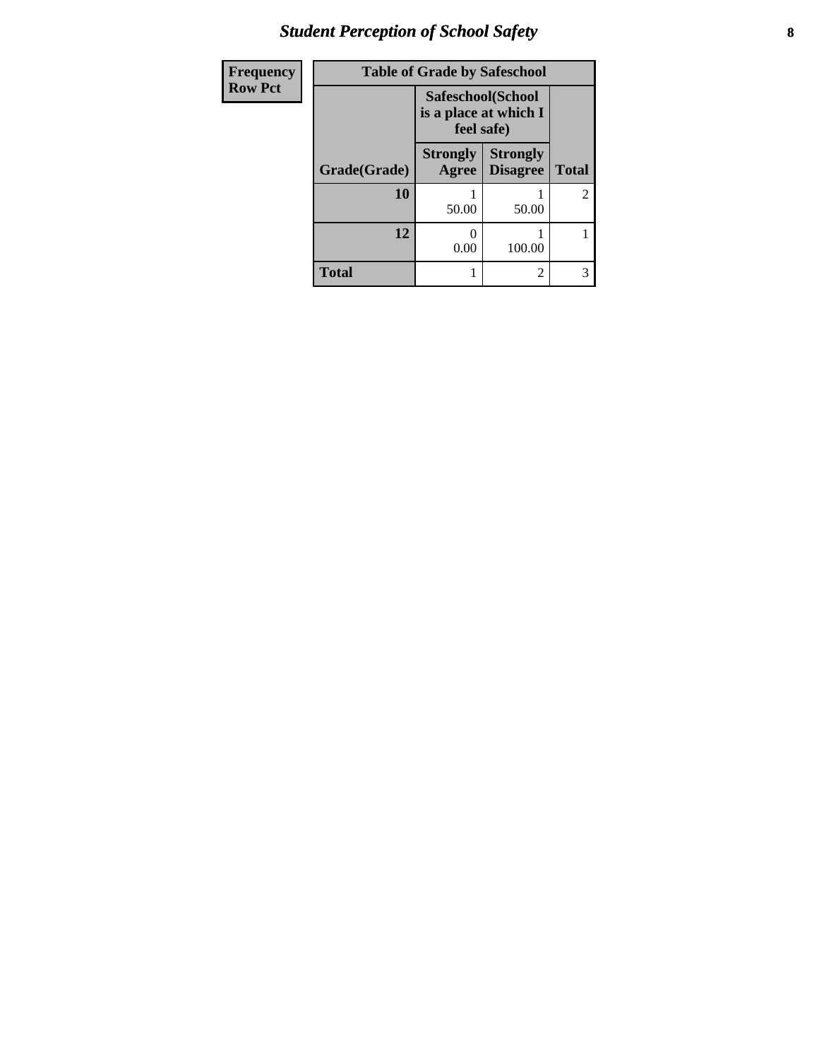| Frequency<br>Row Pct |
|---|

**Table of Grade by Safeschool**

| Grade(Grade) | Safeschool(School is a place at which I feel safe) | | Total |
|---|---|---|---|
| | Strongly Agree | Strongly Disagree | |
| **10** | 1<br>50.00 | 1<br>50.00 | 2 |
| **12** | 0<br>0.00 | 1<br>100.00 | 1 |
| **Total** | 1 | 2 | 3 |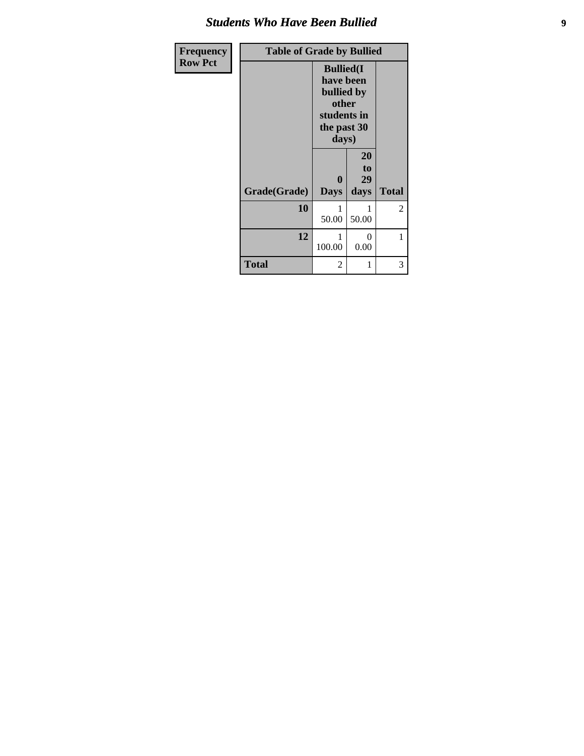## Students Who Have Been Bullied

| Frequency<br>Row Pct |
|---|

| Table of Grade by Bullied | | | |
|---|---|---|---|
| | Bullied(I have been bullied by other students in the past 30 days) | | |
| Grade(Grade) | 0 Days | 20 to 29 days | Total |
| 10 | 1<br>50.00 | 1<br>50.00 | 2 |
| 12 | 1<br>100.00 | 0<br>0.00 | 1 |
| Total | 2 | 1 | 3 |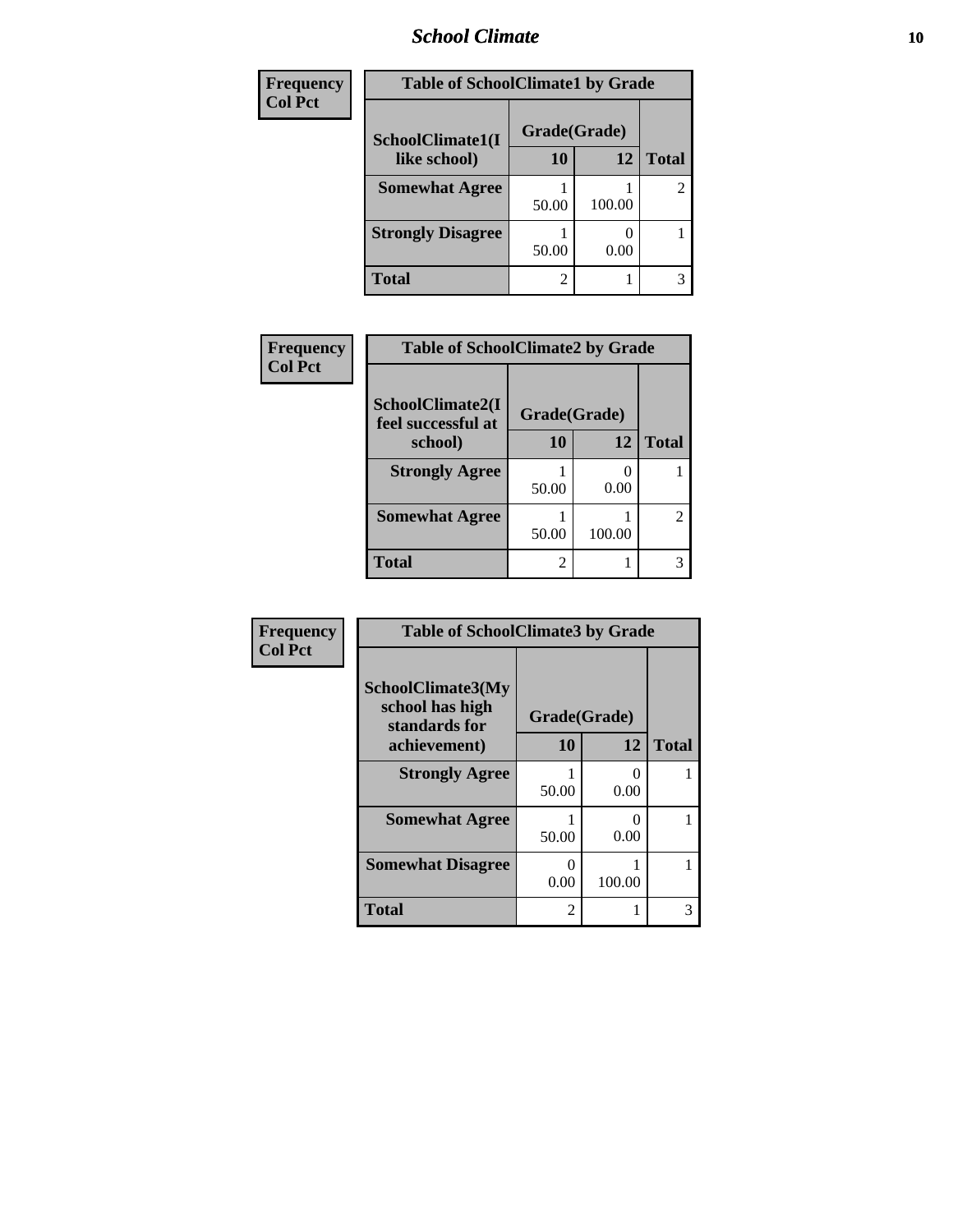## School Climate

| Frequency<br>Col Pct |
|---|

**Table of SchoolClimate1 by Grade**

| SchoolClimate1(I like school) | Grade(Grade) 10 | 12 | Total |
|---|---|---|---|
| **Somewhat Agree** | 1<br>50.00 | 1<br>100.00 | 2 |
| **Strongly Disagree** | 1<br>50.00 | 0<br>0.00 | 1 |
| **Total** | 2 | 1 | 3 |

| Frequency<br>Col Pct |
|---|

**Table of SchoolClimate2 by Grade**

| SchoolClimate2(I feel successful at school) | Grade(Grade) 10 | 12 | Total |
|---|---|---|---|
| **Strongly Agree** | 1<br>50.00 | 0<br>0.00 | 1 |
| **Somewhat Agree** | 1<br>50.00 | 1<br>100.00 | 2 |
| **Total** | 2 | 1 | 3 |

| Frequency<br>Col Pct |
|---|

**Table of SchoolClimate3 by Grade**

| SchoolClimate3(My school has high standards for achievement) | Grade(Grade) 10 | 12 | Total |
|---|---|---|---|
| **Strongly Agree** | 1<br>50.00 | 0<br>0.00 | 1 |
| **Somewhat Agree** | 1<br>50.00 | 0<br>0.00 | 1 |
| **Somewhat Disagree** | 0<br>0.00 | 1<br>100.00 | 1 |
| **Total** | 2 | 1 | 3 |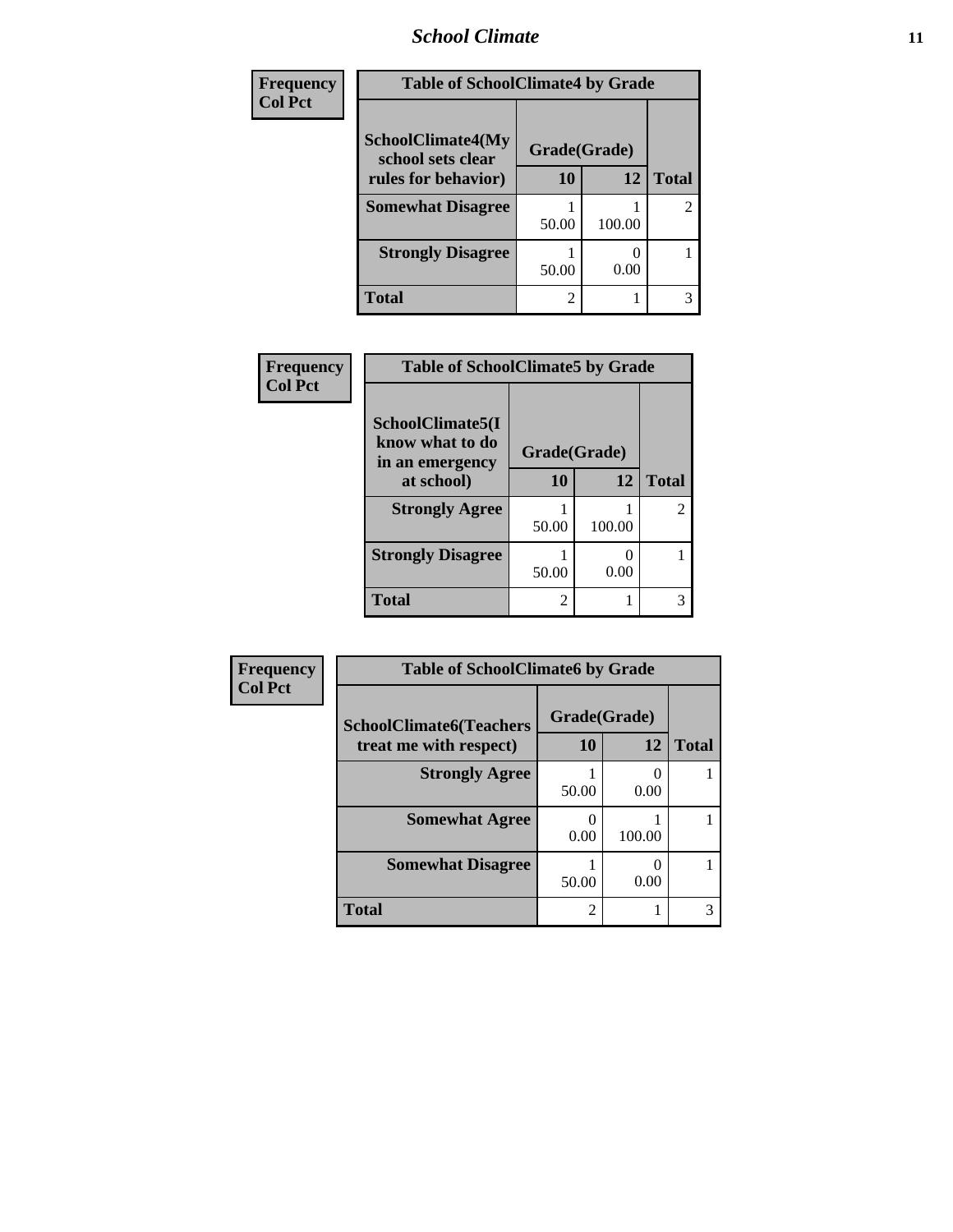| Frequency Col Pct | Table of SchoolClimate4 by Grade | | |
|---|---|---|---|
| SchoolClimate4(My school sets clear rules for behavior) | Grade(Grade) | | |
| | 10 | 12 | Total |
| Somewhat Disagree | 1<br>50.00 | 1<br>100.00 | 2 |
| Strongly Disagree | 1<br>50.00 | 0<br>0.00 | 1 |
| Total | 2 | 1 | 3 |

| Frequency Col Pct | Table of SchoolClimate5 by Grade | | |
|---|---|---|---|
| SchoolClimate5(I know what to do in an emergency at school) | Grade(Grade) | | |
| | 10 | 12 | Total |
| Strongly Agree | 1<br>50.00 | 1<br>100.00 | 2 |
| Strongly Disagree | 1<br>50.00 | 0<br>0.00 | 1 |
| Total | 2 | 1 | 3 |

| Frequency Col Pct | Table of SchoolClimate6 by Grade | | |
|---|---|---|---|
| SchoolClimate6(Teachers treat me with respect) | Grade(Grade) | | |
| | 10 | 12 | Total |
| Strongly Agree | 1<br>50.00 | 0<br>0.00 | 1 |
| Somewhat Agree | 0<br>0.00 | 1<br>100.00 | 1 |
| Somewhat Disagree | 1<br>50.00 | 0<br>0.00 | 1 |
| Total | 2 | 1 | 3 |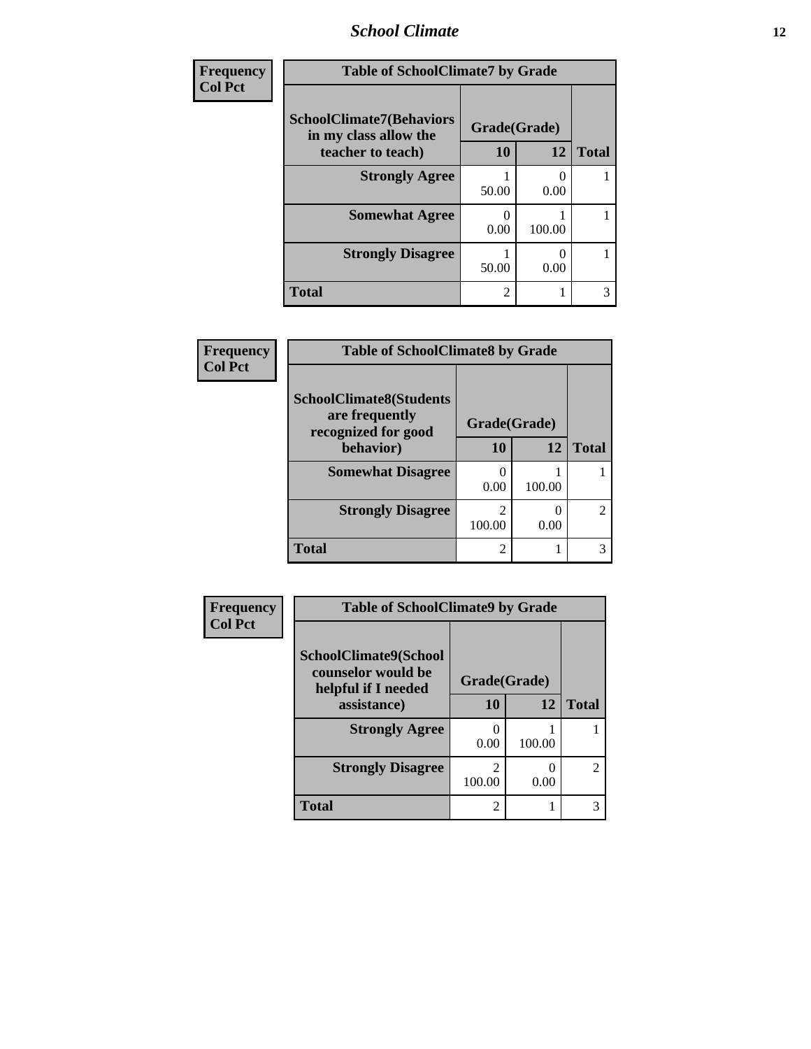| Frequency<br>Col Pct | Table of SchoolClimate7 by Grade | | |
|---|---|---|---|
| SchoolClimate7(Behaviors in my class allow the teacher to teach) | Grade(Grade) | | |
| | 10 | 12 | Total |
| Strongly Agree | 1<br>50.00 | 0<br>0.00 | 1 |
| Somewhat Agree | 0<br>0.00 | 1<br>100.00 | 1 |
| Strongly Disagree | 1<br>50.00 | 0<br>0.00 | 1 |
| Total | 2 | 1 | 3 |

| Frequency<br>Col Pct | Table of SchoolClimate8 by Grade | | |
|---|---|---|---|
| SchoolClimate8(Students are frequently recognized for good behavior) | Grade(Grade) | | |
| | 10 | 12 | Total |
| Somewhat Disagree | 0<br>0.00 | 1<br>100.00 | 1 |
| Strongly Disagree | 2<br>100.00 | 0<br>0.00 | 2 |
| Total | 2 | 1 | 3 |

| Frequency<br>Col Pct | Table of SchoolClimate9 by Grade | | |
|---|---|---|---|
| SchoolClimate9(School counselor would be helpful if I needed assistance) | Grade(Grade) | | |
| | 10 | 12 | Total |
| Strongly Agree | 0<br>0.00 | 1<br>100.00 | 1 |
| Strongly Disagree | 2<br>100.00 | 0<br>0.00 | 2 |
| Total | 2 | 1 | 3 |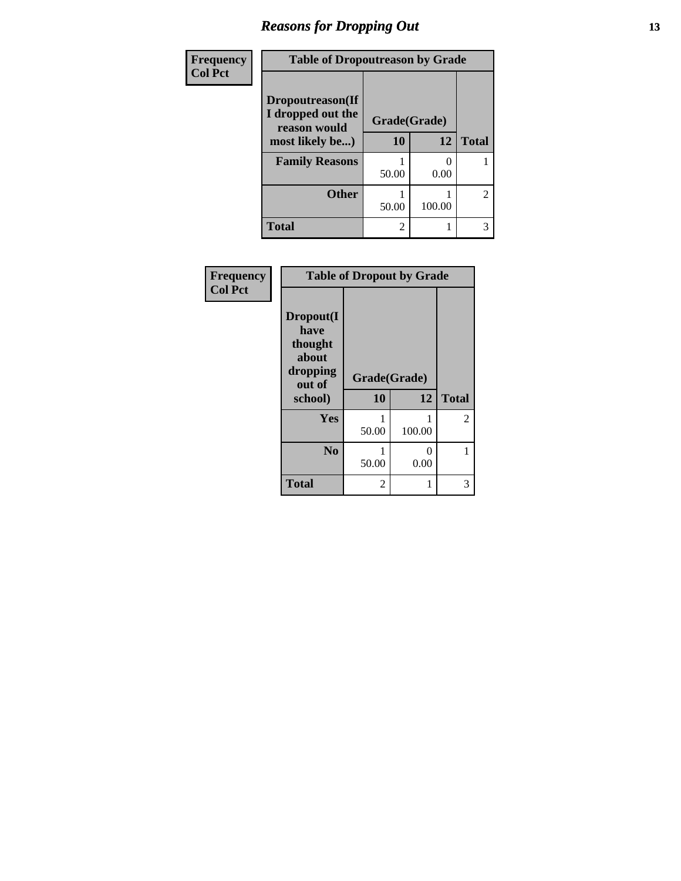# Reasons for Dropping Out

| Frequency<br>Col Pct | Table of Dropoutreason by Grade | | |
|---|---|---|---|
| Dropoutreason(If I dropped out the reason would most likely be...) | Grade(Grade) | | |
| | 10 | 12 | Total |
| Family Reasons | 1<br>50.00 | 0<br>0.00 | 1 |
| Other | 1<br>50.00 | 1<br>100.00 | 2 |
| Total | 2 | 1 | 3 |

| Frequency<br>Col Pct | Table of Dropout by Grade | | |
|---|---|---|---|
| Dropout(I have thought about dropping out of school) | Grade(Grade) | | |
| | 10 | 12 | Total |
| Yes | 1<br>50.00 | 1<br>100.00 | 2 |
| No | 1<br>50.00 | 0<br>0.00 | 1 |
| Total | 2 | 1 | 3 |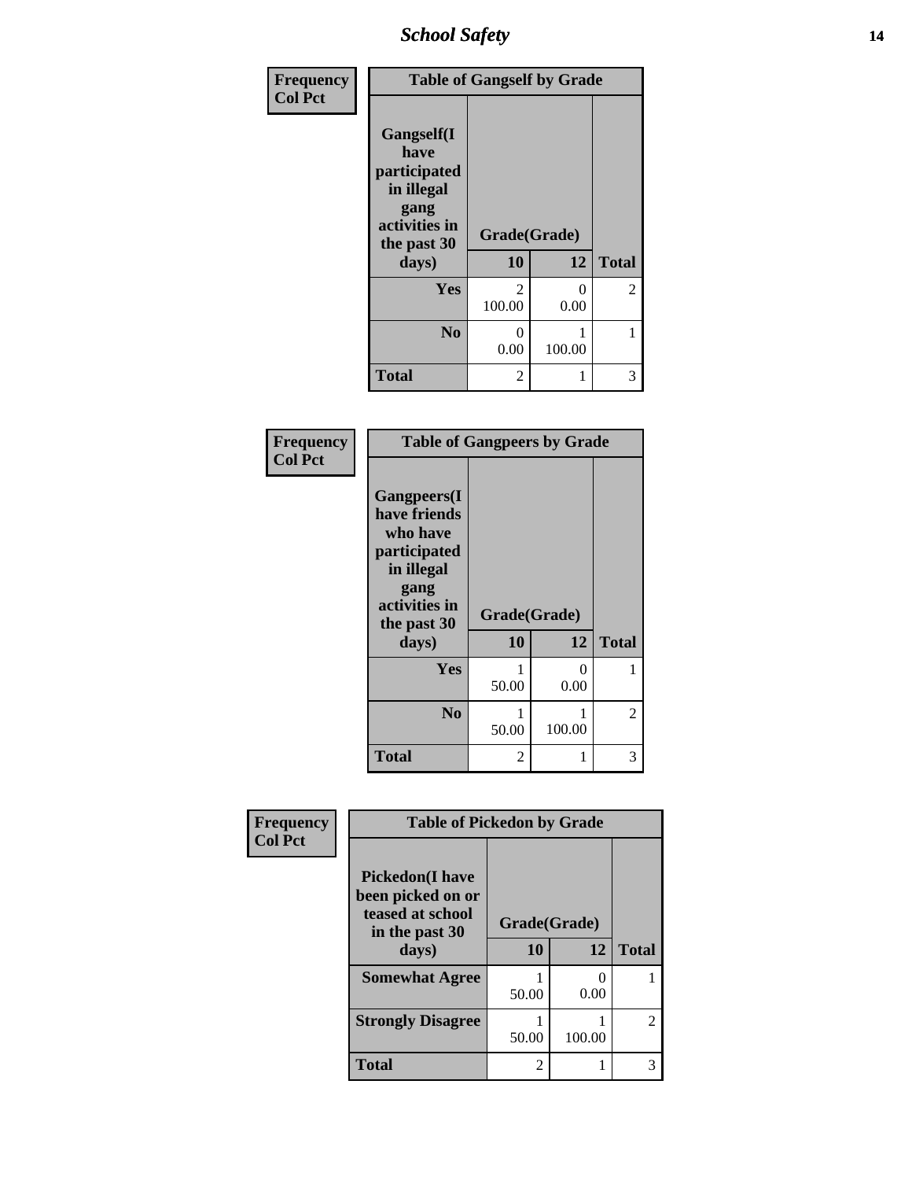| Frequency<br>Col Pct | Table of Gangself by Grade | | |
|---|---|---|---|
| Gangself(I have participated in illegal gang activities in the past 30 days) | Grade(Grade) | | |
| | 10 | 12 | Total |
| Yes | 2<br>100.00 | 0<br>0.00 | 2 |
| No | 0<br>0.00 | 1<br>100.00 | 1 |
| Total | 2 | 1 | 3 |

| Frequency<br>Col Pct | Table of Gangpeers by Grade | | |
|---|---|---|---|
| Gangpeers(I have friends who have participated in illegal gang activities in the past 30 days) | Grade(Grade) | | |
| | 10 | 12 | Total |
| Yes | 1<br>50.00 | 0<br>0.00 | 1 |
| No | 1<br>50.00 | 1<br>100.00 | 2 |
| Total | 2 | 1 | 3 |

| Frequency<br>Col Pct | Table of Pickedon by Grade | | |
|---|---|---|---|
| Pickedon(I have been picked on or teased at school in the past 30 days) | Grade(Grade) | | |
| | 10 | 12 | Total |
| Somewhat Agree | 1<br>50.00 | 0<br>0.00 | 1 |
| Strongly Disagree | 1<br>50.00 | 1<br>100.00 | 2 |
| Total | 2 | 1 | 3 |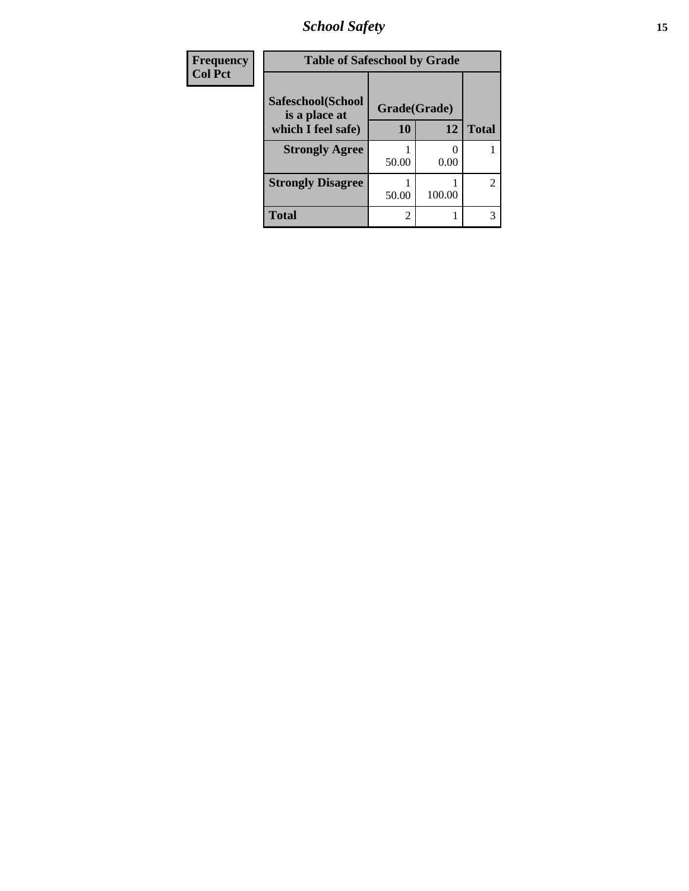| Frequency<br>Col Pct |
|---|

**Table of Safeschool by Grade**

| Safeschool(School is a place at which I feel safe) | Grade(Grade) | | |
|---|---|---|---|
| | 10 | 12 | Total |
| **Strongly Agree** | 1<br>50.00 | 0<br>0.00 | 1 |
| **Strongly Disagree** | 1<br>50.00 | 1<br>100.00 | 2 |
| **Total** | 2 | 1 | 3 |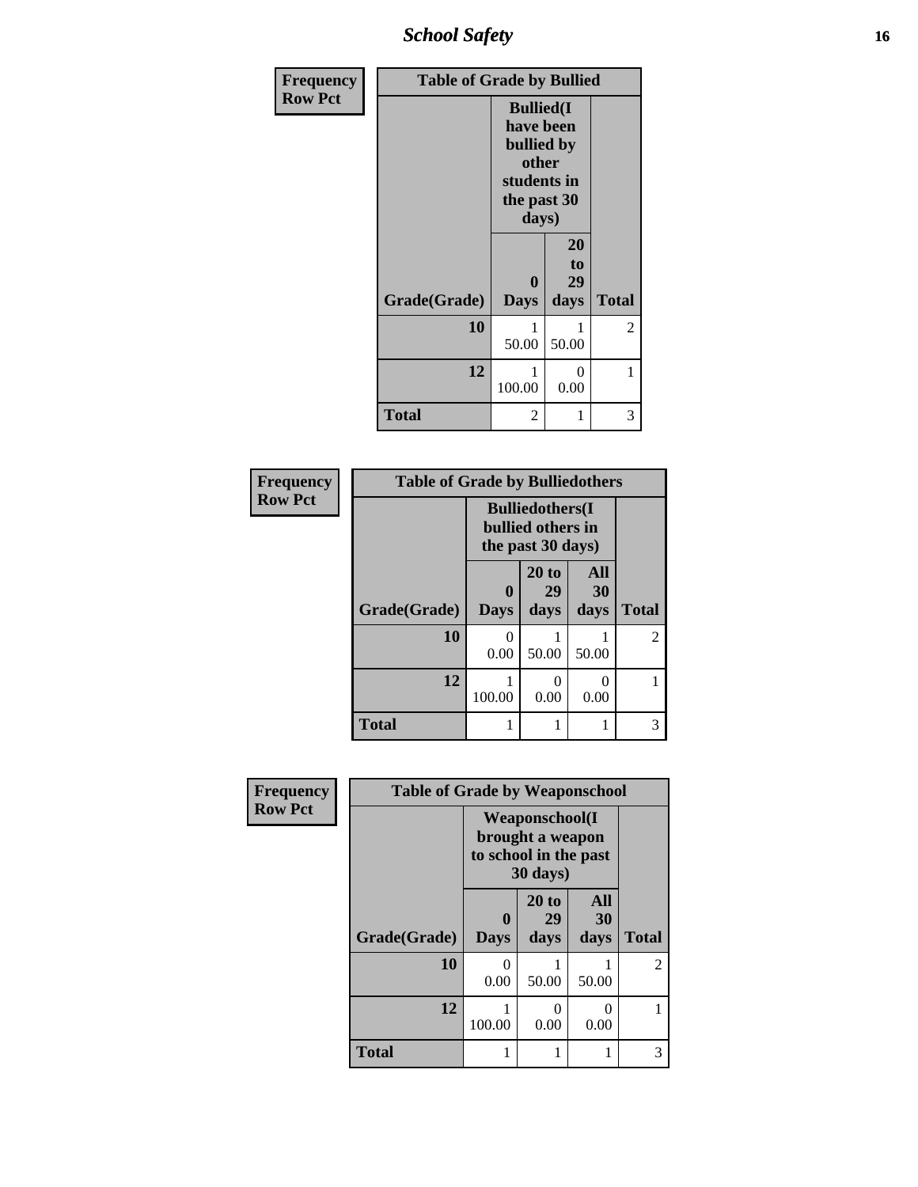## School Safety

**Frequency**
**Row Pct**

| Table of Grade by Bullied | | | |
|---|---|---|---|
| | Bullied(I have been bullied by other students in the past 30 days) | | |
| Grade(Grade) | 0 Days | 20 to 29 days | Total |
| 10 | 1<br>50.00 | 1<br>50.00 | 2 |
| 12 | 1<br>100.00 | 0<br>0.00 | 1 |
| Total | 2 | 1 | 3 |

**Frequency**
**Row Pct**

| Table of Grade by Bulliedothers | | | | |
|---|---|---|---|---|
| | Bulliedothers(I bullied others in the past 30 days) | | | |
| Grade(Grade) | 0 Days | 20 to 29 days | All 30 days | Total |
| 10 | 0<br>0.00 | 1<br>50.00 | 1<br>50.00 | 2 |
| 12 | 1<br>100.00 | 0<br>0.00 | 0<br>0.00 | 1 |
| Total | 1 | 1 | 1 | 3 |

**Frequency**
**Row Pct**

| Table of Grade by Weaponschool | | | | |
|---|---|---|---|---|
| | Weaponschool(I brought a weapon to school in the past 30 days) | | | |
| Grade(Grade) | 0 Days | 20 to 29 days | All 30 days | Total |
| 10 | 0<br>0.00 | 1<br>50.00 | 1<br>50.00 | 2 |
| 12 | 1<br>100.00 | 0<br>0.00 | 0<br>0.00 | 1 |
| Total | 1 | 1 | 1 | 3 |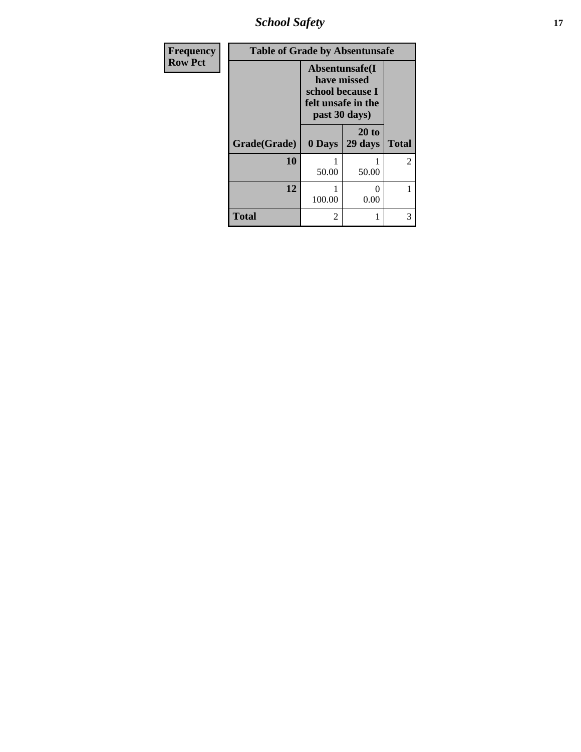| Frequency<br>Row Pct |
|---|

**Table of Grade by Absentunsafe**

| Grade(Grade) | Absentunsafe(I have missed school because I felt unsafe in the past 30 days) | | Total |
|---|---|---|---|
| | 0 Days | 20 to 29 days | |
| 10 | 1<br>50.00 | 1<br>50.00 | 2 |
| 12 | 1<br>100.00 | 0<br>0.00 | 1 |
| Total | 2 | 1 | 3 |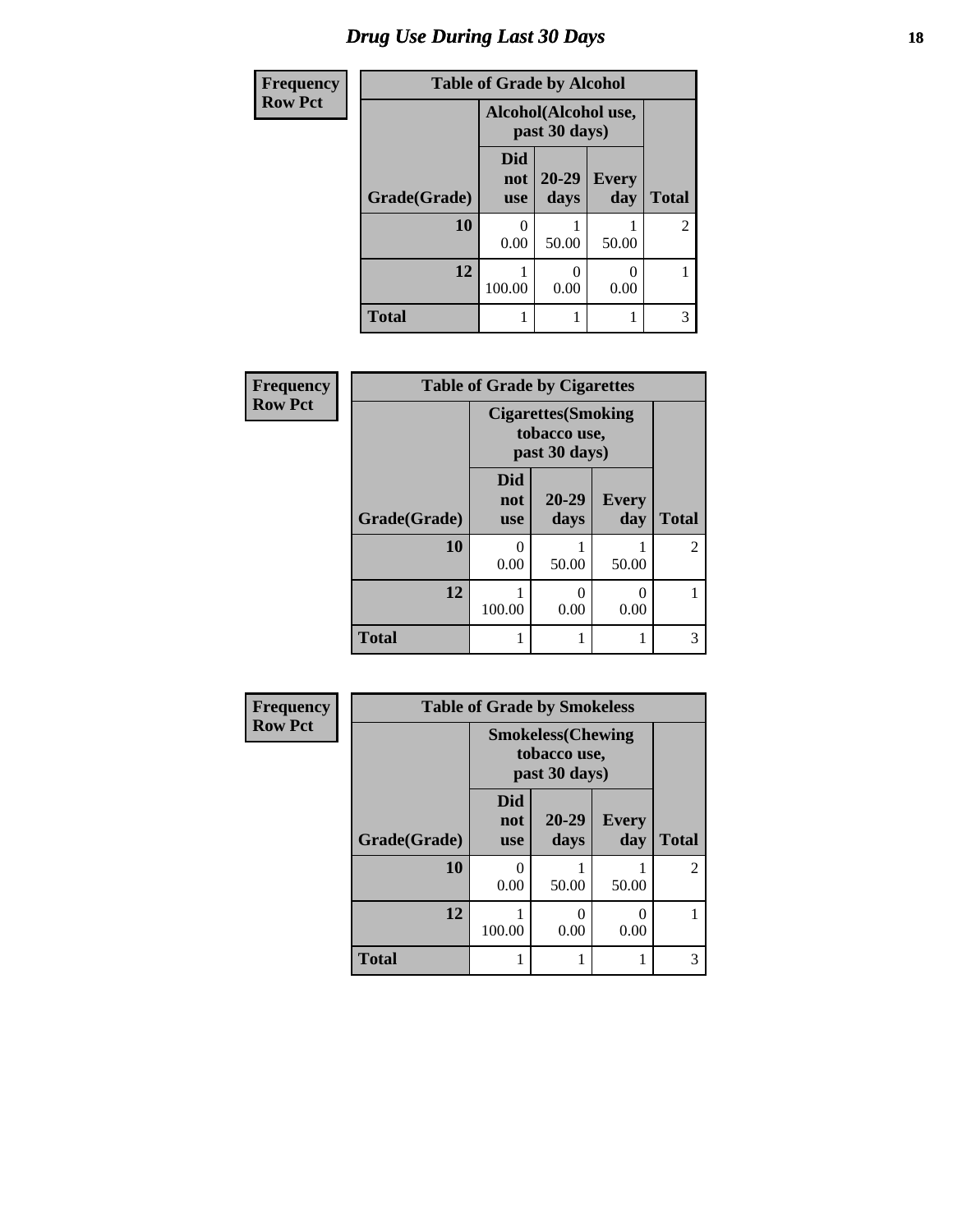# *Drug Use During Last 30 Days*

| Frequency<br>Row Pct |
|---|

| Table of Grade by Alcohol | | | | |
|---|---|---|---|---|
| | Alcohol(Alcohol use, past 30 days) | | | |
| Grade(Grade) | Did not use | 20-29 days | Every day | Total |
| 10 | 0<br>0.00 | 1<br>50.00 | 1<br>50.00 | 2 |
| 12 | 1<br>100.00 | 0<br>0.00 | 0<br>0.00 | 1 |
| Total | 1 | 1 | 1 | 3 |

| Frequency<br>Row Pct |
|---|

| Table of Grade by Cigarettes | | | | |
|---|---|---|---|---|
| | Cigarettes(Smoking tobacco use, past 30 days) | | | |
| Grade(Grade) | Did not use | 20-29 days | Every day | Total |
| 10 | 0<br>0.00 | 1<br>50.00 | 1<br>50.00 | 2 |
| 12 | 1<br>100.00 | 0<br>0.00 | 0<br>0.00 | 1 |
| Total | 1 | 1 | 1 | 3 |

| Frequency<br>Row Pct |
|---|

| Table of Grade by Smokeless | | | | |
|---|---|---|---|---|
| | Smokeless(Chewing tobacco use, past 30 days) | | | |
| Grade(Grade) | Did not use | 20-29 days | Every day | Total |
| 10 | 0<br>0.00 | 1<br>50.00 | 1<br>50.00 | 2 |
| 12 | 1<br>100.00 | 0<br>0.00 | 0<br>0.00 | 1 |
| Total | 1 | 1 | 1 | 3 |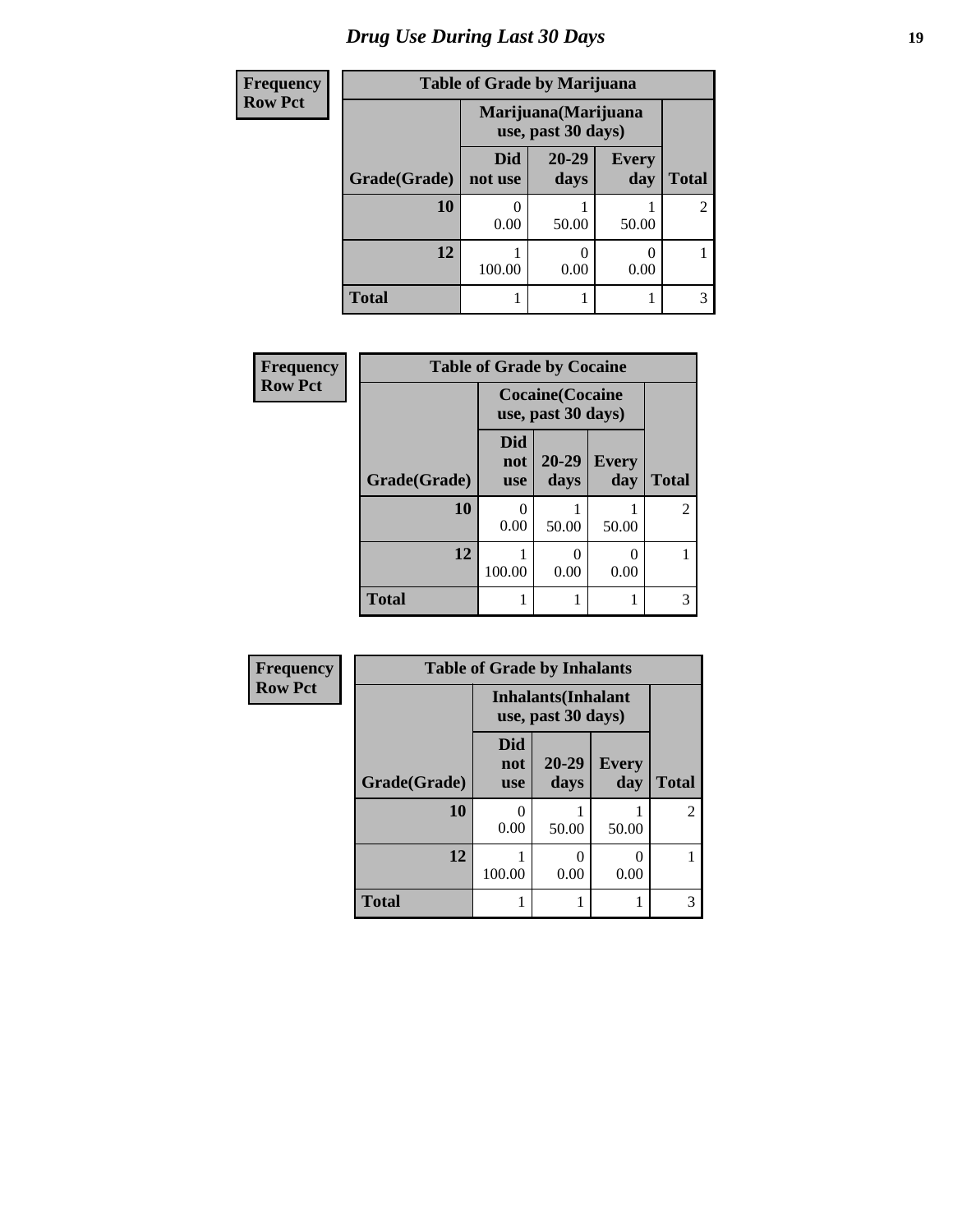# Drug Use During Last 30 Days

| Frequency |
|---|
| Row Pct |

**Table of Grade by Marijuana**

| Grade(Grade) | Marijuana(Marijuana use, past 30 days) | | | Total |
|---|---|---|---|---|
| | Did not use | 20-29 days | Every day | |
| **10** | 0<br>0.00 | 1<br>50.00 | 1<br>50.00 | 2 |
| **12** | 1<br>100.00 | 0<br>0.00 | 0<br>0.00 | 1 |
| **Total** | 1 | 1 | 1 | 3 |

| Frequency |
|---|
| Row Pct |

**Table of Grade by Cocaine**

| Grade(Grade) | Cocaine(Cocaine use, past 30 days) | | | Total |
|---|---|---|---|---|
| | Did not use | 20-29 days | Every day | |
| **10** | 0<br>0.00 | 1<br>50.00 | 1<br>50.00 | 2 |
| **12** | 1<br>100.00 | 0<br>0.00 | 0<br>0.00 | 1 |
| **Total** | 1 | 1 | 1 | 3 |

| Frequency |
|---|
| Row Pct |

**Table of Grade by Inhalants**

| Grade(Grade) | Inhalants(Inhalant use, past 30 days) | | | Total |
|---|---|---|---|---|
| | Did not use | 20-29 days | Every day | |
| **10** | 0<br>0.00 | 1<br>50.00 | 1<br>50.00 | 2 |
| **12** | 1<br>100.00 | 0<br>0.00 | 0<br>0.00 | 1 |
| **Total** | 1 | 1 | 1 | 3 |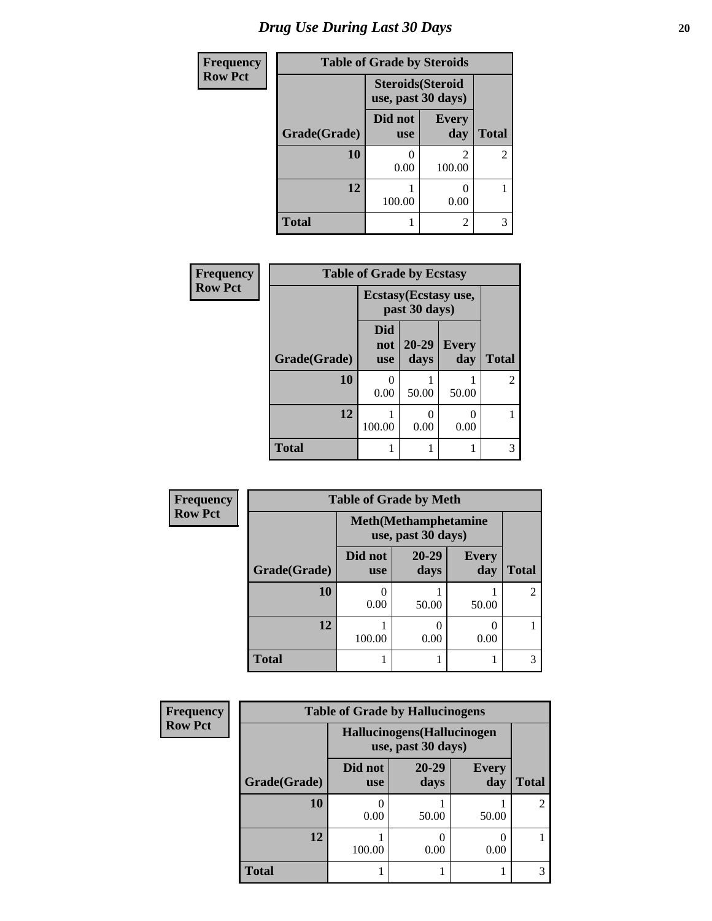# Drug Use During Last 30 Days

| Frequency<br>Row Pct |
|---|

**Table of Grade by Steroids**

| Grade(Grade) | Steroids(Steroid use, past 30 days) | | Total |
|---|---|---|---|
| | Did not use | Every day | |
| 10 | 0<br>0.00 | 2<br>100.00 | 2 |
| 12 | 1<br>100.00 | 0<br>0.00 | 1 |
| Total | 1 | 2 | 3 |

| Frequency<br>Row Pct |
|---|

**Table of Grade by Ecstasy**

| Grade(Grade) | Ecstasy(Ecstasy use, past 30 days) | | | Total |
|---|---|---|---|---|
| | Did not use | 20-29 days | Every day | |
| 10 | 0<br>0.00 | 1<br>50.00 | 1<br>50.00 | 2 |
| 12 | 1<br>100.00 | 0<br>0.00 | 0<br>0.00 | 1 |
| Total | 1 | 1 | 1 | 3 |

| Frequency<br>Row Pct |
|---|

**Table of Grade by Meth**

| Grade(Grade) | Meth(Methamphetamine use, past 30 days) | | | Total |
|---|---|---|---|---|
| | Did not use | 20-29 days | Every day | |
| 10 | 0<br>0.00 | 1<br>50.00 | 1<br>50.00 | 2 |
| 12 | 1<br>100.00 | 0<br>0.00 | 0<br>0.00 | 1 |
| Total | 1 | 1 | 1 | 3 |

| Frequency<br>Row Pct |
|---|

**Table of Grade by Hallucinogens**

| Grade(Grade) | Hallucinogens(Hallucinogen use, past 30 days) | | | Total |
|---|---|---|---|---|
| | Did not use | 20-29 days | Every day | |
| 10 | 0<br>0.00 | 1<br>50.00 | 1<br>50.00 | 2 |
| 12 | 1<br>100.00 | 0<br>0.00 | 0<br>0.00 | 1 |
| Total | 1 | 1 | 1 | 3 |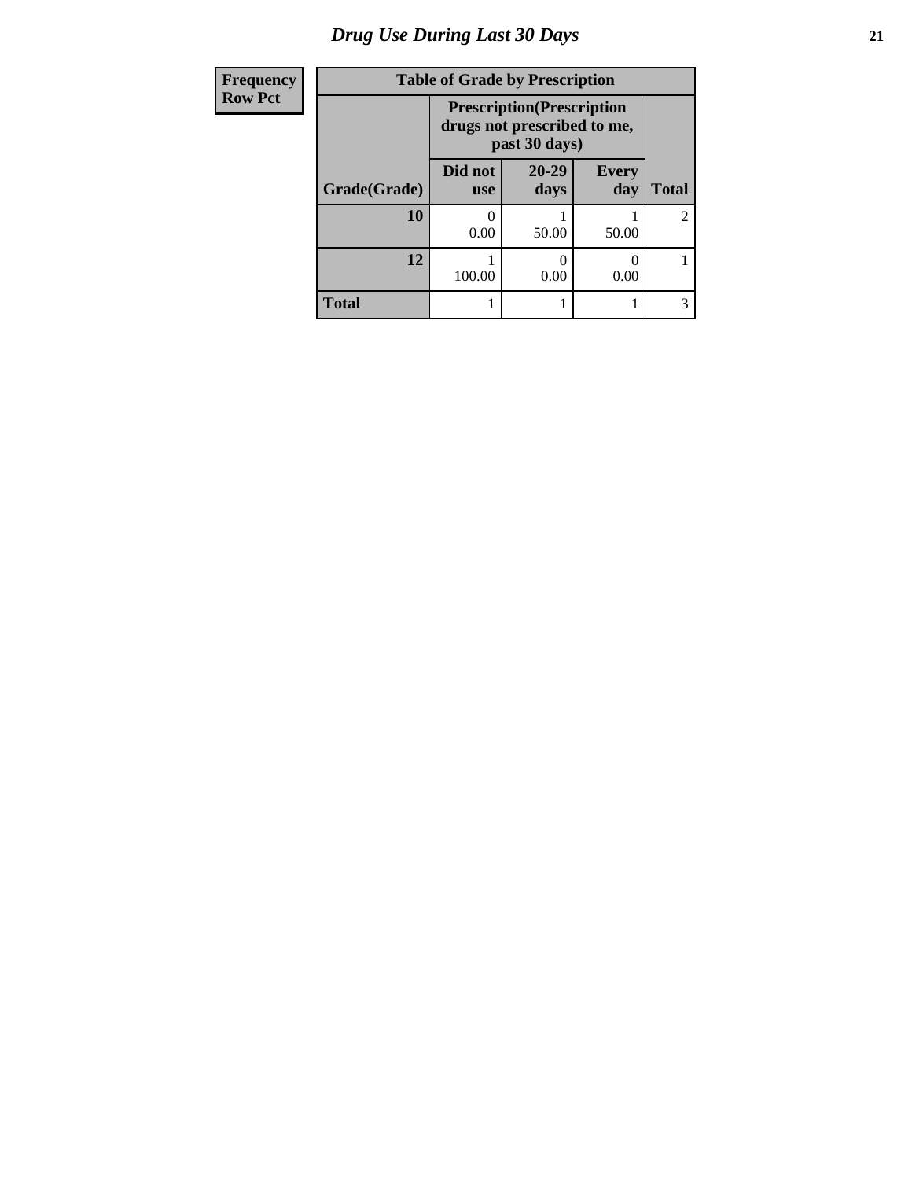# Drug Use During Last 30 Days

| Frequency<br>Row Pct | Table of Grade by Prescription | | | |
|---|---|---|---|---|
| | Prescription(Prescription drugs not prescribed to me, past 30 days) | | | |
| Grade(Grade) | Did not use | 20-29 days | Every day | Total |
| 10 | 0<br>0.00 | 1<br>50.00 | 1<br>50.00 | 2 |
| 12 | 1<br>100.00 | 0<br>0.00 | 0<br>0.00 | 1 |
| Total | 1 | 1 | 1 | 3 |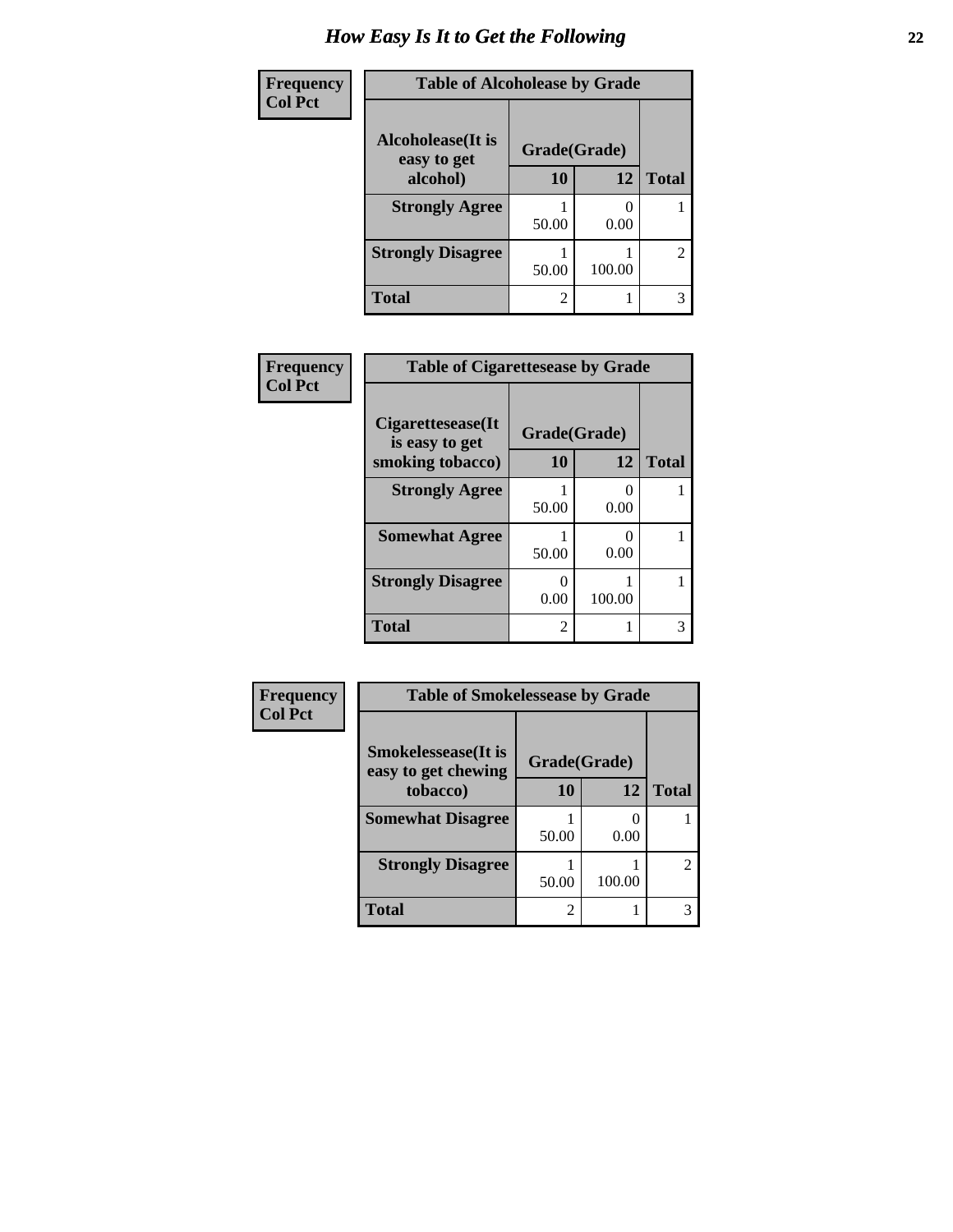# How Easy Is It to Get the Following

**Frequency**
**Col Pct**

**Table of Alcoholease by Grade**

| Alcoholease(It is easy to get alcohol) | Grade(Grade) | | Total |
|---|---|---|---|
| | 10 | 12 | |
| **Strongly Agree** | 1<br>50.00 | 0<br>0.00 | 1 |
| **Strongly Disagree** | 1<br>50.00 | 1<br>100.00 | 2 |
| **Total** | 2 | 1 | 3 |

**Frequency**
**Col Pct**

**Table of Cigarettesease by Grade**

| Cigarettesease(It is easy to get smoking tobacco) | Grade(Grade) | | Total |
|---|---|---|---|
| | 10 | 12 | |
| **Strongly Agree** | 1<br>50.00 | 0<br>0.00 | 1 |
| **Somewhat Agree** | 1<br>50.00 | 0<br>0.00 | 1 |
| **Strongly Disagree** | 0<br>0.00 | 1<br>100.00 | 1 |
| **Total** | 2 | 1 | 3 |

**Frequency**
**Col Pct**

**Table of Smokelessease by Grade**

| Smokelessease(It is easy to get chewing tobacco) | Grade(Grade) | | Total |
|---|---|---|---|
| | 10 | 12 | |
| **Somewhat Disagree** | 1<br>50.00 | 0<br>0.00 | 1 |
| **Strongly Disagree** | 1<br>50.00 | 1<br>100.00 | 2 |
| **Total** | 2 | 1 | 3 |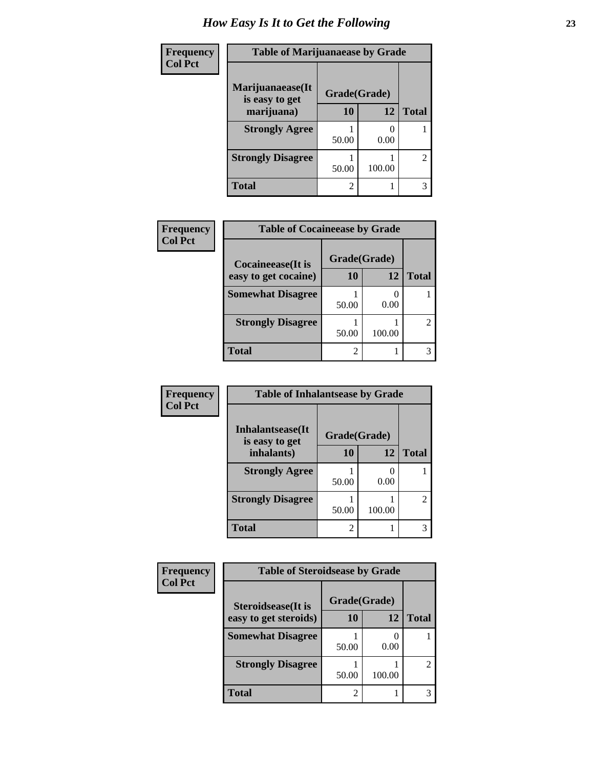# How Easy Is It to Get the Following

**Frequency**
**Col Pct**

**Table of Marijuanaease by Grade**

| Marijuanaease(It is easy to get marijuana) | Grade(Grade) 10 | 12 | Total |
|---|---|---|---|
| **Strongly Agree** | 1<br>50.00 | 0<br>0.00 | 1 |
| **Strongly Disagree** | 1<br>50.00 | 1<br>100.00 | 2 |
| **Total** | 2 | 1 | 3 |

**Frequency**
**Col Pct**

**Table of Cocaineease by Grade**

| Cocaineease(It is easy to get cocaine) | Grade(Grade) 10 | 12 | Total |
|---|---|---|---|
| **Somewhat Disagree** | 1<br>50.00 | 0<br>0.00 | 1 |
| **Strongly Disagree** | 1<br>50.00 | 1<br>100.00 | 2 |
| **Total** | 2 | 1 | 3 |

**Frequency**
**Col Pct**

**Table of Inhalantsease by Grade**

| Inhalantsease(It is easy to get inhalants) | Grade(Grade) 10 | 12 | Total |
|---|---|---|---|
| **Strongly Agree** | 1<br>50.00 | 0<br>0.00 | 1 |
| **Strongly Disagree** | 1<br>50.00 | 1<br>100.00 | 2 |
| **Total** | 2 | 1 | 3 |

**Frequency**
**Col Pct**

**Table of Steroidsease by Grade**

| Steroidsease(It is easy to get steroids) | Grade(Grade) 10 | 12 | Total |
|---|---|---|---|
| **Somewhat Disagree** | 1<br>50.00 | 0<br>0.00 | 1 |
| **Strongly Disagree** | 1<br>50.00 | 1<br>100.00 | 2 |
| **Total** | 2 | 1 | 3 |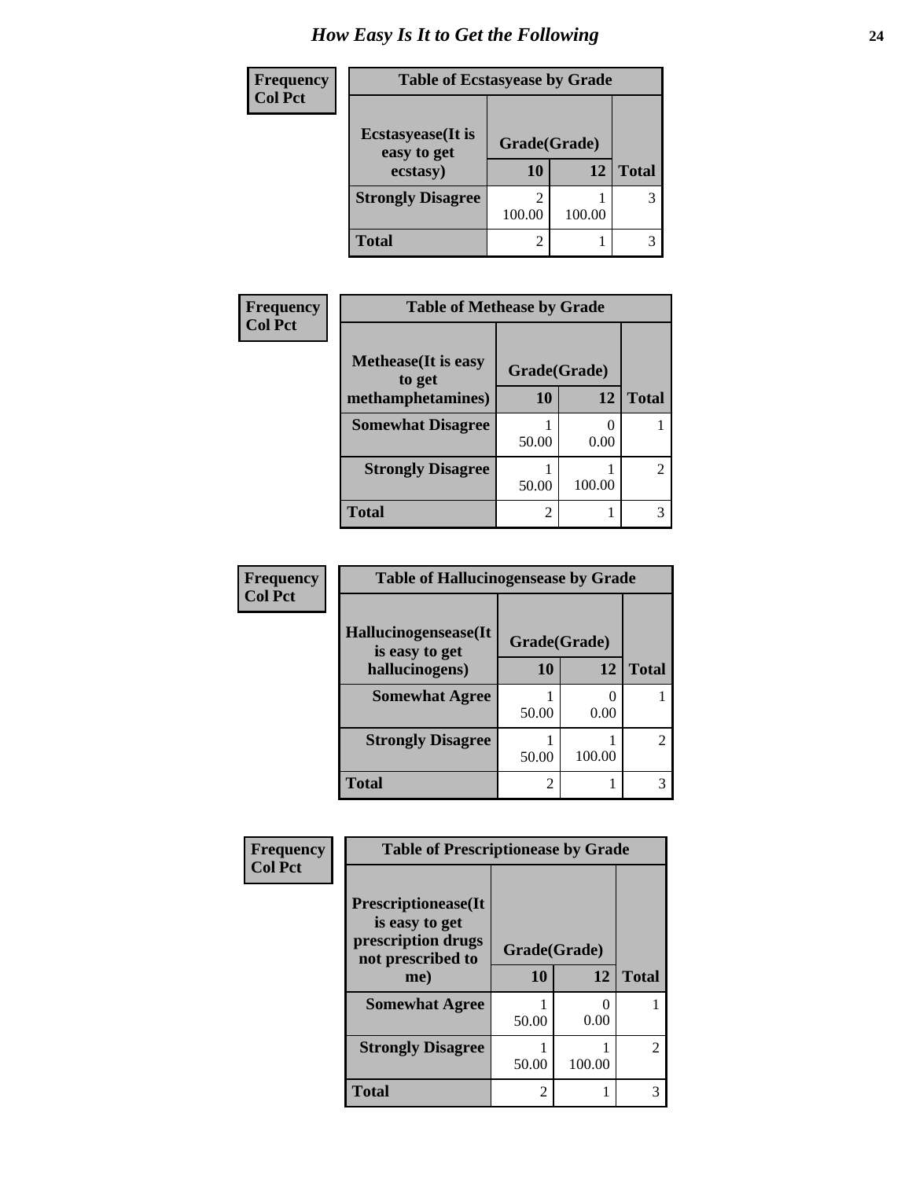# How Easy Is It to Get the Following

| Frequency<br>Col Pct | Table of Ecstasyease by Grade | | |
|---|---|---|---|
| **Ecstasyease(It is easy to get ecstasy)** | **Grade(Grade)** | | |
| | **10** | **12** | **Total** |
| **Strongly Disagree** | 2<br>100.00 | 1<br>100.00 | 3 |
| **Total** | 2 | 1 | 3 |

| Frequency<br>Col Pct | Table of Methease by Grade | | |
|---|---|---|---|
| **Methease(It is easy to get methamphetamines)** | **Grade(Grade)** | | |
| | **10** | **12** | **Total** |
| **Somewhat Disagree** | 1<br>50.00 | 0<br>0.00 | 1 |
| **Strongly Disagree** | 1<br>50.00 | 1<br>100.00 | 2 |
| **Total** | 2 | 1 | 3 |

| Frequency<br>Col Pct | Table of Hallucinogensease by Grade | | |
|---|---|---|---|
| **Hallucinogensease(It is easy to get hallucinogens)** | **Grade(Grade)** | | |
| | **10** | **12** | **Total** |
| **Somewhat Agree** | 1<br>50.00 | 0<br>0.00 | 1 |
| **Strongly Disagree** | 1<br>50.00 | 1<br>100.00 | 2 |
| **Total** | 2 | 1 | 3 |

| Frequency<br>Col Pct | Table of Prescriptionease by Grade | | |
|---|---|---|---|
| **Prescriptionease(It is easy to get prescription drugs not prescribed to me)** | **Grade(Grade)** | | |
| | **10** | **12** | **Total** |
| **Somewhat Agree** | 1<br>50.00 | 0<br>0.00 | 1 |
| **Strongly Disagree** | 1<br>50.00 | 1<br>100.00 | 2 |
| **Total** | 2 | 1 | 3 |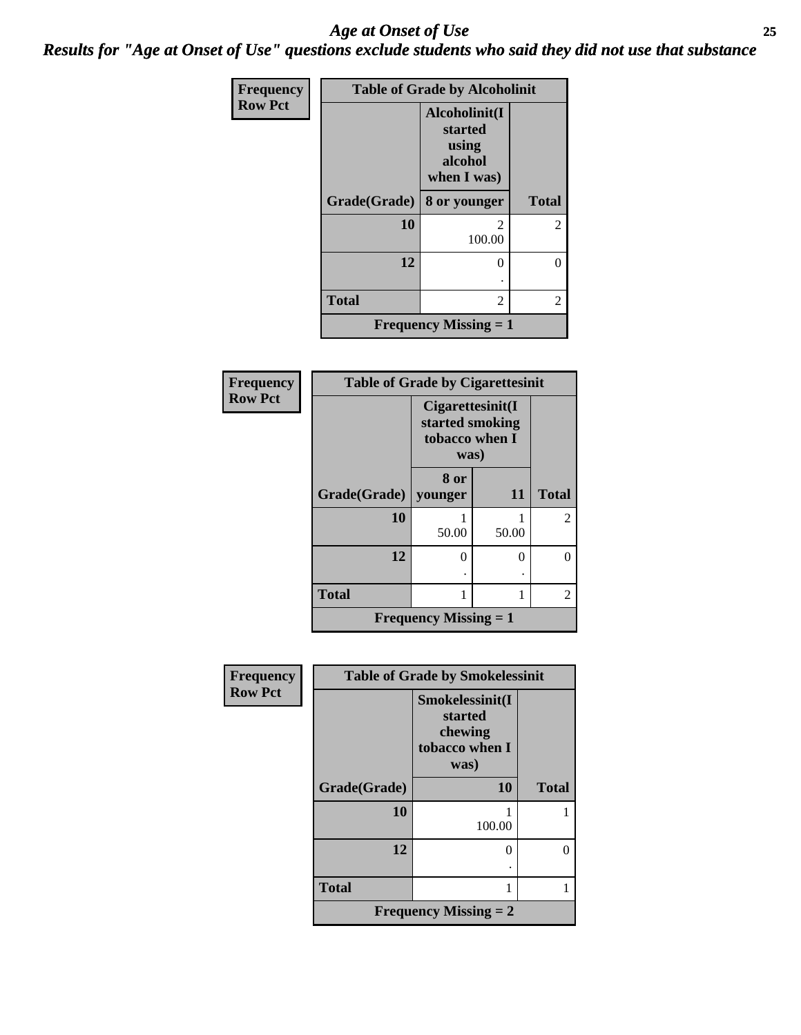# *Age at Onset of Use*

## *Results for "Age at Onset of Use" questions exclude students who said they did not use that substance*

**Frequency**
**Row Pct**

| Table of Grade by Alcoholinit | | |
|---|---|---|
| | **Alcoholinit(I started using alcohol when I was)** | |
| **Grade(Grade)** | **8 or younger** | **Total** |
| **10** | 2<br>100.00 | 2 |
| **12** | 0<br>. | 0 |
| **Total** | 2 | 2 |
| **Frequency Missing = 1** | | |

**Frequency**
**Row Pct**

| Table of Grade by Cigarettesinit | | | |
|---|---|---|---|
| | **Cigarettesinit(I started smoking tobacco when I was)** | | |
| **Grade(Grade)** | **8 or younger** | **11** | **Total** |
| **10** | 1<br>50.00 | 1<br>50.00 | 2 |
| **12** | 0<br>. | 0<br>. | 0 |
| **Total** | 1 | 1 | 2 |
| **Frequency Missing = 1** | | | |

**Frequency**
**Row Pct**

| Table of Grade by Smokelessinit | | |
|---|---|---|
| | **Smokelessinit(I started chewing tobacco when I was)** | |
| **Grade(Grade)** | **10** | **Total** |
| **10** | 1<br>100.00 | 1 |
| **12** | 0<br>. | 0 |
| **Total** | 1 | 1 |
| **Frequency Missing = 2** | | |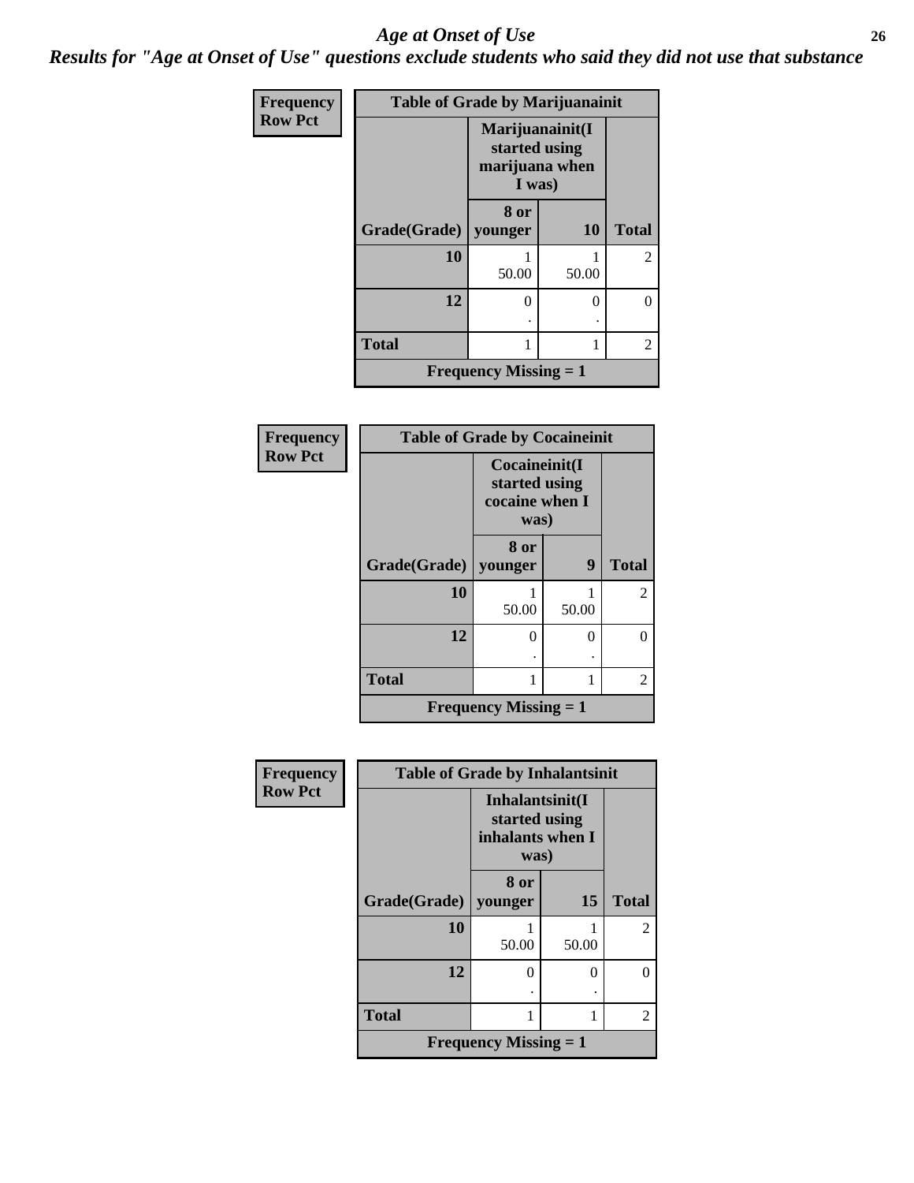# Age at Onset of Use

## Results for "Age at Onset of Use" questions exclude students who said they did not use that substance

Frequency
Row Pct

| Table of Grade by Marijuanainit | | | |
|---|---|---|---|
| | Marijuanainit(I started using marijuana when I was) | | |
| Grade(Grade) | 8 or younger | 10 | Total |
| 10 | 1<br>50.00 | 1<br>50.00 | 2 |
| 12 | 0<br>. | 0<br>. | 0 |
| Total | 1 | 1 | 2 |
| Frequency Missing = 1 | | | |

Frequency
Row Pct

| Table of Grade by Cocaineinit | | | |
|---|---|---|---|
| | Cocaineinit(I started using cocaine when I was) | | |
| Grade(Grade) | 8 or younger | 9 | Total |
| 10 | 1<br>50.00 | 1<br>50.00 | 2 |
| 12 | 0<br>. | 0<br>. | 0 |
| Total | 1 | 1 | 2 |
| Frequency Missing = 1 | | | |

Frequency
Row Pct

| Table of Grade by Inhalantsinit | | | |
|---|---|---|---|
| | Inhalantsinit(I started using inhalants when I was) | | |
| Grade(Grade) | 8 or younger | 15 | Total |
| 10 | 1<br>50.00 | 1<br>50.00 | 2 |
| 12 | 0<br>. | 0<br>. | 0 |
| Total | 1 | 1 | 2 |
| Frequency Missing = 1 | | | |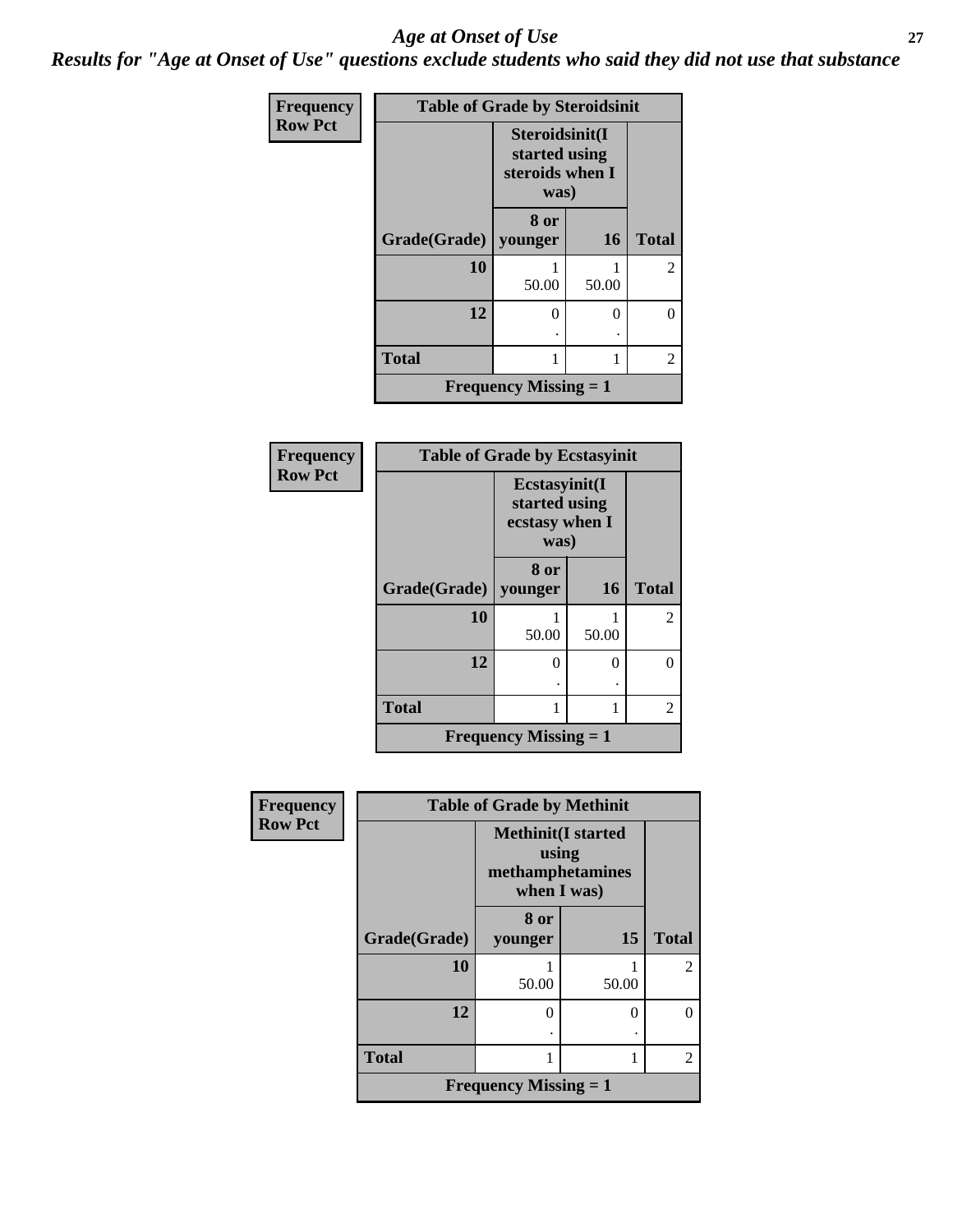# *Age at Onset of Use*

***Results for "Age at Onset of Use" questions exclude students who said they did not use that substance***

**Frequency**
**Row Pct**

| Table of Grade by Steroidsinit | | | |
|---|---|---|---|
| | Steroidsinit(I started using steroids when I was) | | |
| Grade(Grade) | 8 or younger | 16 | Total |
| 10 | 1<br>50.00 | 1<br>50.00 | 2 |
| 12 | 0<br>. | 0<br>. | 0 |
| Total | 1 | 1 | 2 |
| Frequency Missing = 1 | | | |

**Frequency**
**Row Pct**

| Table of Grade by Ecstasyinit | | | |
|---|---|---|---|
| | Ecstasyinit(I started using ecstasy when I was) | | |
| Grade(Grade) | 8 or younger | 16 | Total |
| 10 | 1<br>50.00 | 1<br>50.00 | 2 |
| 12 | 0<br>. | 0<br>. | 0 |
| Total | 1 | 1 | 2 |
| Frequency Missing = 1 | | | |

**Frequency**
**Row Pct**

| Table of Grade by Methinit | | | |
|---|---|---|---|
| | Methinit(I started using methamphetamines when I was) | | |
| Grade(Grade) | 8 or younger | 15 | Total |
| 10 | 1<br>50.00 | 1<br>50.00 | 2 |
| 12 | 0<br>. | 0<br>. | 0 |
| Total | 1 | 1 | 2 |
| Frequency Missing = 1 | | | |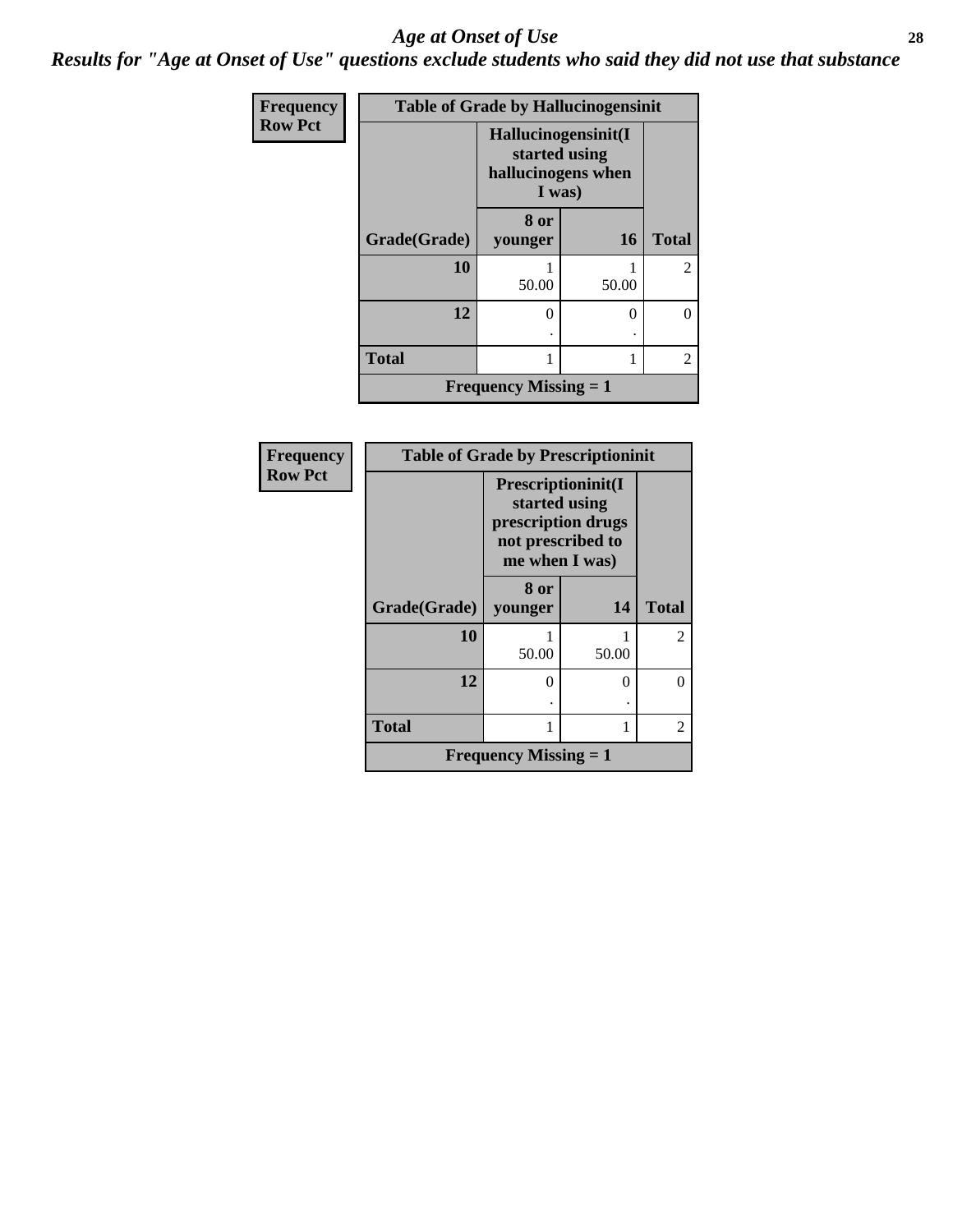# *Age at Onset of Use*

***Results for "Age at Onset of Use" questions exclude students who said they did not use that substance***

**Frequency**
**Row Pct**

| Table of Grade by Hallucinogensinit | | | |
|---|---|---|---|
| | **Hallucinogensinit(I started using hallucinogens when I was)** | | |
| **Grade(Grade)** | **8 or younger** | **16** | **Total** |
| **10** | 1<br>50.00 | 1<br>50.00 | 2 |
| **12** | 0<br>. | 0<br>. | 0 |
| **Total** | 1 | 1 | 2 |
| **Frequency Missing = 1** | | | |

**Frequency**
**Row Pct**

| Table of Grade by Prescriptioninit | | | |
|---|---|---|---|
| | **Prescriptioninit(I started using prescription drugs not prescribed to me when I was)** | | |
| **Grade(Grade)** | **8 or younger** | **14** | **Total** |
| **10** | 1<br>50.00 | 1<br>50.00 | 2 |
| **12** | 0<br>. | 0<br>. | 0 |
| **Total** | 1 | 1 | 2 |
| **Frequency Missing = 1** | | | |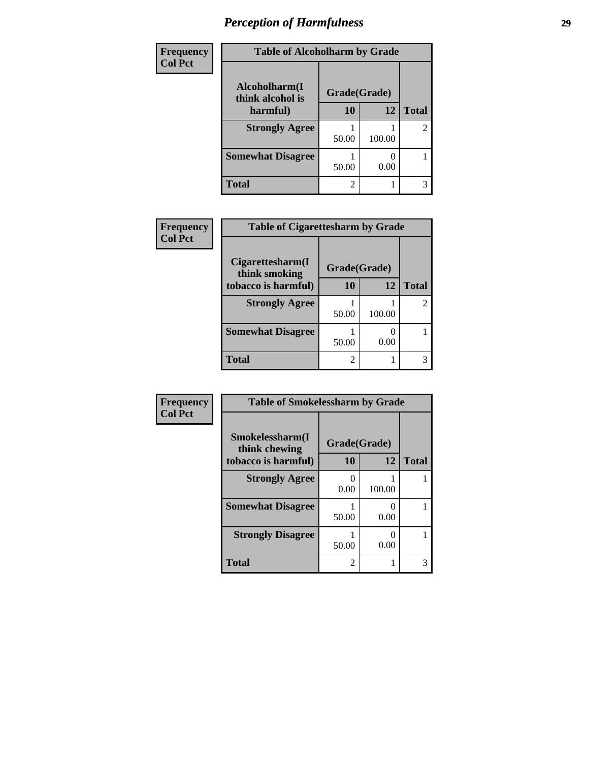# *Perception of Harmfulness*

**Frequency**
**Col Pct**

| **Table of Alcoholharm by Grade** | | | |
|---|---|---|---|
| **Alcoholharm(I think alcohol is harmful)** | **Grade(Grade)** | | **Total** |
| | **10** | **12** | |
| **Strongly Agree** | 1<br>50.00 | 1<br>100.00 | 2 |
| **Somewhat Disagree** | 1<br>50.00 | 0<br>0.00 | 1 |
| **Total** | 2 | 1 | 3 |

**Frequency**
**Col Pct**

| **Table of Cigarettesharm by Grade** | | | |
|---|---|---|---|
| **Cigarettesharm(I think smoking tobacco is harmful)** | **Grade(Grade)** | | **Total** |
| | **10** | **12** | |
| **Strongly Agree** | 1<br>50.00 | 1<br>100.00 | 2 |
| **Somewhat Disagree** | 1<br>50.00 | 0<br>0.00 | 1 |
| **Total** | 2 | 1 | 3 |

**Frequency**
**Col Pct**

| **Table of Smokelessharm by Grade** | | | |
|---|---|---|---|
| **Smokelessharm(I think chewing tobacco is harmful)** | **Grade(Grade)** | | **Total** |
| | **10** | **12** | |
| **Strongly Agree** | 0<br>0.00 | 1<br>100.00 | 1 |
| **Somewhat Disagree** | 1<br>50.00 | 0<br>0.00 | 1 |
| **Strongly Disagree** | 1<br>50.00 | 0<br>0.00 | 1 |
| **Total** | 2 | 1 | 3 |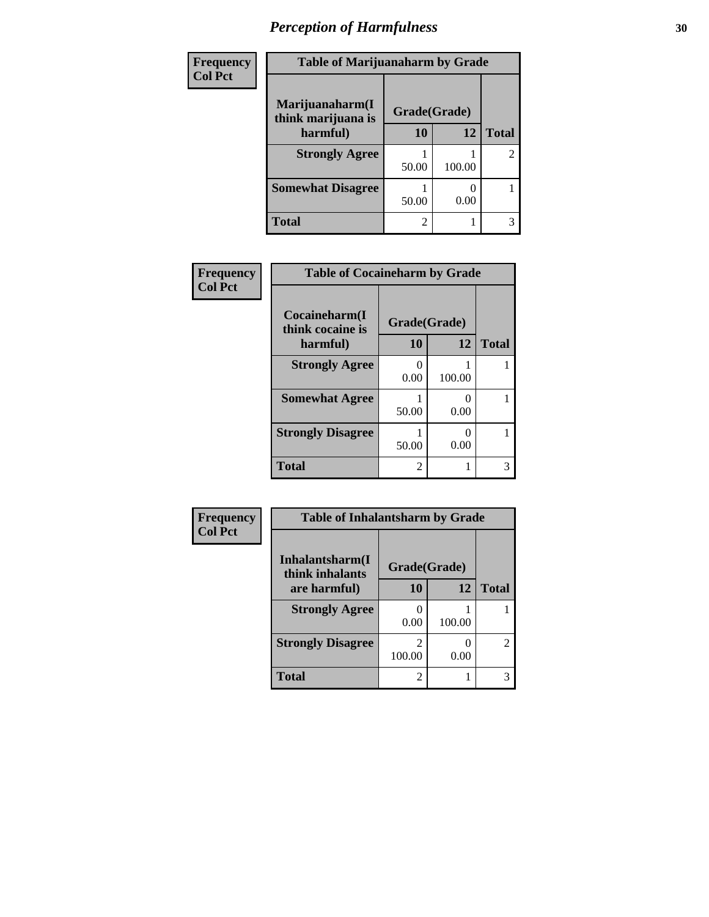## *Perception of Harmfulness*

**Frequency**
**Col Pct**

| Table of Marijuanaharm by Grade | | | |
|---|---|---|---|
| **Marijuanaharm(I think marijuana is harmful)** | **Grade(Grade)** | | **Total** |
| | **10** | **12** | |
| **Strongly Agree** | 1<br>50.00 | 1<br>100.00 | 2 |
| **Somewhat Disagree** | 1<br>50.00 | 0<br>0.00 | 1 |
| **Total** | 2 | 1 | 3 |

**Frequency**
**Col Pct**

| Table of Cocaineharm by Grade | | | |
|---|---|---|---|
| **Cocaineharm(I think cocaine is harmful)** | **Grade(Grade)** | | **Total** |
| | **10** | **12** | |
| **Strongly Agree** | 0<br>0.00 | 1<br>100.00 | 1 |
| **Somewhat Agree** | 1<br>50.00 | 0<br>0.00 | 1 |
| **Strongly Disagree** | 1<br>50.00 | 0<br>0.00 | 1 |
| **Total** | 2 | 1 | 3 |

**Frequency**
**Col Pct**

| Table of Inhalantsharm by Grade | | | |
|---|---|---|---|
| **Inhalantsharm(I think inhalants are harmful)** | **Grade(Grade)** | | **Total** |
| | **10** | **12** | |
| **Strongly Agree** | 0<br>0.00 | 1<br>100.00 | 1 |
| **Strongly Disagree** | 2<br>100.00 | 0<br>0.00 | 2 |
| **Total** | 2 | 1 | 3 |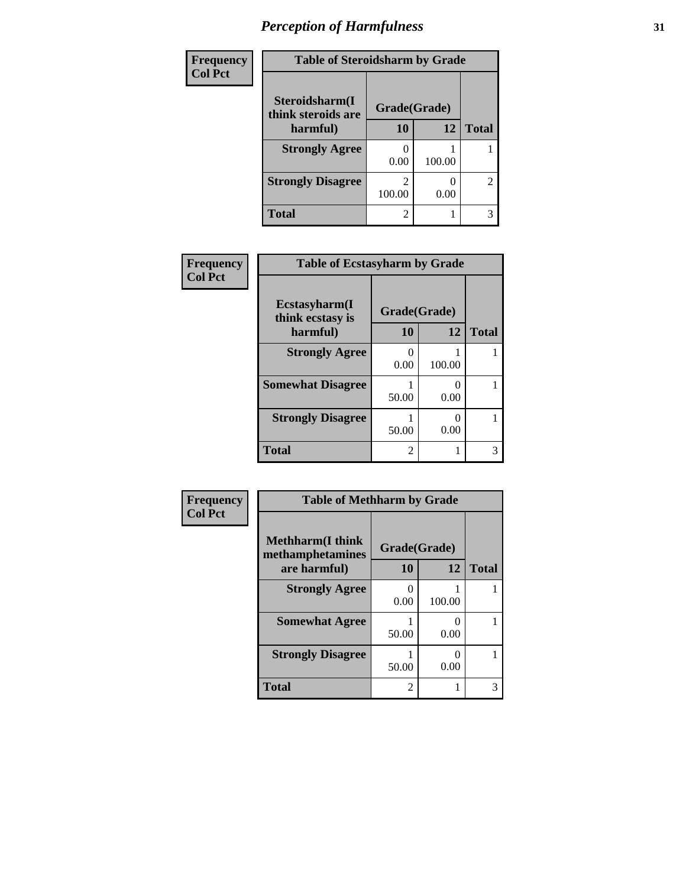# Perception of Harmfulness

**Frequency**
**Col Pct**

**Table of Steroidsharm by Grade**

| Steroidsharm(I think steroids are harmful) | Grade(Grade) 10 | 12 | Total |
|---|---|---|---|
| **Strongly Agree** | 0<br>0.00 | 1<br>100.00 | 1 |
| **Strongly Disagree** | 2<br>100.00 | 0<br>0.00 | 2 |
| **Total** | 2 | 1 | 3 |

**Frequency**
**Col Pct**

**Table of Ecstasyharm by Grade**

| Ecstasyharm(I think ecstasy is harmful) | Grade(Grade) 10 | 12 | Total |
|---|---|---|---|
| **Strongly Agree** | 0<br>0.00 | 1<br>100.00 | 1 |
| **Somewhat Disagree** | 1<br>50.00 | 0<br>0.00 | 1 |
| **Strongly Disagree** | 1<br>50.00 | 0<br>0.00 | 1 |
| **Total** | 2 | 1 | 3 |

**Frequency**
**Col Pct**

**Table of Methharm by Grade**

| Methharm(I think methamphetamines are harmful) | Grade(Grade) 10 | 12 | Total |
|---|---|---|---|
| **Strongly Agree** | 0<br>0.00 | 1<br>100.00 | 1 |
| **Somewhat Agree** | 1<br>50.00 | 0<br>0.00 | 1 |
| **Strongly Disagree** | 1<br>50.00 | 0<br>0.00 | 1 |
| **Total** | 2 | 1 | 3 |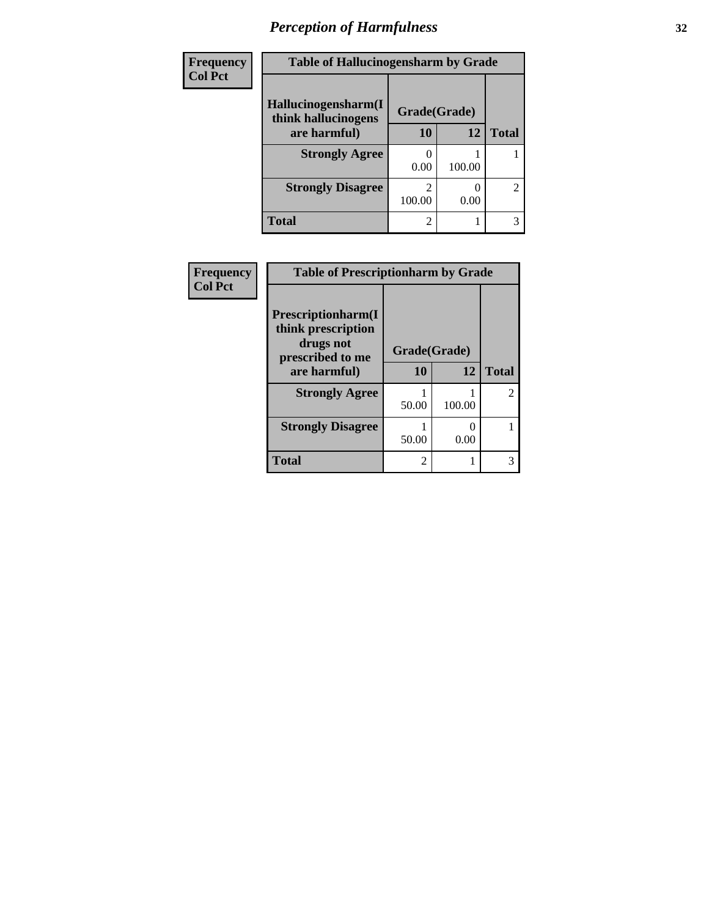# *Perception of Harmfulness*

**Frequency**
**Col Pct**

| Table of Hallucinogensharm by Grade | | | |
|---|---|---|---|
| **Hallucinogensharm(I think hallucinogens are harmful)** | **Grade(Grade)** | | |
| | **10** | **12** | **Total** |
| **Strongly Agree** | 0<br>0.00 | 1<br>100.00 | 1 |
| **Strongly Disagree** | 2<br>100.00 | 0<br>0.00 | 2 |
| **Total** | 2 | 1 | 3 |

**Frequency**
**Col Pct**

| Table of Prescriptionharm by Grade | | | |
|---|---|---|---|
| **Prescriptionharm(I think prescription drugs not prescribed to me are harmful)** | **Grade(Grade)** | | |
| | **10** | **12** | **Total** |
| **Strongly Agree** | 1<br>50.00 | 1<br>100.00 | 2 |
| **Strongly Disagree** | 1<br>50.00 | 0<br>0.00 | 1 |
| **Total** | 2 | 1 | 3 |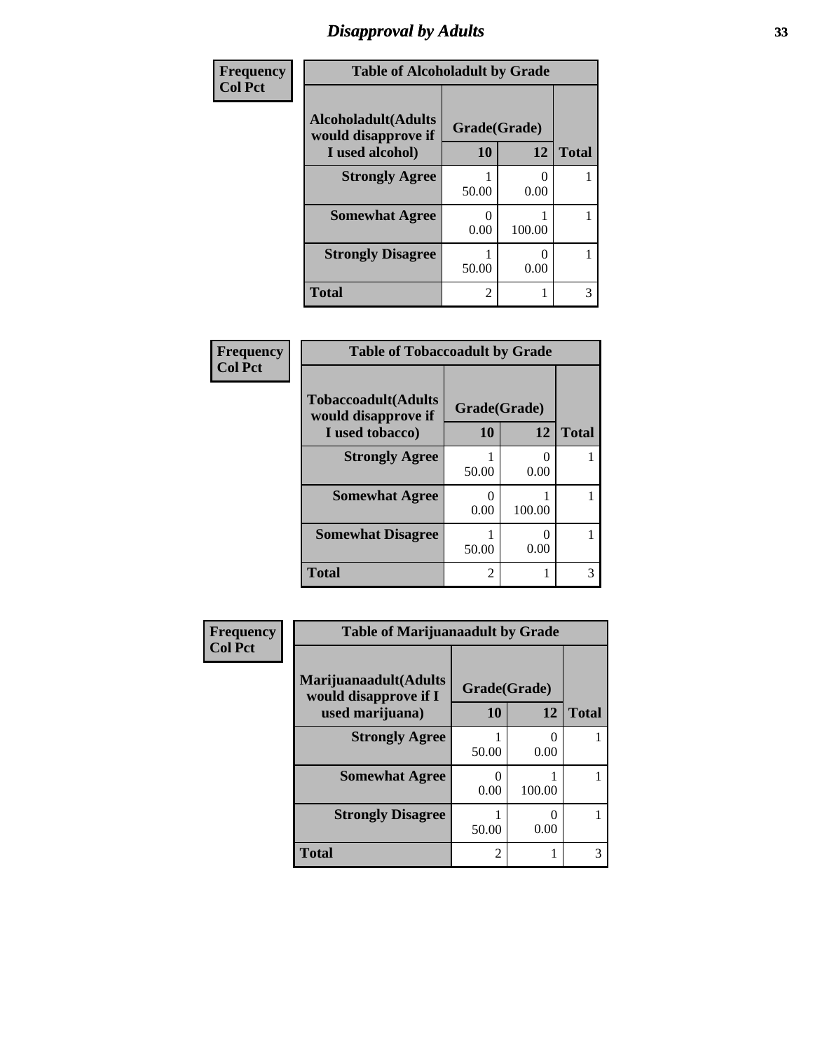# *Disapproval by Adults*

**Frequency**
**Col Pct**

| Table of Alcoholadult by Grade | | | |
|---|---|---|---|
| **Alcoholadult(Adults would disapprove if I used alcohol)** | **Grade(Grade)** | | **Total** |
| | **10** | **12** | |
| **Strongly Agree** | 1<br>50.00 | 0<br>0.00 | 1 |
| **Somewhat Agree** | 0<br>0.00 | 1<br>100.00 | 1 |
| **Strongly Disagree** | 1<br>50.00 | 0<br>0.00 | 1 |
| **Total** | 2 | 1 | 3 |

**Frequency**
**Col Pct**

| Table of Tobaccoadult by Grade | | | |
|---|---|---|---|
| **Tobaccoadult(Adults would disapprove if I used tobacco)** | **Grade(Grade)** | | **Total** |
| | **10** | **12** | |
| **Strongly Agree** | 1<br>50.00 | 0<br>0.00 | 1 |
| **Somewhat Agree** | 0<br>0.00 | 1<br>100.00 | 1 |
| **Somewhat Disagree** | 1<br>50.00 | 0<br>0.00 | 1 |
| **Total** | 2 | 1 | 3 |

**Frequency**
**Col Pct**

| Table of Marijuanaadult by Grade | | | |
|---|---|---|---|
| **Marijuanaadult(Adults would disapprove if I used marijuana)** | **Grade(Grade)** | | **Total** |
| | **10** | **12** | |
| **Strongly Agree** | 1<br>50.00 | 0<br>0.00 | 1 |
| **Somewhat Agree** | 0<br>0.00 | 1<br>100.00 | 1 |
| **Strongly Disagree** | 1<br>50.00 | 0<br>0.00 | 1 |
| **Total** | 2 | 1 | 3 |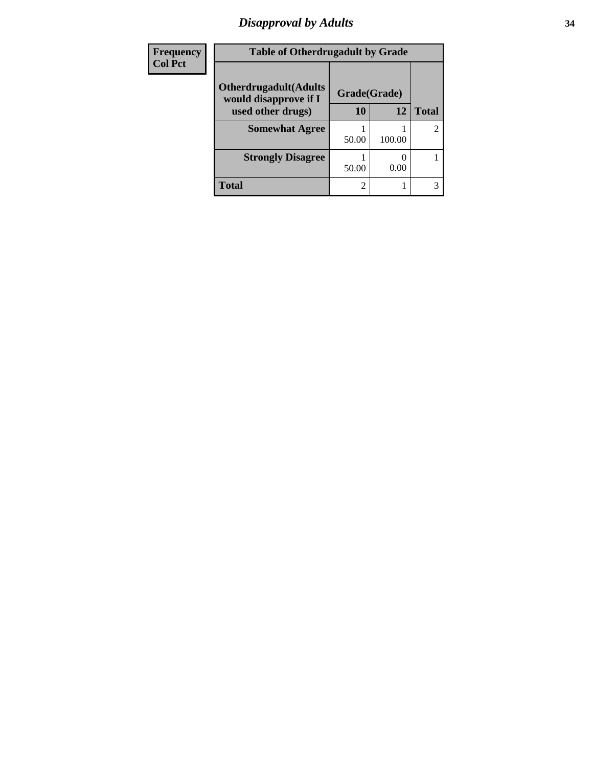| Frequency<br>Col Pct |
|---|

**Table of Otherdrugadult by Grade**

| Otherdrugadult(Adults would disapprove if I used other drugs) | Grade(Grade) 10 | 12 | Total |
|---|---|---|---|
| **Somewhat Agree** | 1<br>50.00 | 1<br>100.00 | 2 |
| **Strongly Disagree** | 1<br>50.00 | 0<br>0.00 | 1 |
| **Total** | 2 | 1 | 3 |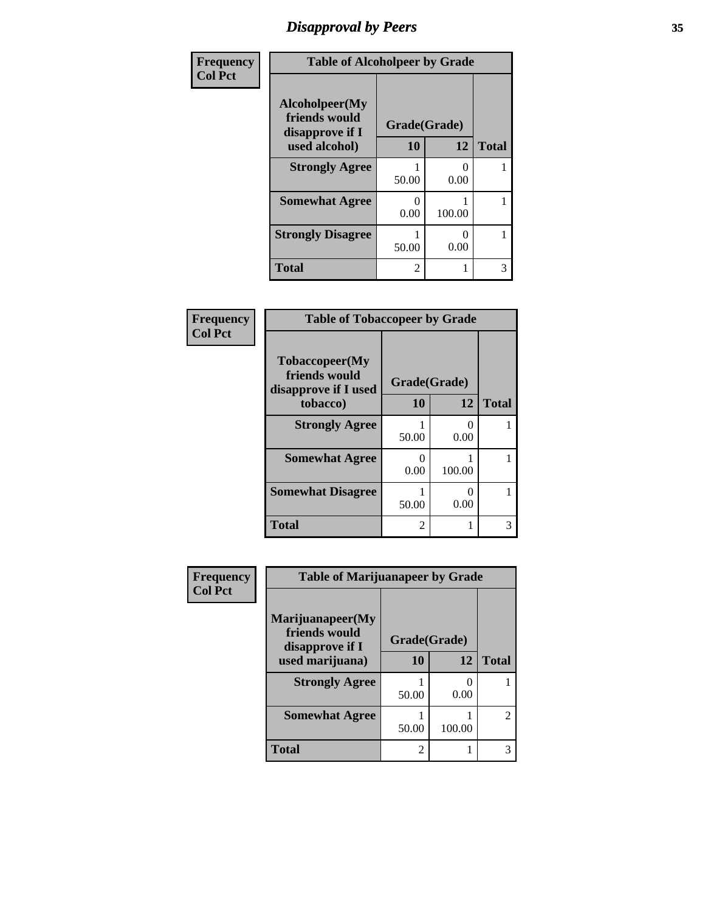# *Disapproval by Peers*

**Frequency**
**Col Pct**

| Table of Alcoholpeer by Grade | | | |
|---|---|---|---|
| **Alcoholpeer(My friends would disapprove if I used alcohol)** | **Grade(Grade)** | | |
| | **10** | **12** | **Total** |
| **Strongly Agree** | 1<br>50.00 | 0<br>0.00 | 1 |
| **Somewhat Agree** | 0<br>0.00 | 1<br>100.00 | 1 |
| **Strongly Disagree** | 1<br>50.00 | 0<br>0.00 | 1 |
| **Total** | 2 | 1 | 3 |

**Frequency**
**Col Pct**

| Table of Tobaccopeer by Grade | | | |
|---|---|---|---|
| **Tobaccopeer(My friends would disapprove if I used tobacco)** | **Grade(Grade)** | | |
| | **10** | **12** | **Total** |
| **Strongly Agree** | 1<br>50.00 | 0<br>0.00 | 1 |
| **Somewhat Agree** | 0<br>0.00 | 1<br>100.00 | 1 |
| **Somewhat Disagree** | 1<br>50.00 | 0<br>0.00 | 1 |
| **Total** | 2 | 1 | 3 |

**Frequency**
**Col Pct**

| Table of Marijuanapeer by Grade | | | |
|---|---|---|---|
| **Marijuanapeer(My friends would disapprove if I used marijuana)** | **Grade(Grade)** | | |
| | **10** | **12** | **Total** |
| **Strongly Agree** | 1<br>50.00 | 0<br>0.00 | 1 |
| **Somewhat Agree** | 1<br>50.00 | 1<br>100.00 | 2 |
| **Total** | 2 | 1 | 3 |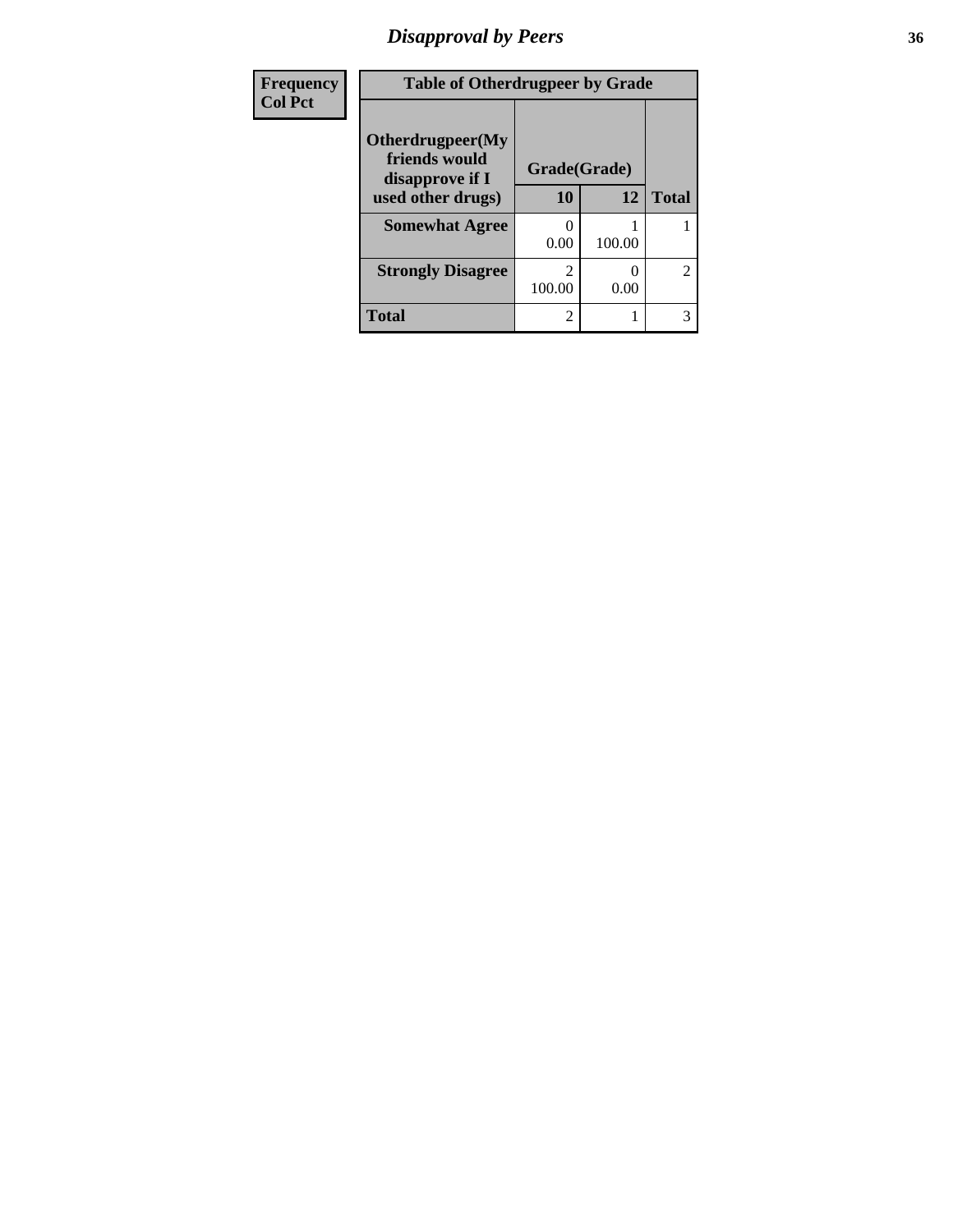## Disapproval by Peers

| Frequency Col Pct | Table of Otherdrugpeer by Grade | | |
|---|---|---|---|
| Otherdrugpeer(My friends would disapprove if I used other drugs) | Grade(Grade) | | |
| | 10 | 12 | Total |
| Somewhat Agree | 0<br>0.00 | 1<br>100.00 | 1 |
| Strongly Disagree | 2<br>100.00 | 0<br>0.00 | 2 |
| Total | 2 | 1 | 3 |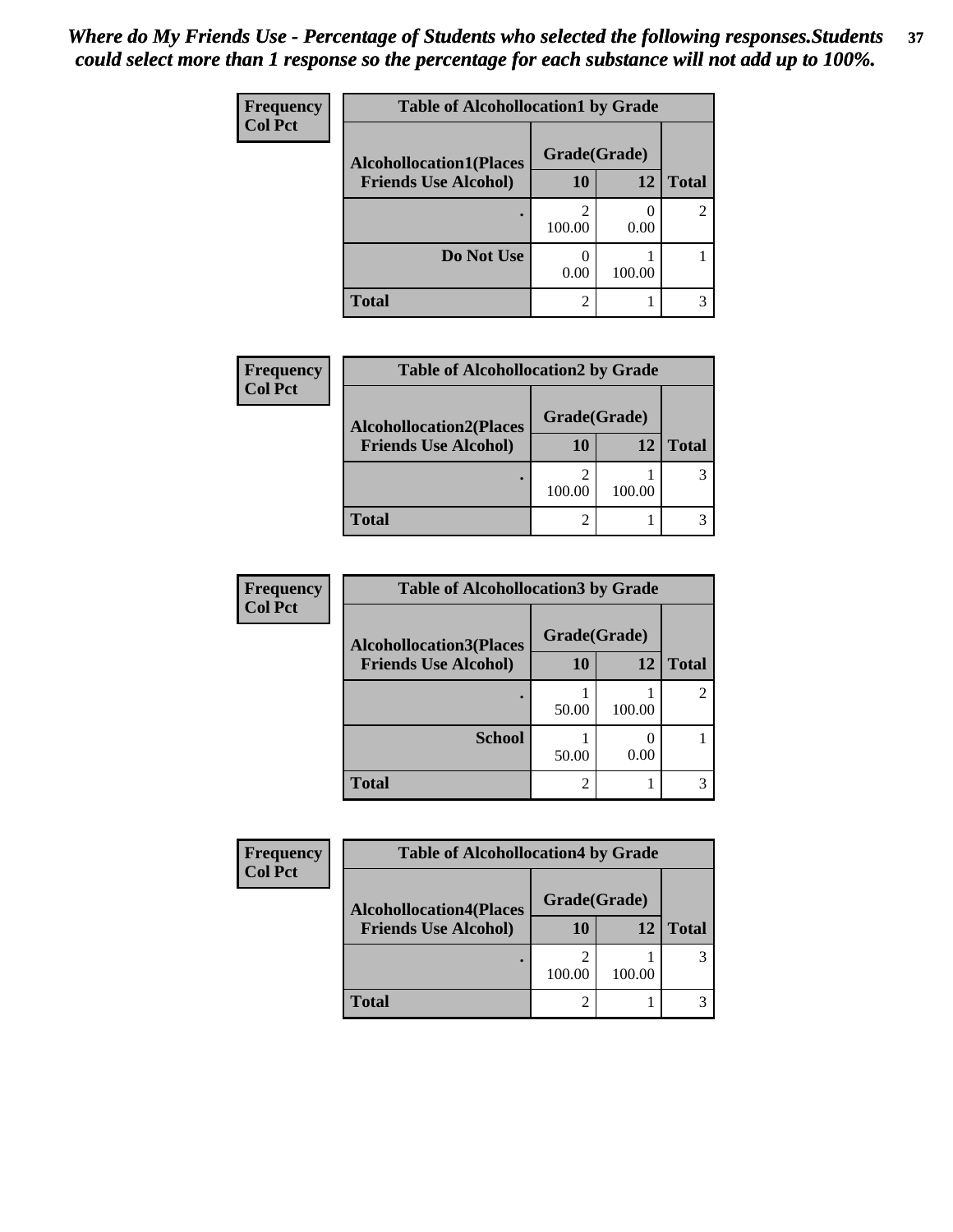*Where do My Friends Use - Percentage of Students who selected the following responses.Students could select more than 1 response so the percentage for each substance will not add up to 100%.*

**Frequency**
**Col Pct**

| Table of Alcohollocation1 by Grade | | | |
|---|---|---|---|
| Alcohollocation1(Places Friends Use Alcohol) | Grade(Grade) | | Total |
| | 10 | 12 | |
| . | 2<br>100.00 | 0<br>0.00 | 2 |
| Do Not Use | 0<br>0.00 | 1<br>100.00 | 1 |
| Total | 2 | 1 | 3 |

**Frequency**
**Col Pct**

| Table of Alcohollocation2 by Grade | | | |
|---|---|---|---|
| Alcohollocation2(Places Friends Use Alcohol) | Grade(Grade) | | Total |
| | 10 | 12 | |
| . | 2<br>100.00 | 1<br>100.00 | 3 |
| Total | 2 | 1 | 3 |

**Frequency**
**Col Pct**

| Table of Alcohollocation3 by Grade | | | |
|---|---|---|---|
| Alcohollocation3(Places Friends Use Alcohol) | Grade(Grade) | | Total |
| | 10 | 12 | |
| . | 1<br>50.00 | 1<br>100.00 | 2 |
| School | 1<br>50.00 | 0<br>0.00 | 1 |
| Total | 2 | 1 | 3 |

**Frequency**
**Col Pct**

| Table of Alcohollocation4 by Grade | | | |
|---|---|---|---|
| Alcohollocation4(Places Friends Use Alcohol) | Grade(Grade) | | Total |
| | 10 | 12 | |
| . | 2<br>100.00 | 1<br>100.00 | 3 |
| Total | 2 | 1 | 3 |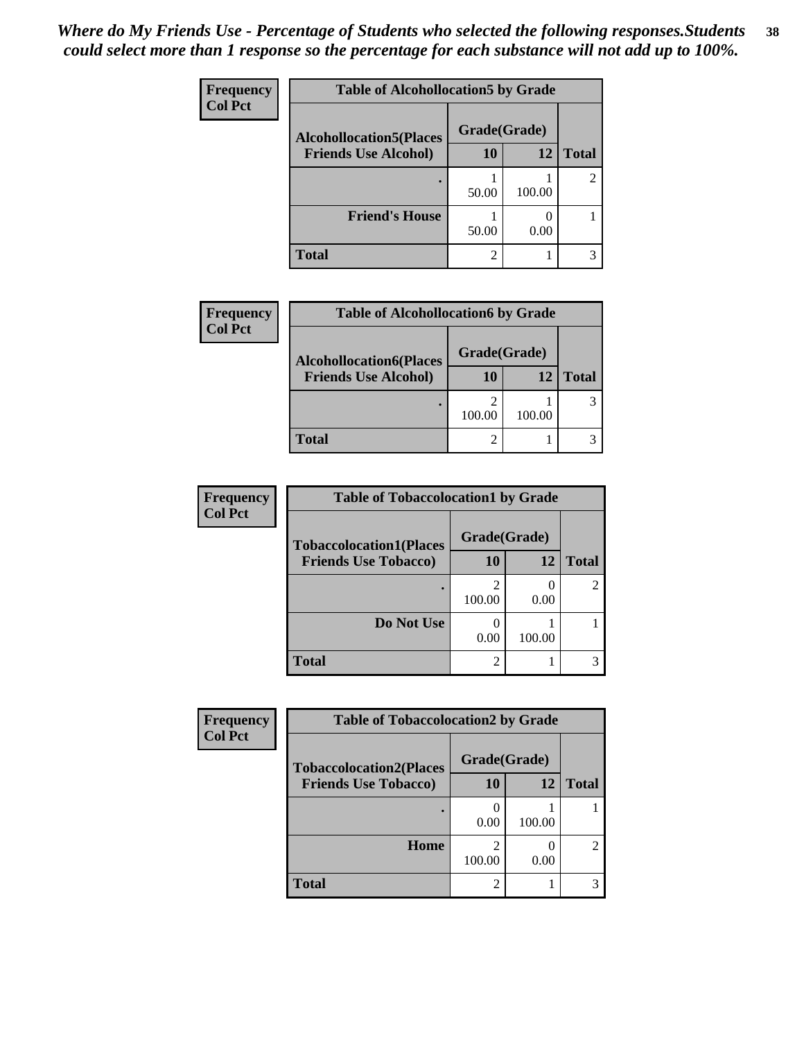*Where do My Friends Use - Percentage of Students who selected the following responses.Students could select more than 1 response so the percentage for each substance will not add up to 100%.*

**Frequency**
**Col Pct**

| Table of Alcohollocation5 by Grade | | | |
|---|---|---|---|
| Alcohollocation5(Places Friends Use Alcohol) | Grade(Grade) | | |
| | 10 | 12 | Total |
| . | 1<br>50.00 | 1<br>100.00 | 2 |
| Friend's House | 1<br>50.00 | 0<br>0.00 | 1 |
| Total | 2 | 1 | 3 |

**Frequency**
**Col Pct**

| Table of Alcohollocation6 by Grade | | | |
|---|---|---|---|
| Alcohollocation6(Places Friends Use Alcohol) | Grade(Grade) | | |
| | 10 | 12 | Total |
| . | 2<br>100.00 | 1<br>100.00 | 3 |
| Total | 2 | 1 | 3 |

**Frequency**
**Col Pct**

| Table of Tobaccolocation1 by Grade | | | |
|---|---|---|---|
| Tobaccolocation1(Places Friends Use Tobacco) | Grade(Grade) | | |
| | 10 | 12 | Total |
| . | 2<br>100.00 | 0<br>0.00 | 2 |
| Do Not Use | 0<br>0.00 | 1<br>100.00 | 1 |
| Total | 2 | 1 | 3 |

**Frequency**
**Col Pct**

| Table of Tobaccolocation2 by Grade | | | |
|---|---|---|---|
| Tobaccolocation2(Places Friends Use Tobacco) | Grade(Grade) | | |
| | 10 | 12 | Total |
| . | 0<br>0.00 | 1<br>100.00 | 1 |
| Home | 2<br>100.00 | 0<br>0.00 | 2 |
| Total | 2 | 1 | 3 |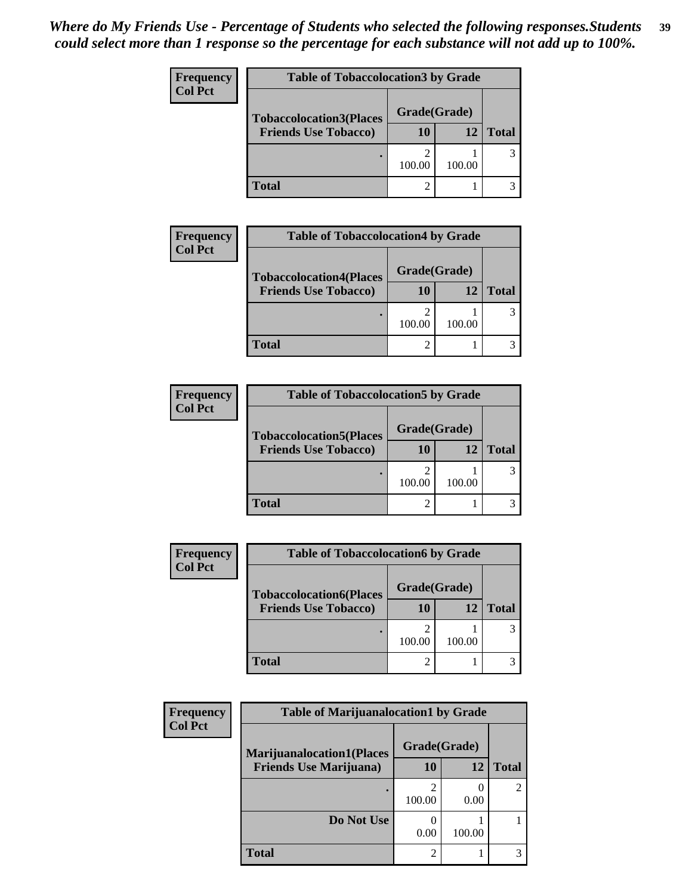*Where do My Friends Use - Percentage of Students who selected the following responses.Students could select more than 1 response so the percentage for each substance will not add up to 100%.*

**Frequency**
**Col Pct**

| Table of Tobaccolocation3 by Grade | | | |
|---|---|---|---|
| Tobaccolocation3(Places Friends Use Tobacco) | Grade(Grade) | | |
| | 10 | 12 | Total |
| . | 2<br>100.00 | 1<br>100.00 | 3 |
| Total | 2 | 1 | 3 |

**Frequency**
**Col Pct**

| Table of Tobaccolocation4 by Grade | | | |
|---|---|---|---|
| Tobaccolocation4(Places Friends Use Tobacco) | Grade(Grade) | | |
| | 10 | 12 | Total |
| . | 2<br>100.00 | 1<br>100.00 | 3 |
| Total | 2 | 1 | 3 |

**Frequency**
**Col Pct**

| Table of Tobaccolocation5 by Grade | | | |
|---|---|---|---|
| Tobaccolocation5(Places Friends Use Tobacco) | Grade(Grade) | | |
| | 10 | 12 | Total |
| . | 2<br>100.00 | 1<br>100.00 | 3 |
| Total | 2 | 1 | 3 |

**Frequency**
**Col Pct**

| Table of Tobaccolocation6 by Grade | | | |
|---|---|---|---|
| Tobaccolocation6(Places Friends Use Tobacco) | Grade(Grade) | | |
| | 10 | 12 | Total |
| . | 2<br>100.00 | 1<br>100.00 | 3 |
| Total | 2 | 1 | 3 |

**Frequency**
**Col Pct**

| Table of Marijuanalocation1 by Grade | | | |
|---|---|---|---|
| Marijuanalocation1(Places Friends Use Marijuana) | Grade(Grade) | | |
| | 10 | 12 | Total |
| . | 2<br>100.00 | 0<br>0.00 | 2 |
| Do Not Use | 0<br>0.00 | 1<br>100.00 | 1 |
| Total | 2 | 1 | 3 |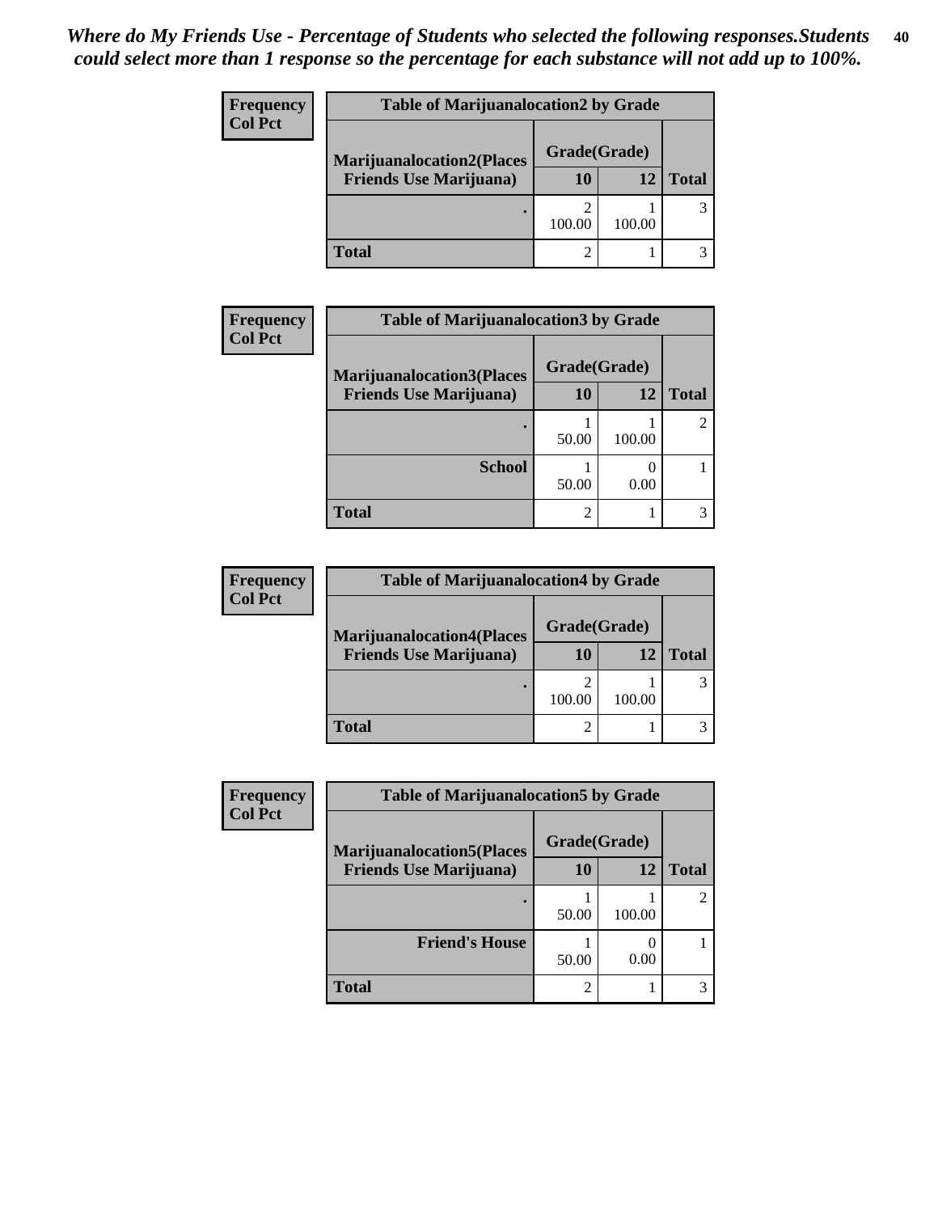*Where do My Friends Use - Percentage of Students who selected the following responses.Students could select more than 1 response so the percentage for each substance will not add up to 100%.*

**Frequency**
**Col Pct**

| Table of Marijuanalocation2 by Grade | | | |
|---|---|---|---|
| Marijuanalocation2(Places Friends Use Marijuana) | Grade(Grade) | | |
| | 10 | 12 | Total |
| . | 2<br>100.00 | 1<br>100.00 | 3 |
| Total | 2 | 1 | 3 |

**Frequency**
**Col Pct**

| Table of Marijuanalocation3 by Grade | | | |
|---|---|---|---|
| Marijuanalocation3(Places Friends Use Marijuana) | Grade(Grade) | | |
| | 10 | 12 | Total |
| . | 1<br>50.00 | 1<br>100.00 | 2 |
| School | 1<br>50.00 | 0<br>0.00 | 1 |
| Total | 2 | 1 | 3 |

**Frequency**
**Col Pct**

| Table of Marijuanalocation4 by Grade | | | |
|---|---|---|---|
| Marijuanalocation4(Places Friends Use Marijuana) | Grade(Grade) | | |
| | 10 | 12 | Total |
| . | 2<br>100.00 | 1<br>100.00 | 3 |
| Total | 2 | 1 | 3 |

**Frequency**
**Col Pct**

| Table of Marijuanalocation5 by Grade | | | |
|---|---|---|---|
| Marijuanalocation5(Places Friends Use Marijuana) | Grade(Grade) | | |
| | 10 | 12 | Total |
| . | 1<br>50.00 | 1<br>100.00 | 2 |
| Friend's House | 1<br>50.00 | 0<br>0.00 | 1 |
| Total | 2 | 1 | 3 |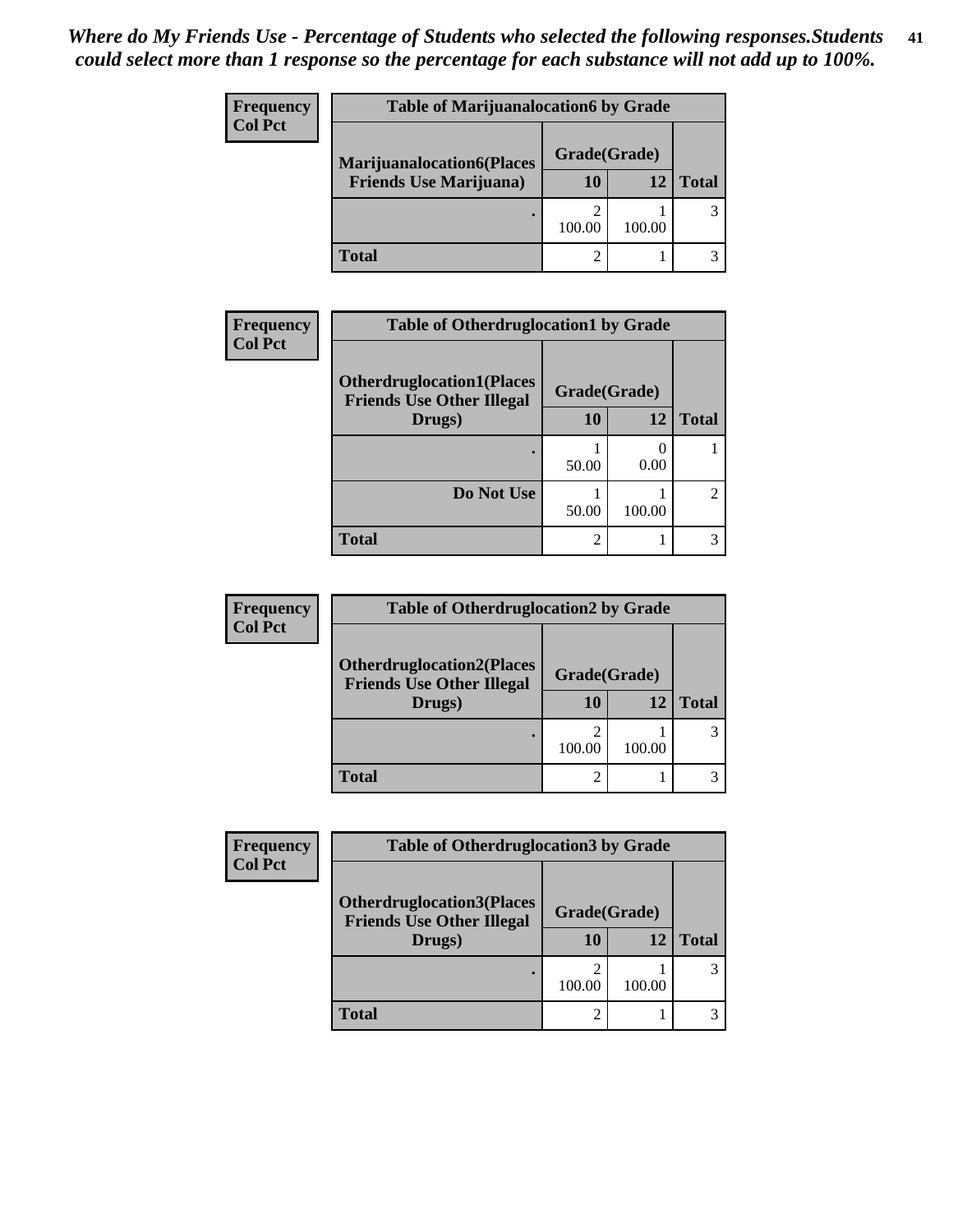*Where do My Friends Use - Percentage of Students who selected the following responses.Students could select more than 1 response so the percentage for each substance will not add up to 100%.*

**Frequency**
**Col Pct**

| Table of Marijuanalocation6 by Grade | | | |
|---|---|---|---|
| **Marijuanalocation6(Places Friends Use Marijuana)** | **Grade(Grade)** | | **Total** |
| | **10** | **12** | |
| . | 2<br>100.00 | 1<br>100.00 | 3 |
| **Total** | 2 | 1 | 3 |

**Frequency**
**Col Pct**

| Table of Otherdruglocation1 by Grade | | | |
|---|---|---|---|
| **Otherdruglocation1(Places Friends Use Other Illegal Drugs)** | **Grade(Grade)** | | **Total** |
| | **10** | **12** | |
| . | 1<br>50.00 | 0<br>0.00 | 1 |
| **Do Not Use** | 1<br>50.00 | 1<br>100.00 | 2 |
| **Total** | 2 | 1 | 3 |

**Frequency**
**Col Pct**

| Table of Otherdruglocation2 by Grade | | | |
|---|---|---|---|
| **Otherdruglocation2(Places Friends Use Other Illegal Drugs)** | **Grade(Grade)** | | **Total** |
| | **10** | **12** | |
| . | 2<br>100.00 | 1<br>100.00 | 3 |
| **Total** | 2 | 1 | 3 |

**Frequency**
**Col Pct**

| Table of Otherdruglocation3 by Grade | | | |
|---|---|---|---|
| **Otherdruglocation3(Places Friends Use Other Illegal Drugs)** | **Grade(Grade)** | | **Total** |
| | **10** | **12** | |
| . | 2<br>100.00 | 1<br>100.00 | 3 |
| **Total** | 2 | 1 | 3 |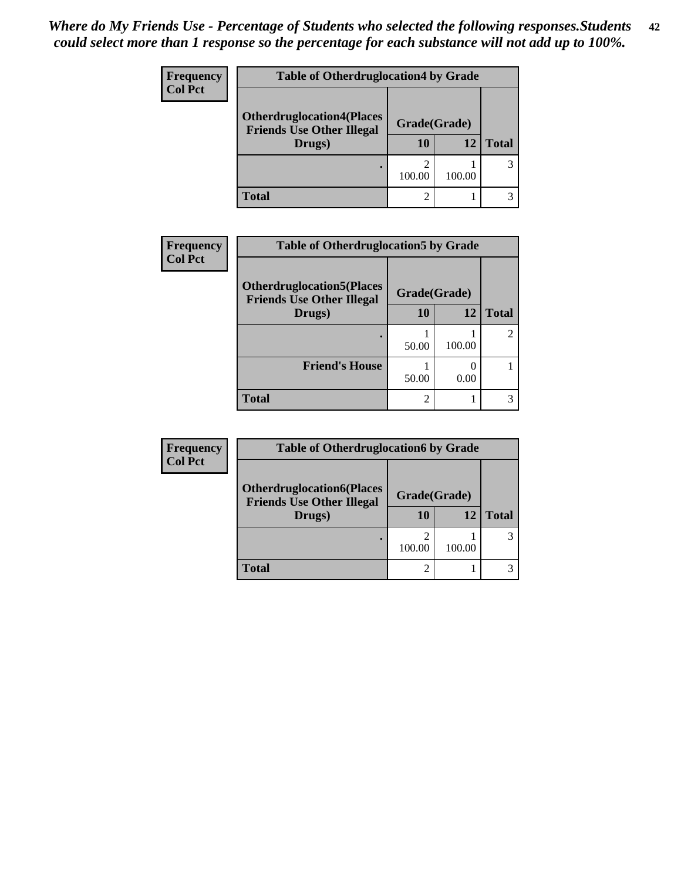*Where do My Friends Use - Percentage of Students who selected the following responses.Students could select more than 1 response so the percentage for each substance will not add up to 100%.*

**Frequency**
**Col Pct**

| Table of Otherdruglocation4 by Grade | | | |
|---|---|---|---|
| **Otherdruglocation4(Places Friends Use Other Illegal Drugs)** | **Grade(Grade)** | | **Total** |
| | **10** | **12** | |
| **.** | 2<br>100.00 | 1<br>100.00 | 3 |
| **Total** | 2 | 1 | 3 |

**Frequency**
**Col Pct**

| Table of Otherdruglocation5 by Grade | | | |
|---|---|---|---|
| **Otherdruglocation5(Places Friends Use Other Illegal Drugs)** | **Grade(Grade)** | | **Total** |
| | **10** | **12** | |
| **.** | 1<br>50.00 | 1<br>100.00 | 2 |
| **Friend's House** | 1<br>50.00 | 0<br>0.00 | 1 |
| **Total** | 2 | 1 | 3 |

**Frequency**
**Col Pct**

| Table of Otherdruglocation6 by Grade | | | |
|---|---|---|---|
| **Otherdruglocation6(Places Friends Use Other Illegal Drugs)** | **Grade(Grade)** | | **Total** |
| | **10** | **12** | |
| **.** | 2<br>100.00 | 1<br>100.00 | 3 |
| **Total** | 2 | 1 | 3 |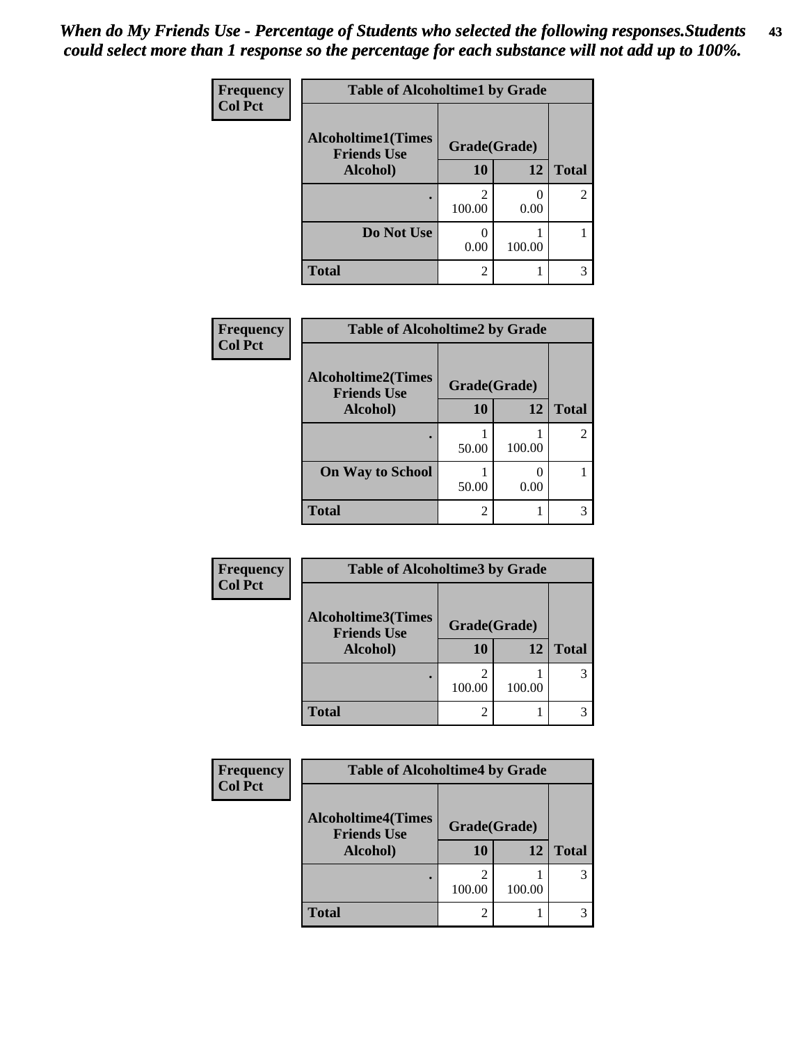*When do My Friends Use - Percentage of Students who selected the following responses.Students could select more than 1 response so the percentage for each substance will not add up to 100%.*

Frequency
Col Pct

| Table of Alcoholtime1 by Grade | | | |
|---|---|---|---|
| Alcoholtime1(Times Friends Use Alcohol) | Grade(Grade) | | |
| | 10 | 12 | Total |
| . | 2<br>100.00 | 0<br>0.00 | 2 |
| Do Not Use | 0<br>0.00 | 1<br>100.00 | 1 |
| Total | 2 | 1 | 3 |

Frequency
Col Pct

| Table of Alcoholtime2 by Grade | | | |
|---|---|---|---|
| Alcoholtime2(Times Friends Use Alcohol) | Grade(Grade) | | |
| | 10 | 12 | Total |
| . | 1<br>50.00 | 1<br>100.00 | 2 |
| On Way to School | 1<br>50.00 | 0<br>0.00 | 1 |
| Total | 2 | 1 | 3 |

Frequency
Col Pct

| Table of Alcoholtime3 by Grade | | | |
|---|---|---|---|
| Alcoholtime3(Times Friends Use Alcohol) | Grade(Grade) | | |
| | 10 | 12 | Total |
| . | 2<br>100.00 | 1<br>100.00 | 3 |
| Total | 2 | 1 | 3 |

Frequency
Col Pct

| Table of Alcoholtime4 by Grade | | | |
|---|---|---|---|
| Alcoholtime4(Times Friends Use Alcohol) | Grade(Grade) | | |
| | 10 | 12 | Total |
| . | 2<br>100.00 | 1<br>100.00 | 3 |
| Total | 2 | 1 | 3 |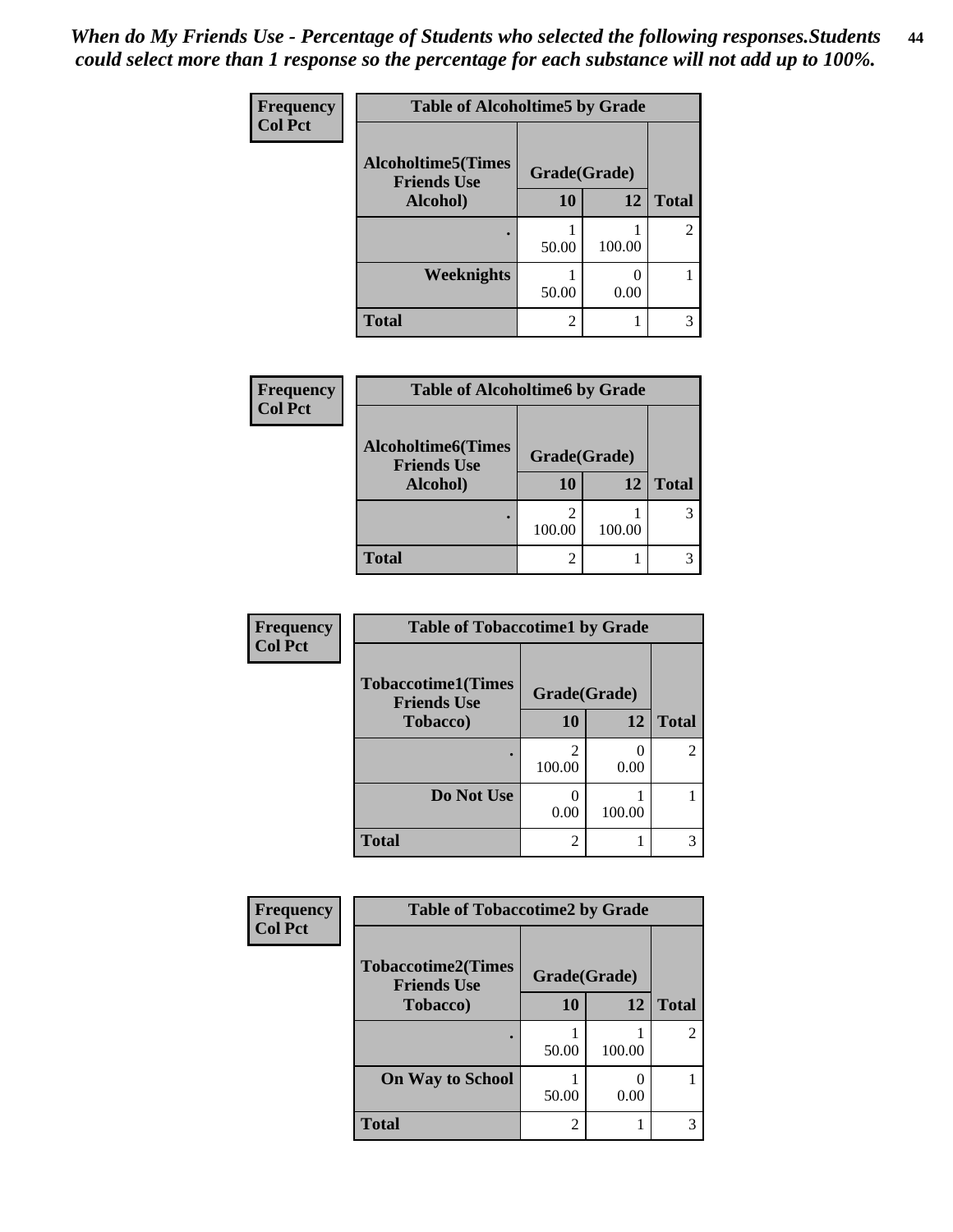*When do My Friends Use - Percentage of Students who selected the following responses.Students could select more than 1 response so the percentage for each substance will not add up to 100%.*

**Frequency / Col Pct**

| Table of Alcoholtime5 by Grade | | | |
|---|---|---|---|
| Alcoholtime5(Times Friends Use Alcohol) | Grade(Grade) | | |
| | 10 | 12 | Total |
| . | 1<br>50.00 | 1<br>100.00 | 2 |
| Weeknights | 1<br>50.00 | 0<br>0.00 | 1 |
| Total | 2 | 1 | 3 |

**Frequency / Col Pct**

| Table of Alcoholtime6 by Grade | | | |
|---|---|---|---|
| Alcoholtime6(Times Friends Use Alcohol) | Grade(Grade) | | |
| | 10 | 12 | Total |
| . | 2<br>100.00 | 1<br>100.00 | 3 |
| Total | 2 | 1 | 3 |

**Frequency / Col Pct**

| Table of Tobaccotime1 by Grade | | | |
|---|---|---|---|
| Tobaccotime1(Times Friends Use Tobacco) | Grade(Grade) | | |
| | 10 | 12 | Total |
| . | 2<br>100.00 | 0<br>0.00 | 2 |
| Do Not Use | 0<br>0.00 | 1<br>100.00 | 1 |
| Total | 2 | 1 | 3 |

**Frequency / Col Pct**

| Table of Tobaccotime2 by Grade | | | |
|---|---|---|---|
| Tobaccotime2(Times Friends Use Tobacco) | Grade(Grade) | | |
| | 10 | 12 | Total |
| . | 1<br>50.00 | 1<br>100.00 | 2 |
| On Way to School | 1<br>50.00 | 0<br>0.00 | 1 |
| Total | 2 | 1 | 3 |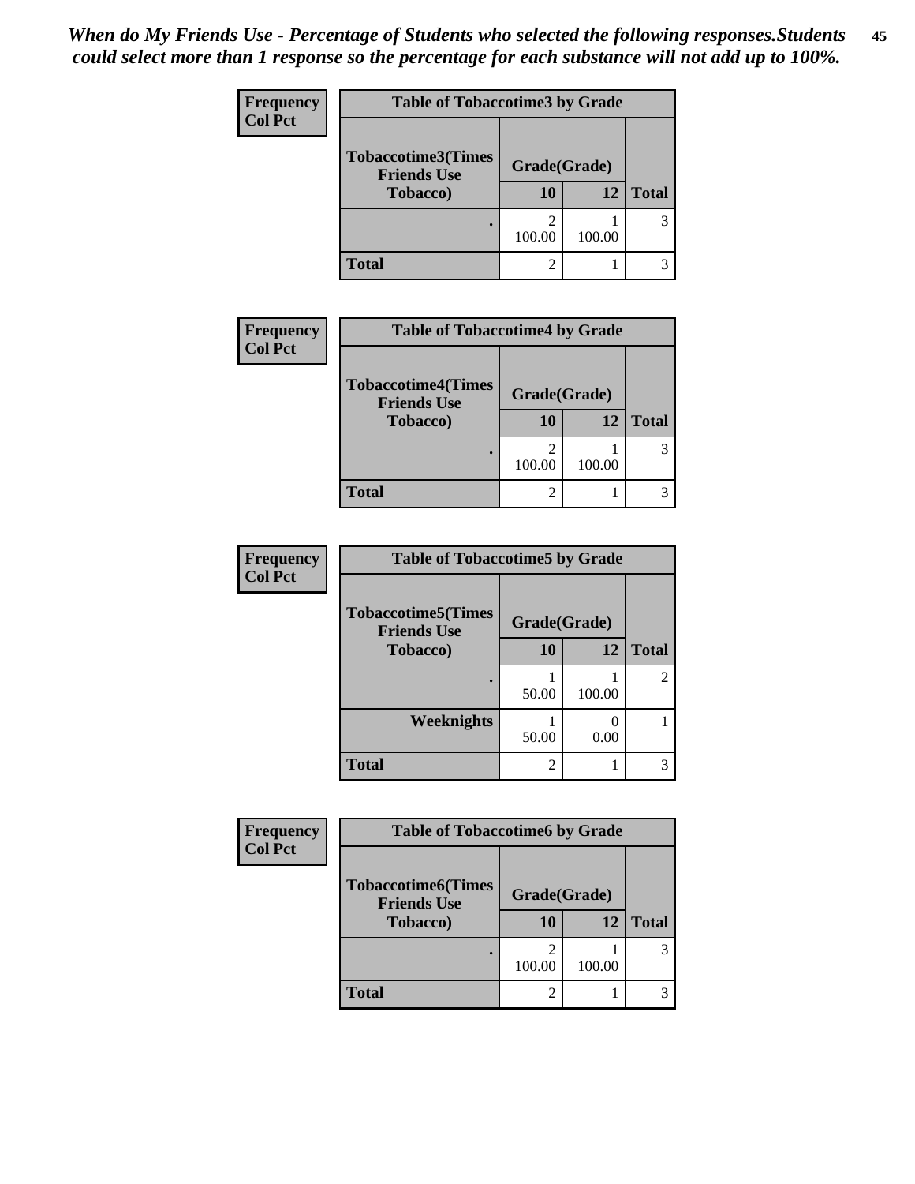*When do My Friends Use - Percentage of Students who selected the following responses.Students could select more than 1 response so the percentage for each substance will not add up to 100%.*

**Frequency**
**Col Pct**

| Table of Tobaccotime3 by Grade | | | |
|---|---|---|---|
| **Tobaccotime3(Times Friends Use Tobacco)** | **Grade(Grade)** | | |
| | **10** | **12** | **Total** |
| **.** | 2<br>100.00 | 1<br>100.00 | 3 |
| **Total** | 2 | 1 | 3 |

**Frequency**
**Col Pct**

| Table of Tobaccotime4 by Grade | | | |
|---|---|---|---|
| **Tobaccotime4(Times Friends Use Tobacco)** | **Grade(Grade)** | | |
| | **10** | **12** | **Total** |
| **.** | 2<br>100.00 | 1<br>100.00 | 3 |
| **Total** | 2 | 1 | 3 |

**Frequency**
**Col Pct**

| Table of Tobaccotime5 by Grade | | | |
|---|---|---|---|
| **Tobaccotime5(Times Friends Use Tobacco)** | **Grade(Grade)** | | |
| | **10** | **12** | **Total** |
| **.** | 1<br>50.00 | 1<br>100.00 | 2 |
| **Weeknights** | 1<br>50.00 | 0<br>0.00 | 1 |
| **Total** | 2 | 1 | 3 |

**Frequency**
**Col Pct**

| Table of Tobaccotime6 by Grade | | | |
|---|---|---|---|
| **Tobaccotime6(Times Friends Use Tobacco)** | **Grade(Grade)** | | |
| | **10** | **12** | **Total** |
| **.** | 2<br>100.00 | 1<br>100.00 | 3 |
| **Total** | 2 | 1 | 3 |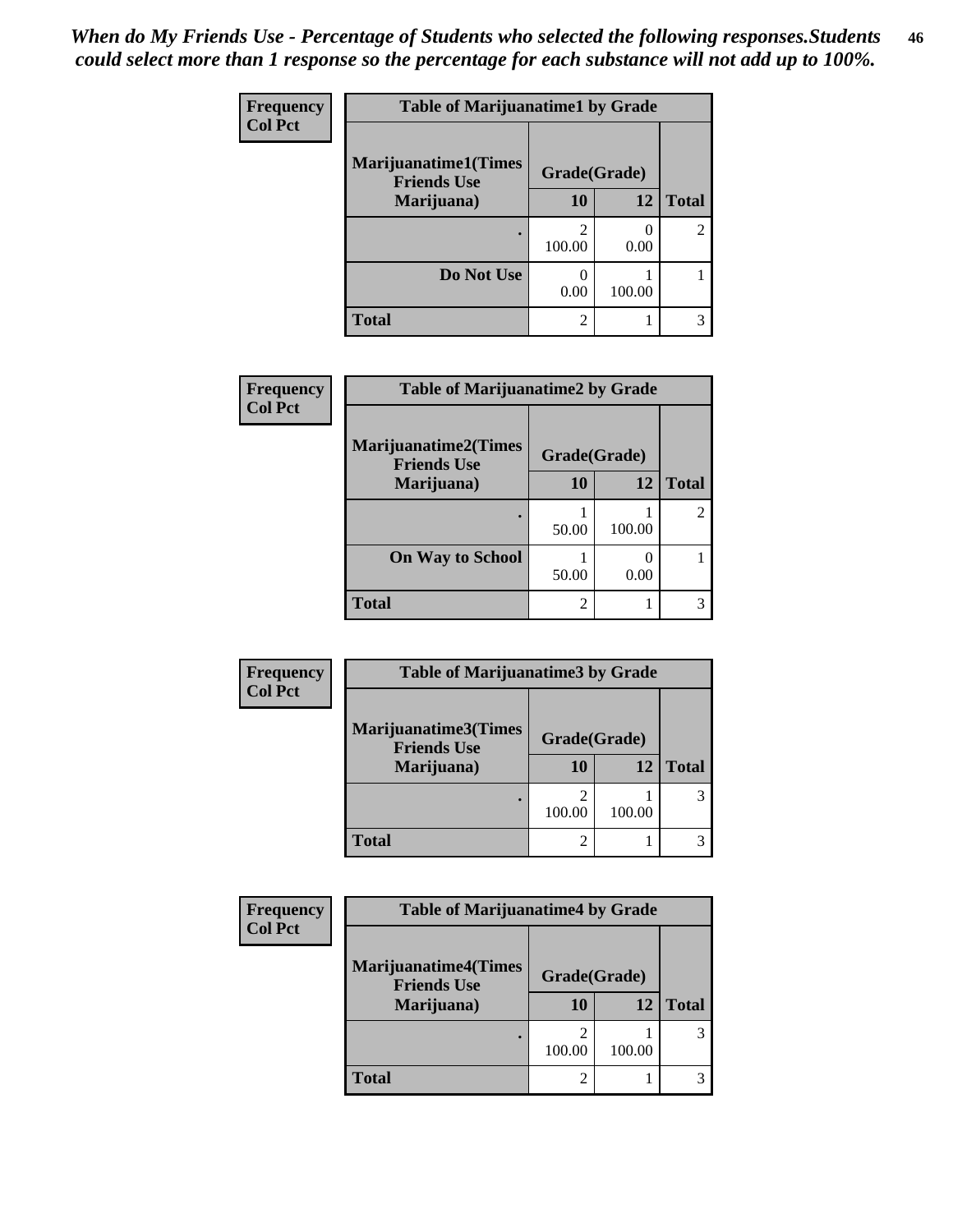*When do My Friends Use - Percentage of Students who selected the following responses.Students could select more than 1 response so the percentage for each substance will not add up to 100%.*

| Frequency Col Pct | | | |
|---|---|---|---|
| **Table of Marijuanatime1 by Grade** | | | |
| **Marijuanatime1(Times Friends Use Marijuana)** | **Grade(Grade)** | | |
| | **10** | **12** | **Total** |
| **.** | 2<br>100.00 | 0<br>0.00 | 2 |
| **Do Not Use** | 0<br>0.00 | 1<br>100.00 | 1 |
| **Total** | 2 | 1 | 3 |

| Frequency Col Pct | | | |
|---|---|---|---|
| **Table of Marijuanatime2 by Grade** | | | |
| **Marijuanatime2(Times Friends Use Marijuana)** | **Grade(Grade)** | | |
| | **10** | **12** | **Total** |
| **.** | 1<br>50.00 | 1<br>100.00 | 2 |
| **On Way to School** | 1<br>50.00 | 0<br>0.00 | 1 |
| **Total** | 2 | 1 | 3 |

| Frequency Col Pct | | | |
|---|---|---|---|
| **Table of Marijuanatime3 by Grade** | | | |
| **Marijuanatime3(Times Friends Use Marijuana)** | **Grade(Grade)** | | |
| | **10** | **12** | **Total** |
| **.** | 2<br>100.00 | 1<br>100.00 | 3 |
| **Total** | 2 | 1 | 3 |

| Frequency Col Pct | | | |
|---|---|---|---|
| **Table of Marijuanatime4 by Grade** | | | |
| **Marijuanatime4(Times Friends Use Marijuana)** | **Grade(Grade)** | | |
| | **10** | **12** | **Total** |
| **.** | 2<br>100.00 | 1<br>100.00 | 3 |
| **Total** | 2 | 1 | 3 |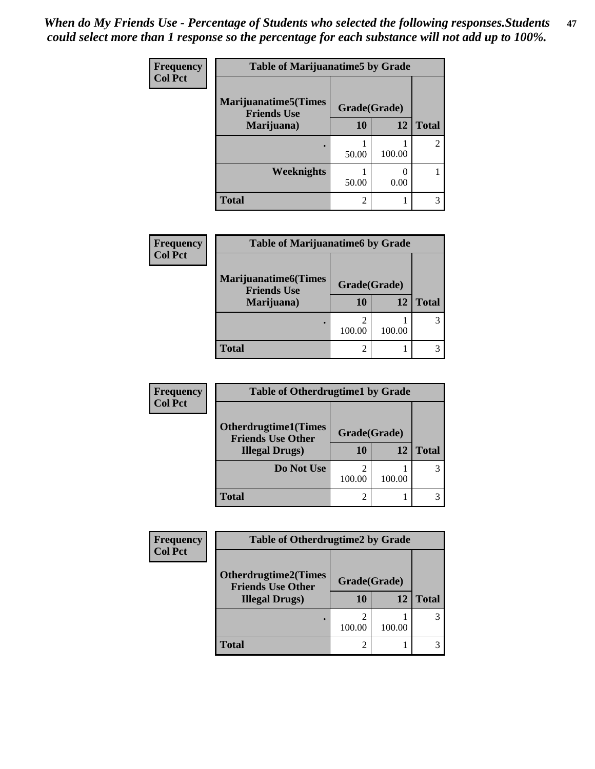*When do My Friends Use - Percentage of Students who selected the following responses.Students could select more than 1 response so the percentage for each substance will not add up to 100%.*

| Frequency<br>Col Pct | Table of Marijuanatime5 by Grade | | |
|---|---|---|---|
| Marijuanatime5(Times Friends Use Marijuana) | Grade(Grade) | | |
| | 10 | 12 | Total |
| . | 1<br>50.00 | 1<br>100.00 | 2 |
| Weeknights | 1<br>50.00 | 0<br>0.00 | 1 |
| Total | 2 | 1 | 3 |

| Frequency<br>Col Pct | Table of Marijuanatime6 by Grade | | |
|---|---|---|---|
| Marijuanatime6(Times Friends Use Marijuana) | Grade(Grade) | | |
| | 10 | 12 | Total |
| . | 2<br>100.00 | 1<br>100.00 | 3 |
| Total | 2 | 1 | 3 |

| Frequency<br>Col Pct | Table of Otherdrugtime1 by Grade | | |
|---|---|---|---|
| Otherdrugtime1(Times Friends Use Other Illegal Drugs) | Grade(Grade) | | |
| | 10 | 12 | Total |
| Do Not Use | 2<br>100.00 | 1<br>100.00 | 3 |
| Total | 2 | 1 | 3 |

| Frequency<br>Col Pct | Table of Otherdrugtime2 by Grade | | |
|---|---|---|---|
| Otherdrugtime2(Times Friends Use Other Illegal Drugs) | Grade(Grade) | | |
| | 10 | 12 | Total |
| . | 2<br>100.00 | 1<br>100.00 | 3 |
| Total | 2 | 1 | 3 |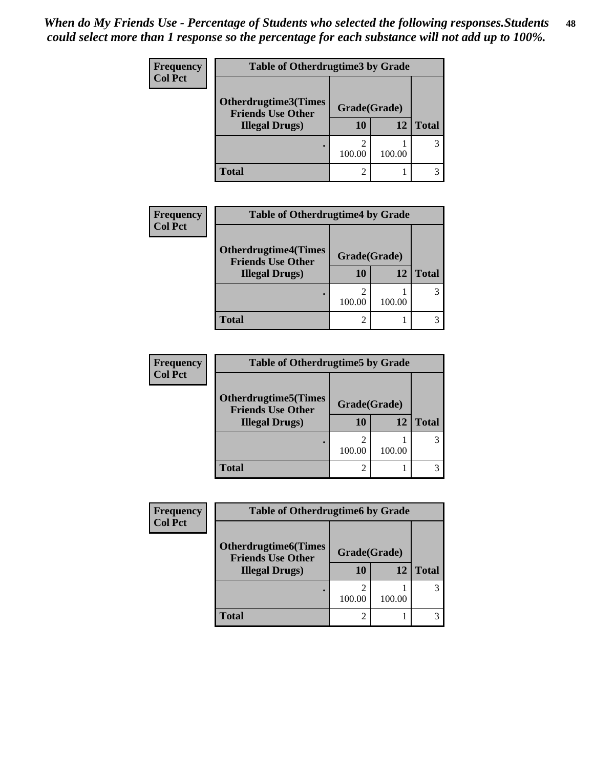*When do My Friends Use - Percentage of Students who selected the following responses.Students could select more than 1 response so the percentage for each substance will not add up to 100%.*

**Frequency**
**Col Pct**

**Table of Otherdrugtime3 by Grade**

| Otherdrugtime3(Times Friends Use Other Illegal Drugs) | Grade(Grade) | | |
|---|---|---|---|
| | 10 | 12 | Total |
| . | 2<br>100.00 | 1<br>100.00 | 3 |
| Total | 2 | 1 | 3 |

**Frequency**
**Col Pct**

**Table of Otherdrugtime4 by Grade**

| Otherdrugtime4(Times Friends Use Other Illegal Drugs) | Grade(Grade) | | |
|---|---|---|---|
| | 10 | 12 | Total |
| . | 2<br>100.00 | 1<br>100.00 | 3 |
| Total | 2 | 1 | 3 |

**Frequency**
**Col Pct**

**Table of Otherdrugtime5 by Grade**

| Otherdrugtime5(Times Friends Use Other Illegal Drugs) | Grade(Grade) | | |
|---|---|---|---|
| | 10 | 12 | Total |
| . | 2<br>100.00 | 1<br>100.00 | 3 |
| Total | 2 | 1 | 3 |

**Frequency**
**Col Pct**

**Table of Otherdrugtime6 by Grade**

| Otherdrugtime6(Times Friends Use Other Illegal Drugs) | Grade(Grade) | | |
|---|---|---|---|
| | 10 | 12 | Total |
| . | 2<br>100.00 | 1<br>100.00 | 3 |
| Total | 2 | 1 | 3 |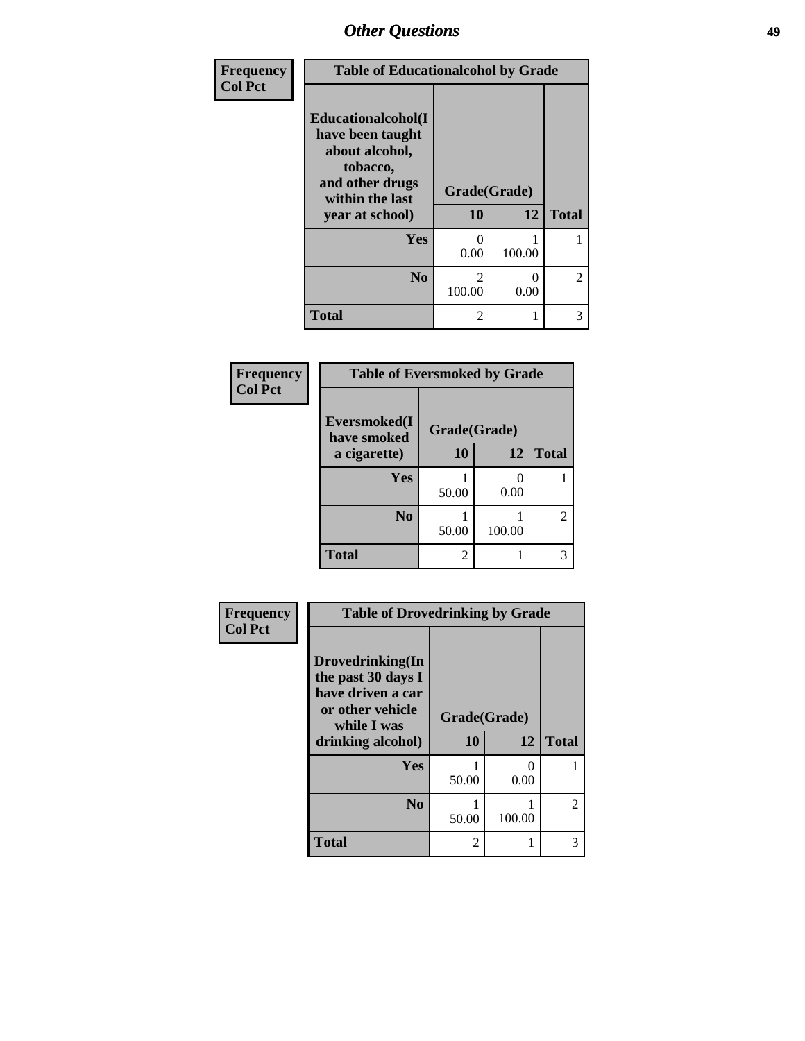# Other Questions

Frequency
Col Pct

| Table of Educationalcohol by Grade | | | |
|---|---|---|---|
| Educationalcohol(I have been taught about alcohol, tobacco, and other drugs within the last year at school) | Grade(Grade) | | |
| | 10 | 12 | Total |
| Yes | 0<br>0.00 | 1<br>100.00 | 1 |
| No | 2<br>100.00 | 0<br>0.00 | 2 |
| Total | 2 | 1 | 3 |

Frequency
Col Pct

| Table of Eversmoked by Grade | | | |
|---|---|---|---|
| Eversmoked(I have smoked a cigarette) | Grade(Grade) | | |
| | 10 | 12 | Total |
| Yes | 1<br>50.00 | 0<br>0.00 | 1 |
| No | 1<br>50.00 | 1<br>100.00 | 2 |
| Total | 2 | 1 | 3 |

Frequency
Col Pct

| Table of Drovedrinking by Grade | | | |
|---|---|---|---|
| Drovedrinking(In the past 30 days I have driven a car or other vehicle while I was drinking alcohol) | Grade(Grade) | | |
| | 10 | 12 | Total |
| Yes | 1<br>50.00 | 0<br>0.00 | 1 |
| No | 1<br>50.00 | 1<br>100.00 | 2 |
| Total | 2 | 1 | 3 |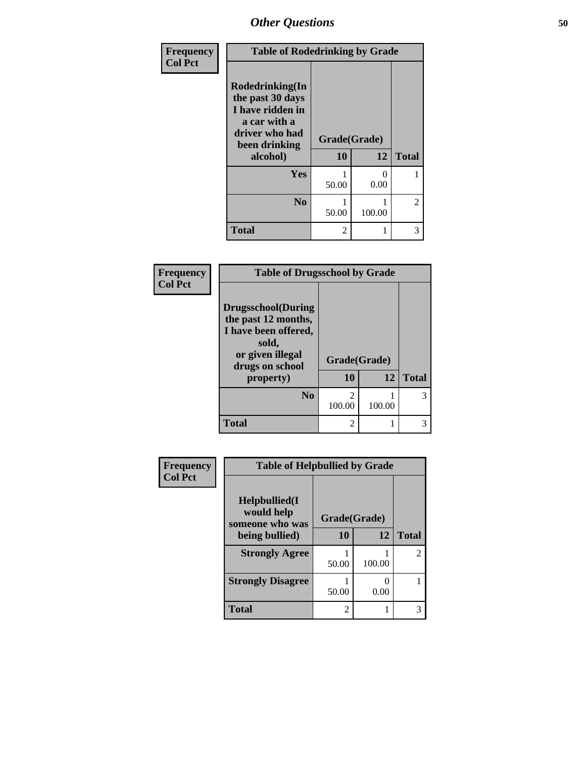## Other Questions

**Frequency**
**Col Pct**

| Table of Rodedrinking by Grade | | | |
|---|---|---|---|
| **Rodedrinking(In the past 30 days I have ridden in a car with a driver who had been drinking alcohol)** | **Grade(Grade)** | | |
| | **10** | **12** | **Total** |
| **Yes** | 1<br>50.00 | 0<br>0.00 | 1 |
| **No** | 1<br>50.00 | 1<br>100.00 | 2 |
| **Total** | 2 | 1 | 3 |

**Frequency**
**Col Pct**

| Table of Drugsschool by Grade | | | |
|---|---|---|---|
| **Drugsschool(During the past 12 months, I have been offered, sold, or given illegal drugs on school property)** | **Grade(Grade)** | | |
| | **10** | **12** | **Total** |
| **No** | 2<br>100.00 | 1<br>100.00 | 3 |
| **Total** | 2 | 1 | 3 |

**Frequency**
**Col Pct**

| Table of Helpbullied by Grade | | | |
|---|---|---|---|
| **Helpbullied(I would help someone who was being bullied)** | **Grade(Grade)** | | |
| | **10** | **12** | **Total** |
| **Strongly Agree** | 1<br>50.00 | 1<br>100.00 | 2 |
| **Strongly Disagree** | 1<br>50.00 | 0<br>0.00 | 1 |
| **Total** | 2 | 1 | 3 |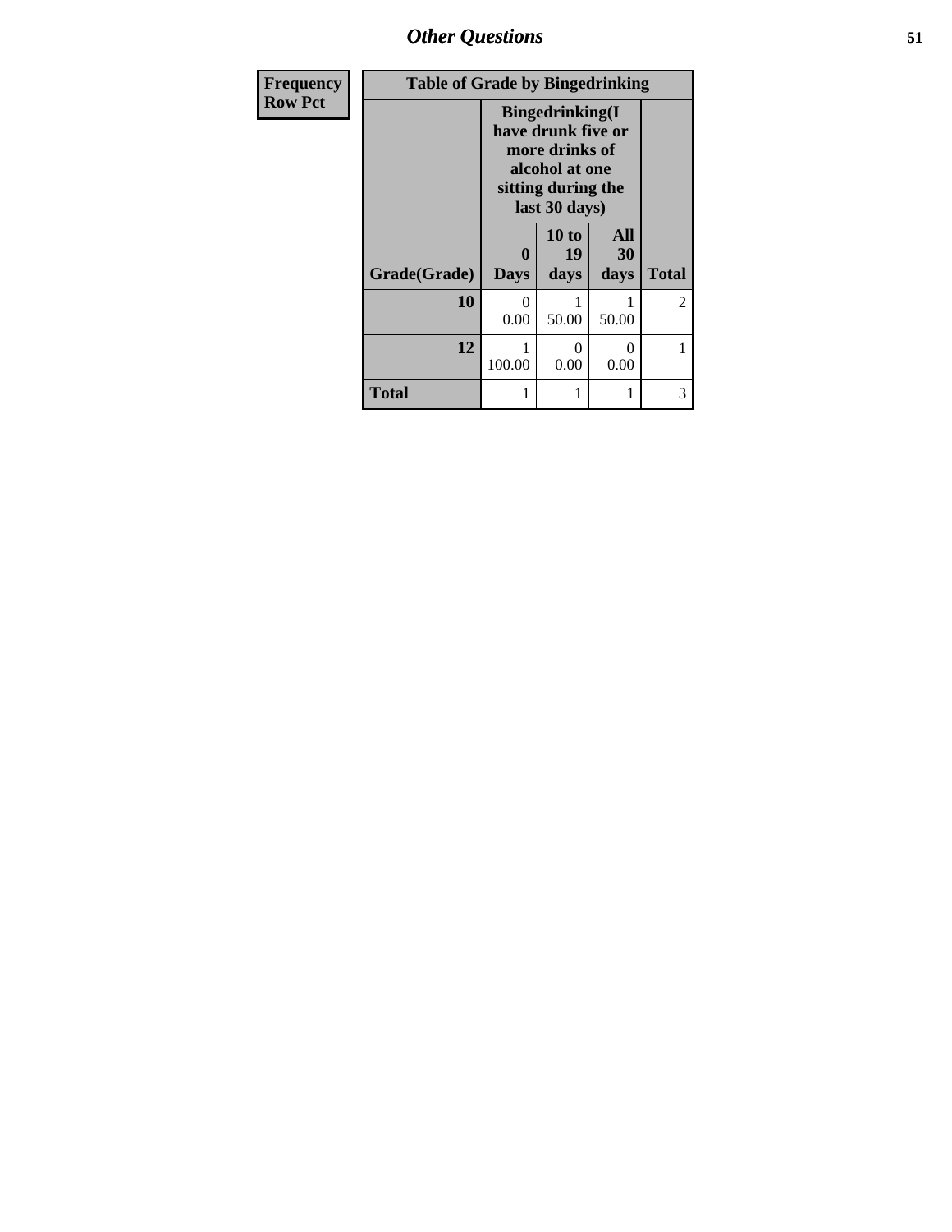| Frequency<br>Row Pct |
| --- |

| Table of Grade by Bingedrinking | | | | |
| --- | --- | --- | --- | --- |
| | Bingedrinking(I have drunk five or more drinks of alcohol at one sitting during the last 30 days) | | | |
| Grade(Grade) | 0 Days | 10 to 19 days | All 30 days | Total |
| 10 | 0<br>0.00 | 1<br>50.00 | 1<br>50.00 | 2 |
| 12 | 1<br>100.00 | 0<br>0.00 | 0<br>0.00 | 1 |
| Total | 1 | 1 | 1 | 3 |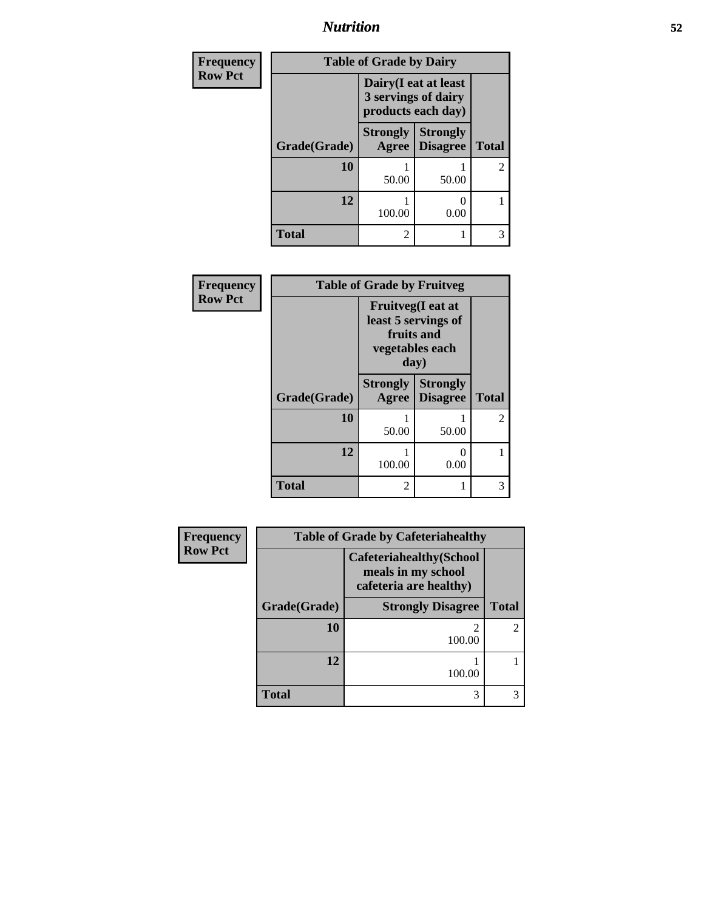## Nutrition

| Frequency<br>Row Pct | | | |
|---|---|---|---|
| **Table of Grade by Dairy** | | | |
| | **Dairy(I eat at least 3 servings of dairy products each day)** | | |
| **Grade(Grade)** | **Strongly Agree** | **Strongly Disagree** | **Total** |
| **10** | 1<br>50.00 | 1<br>50.00 | 2 |
| **12** | 1<br>100.00 | 0<br>0.00 | 1 |
| **Total** | 2 | 1 | 3 |

| Frequency<br>Row Pct | | | |
|---|---|---|---|
| **Table of Grade by Fruitveg** | | | |
| | **Fruitveg(I eat at least 5 servings of fruits and vegetables each day)** | | |
| **Grade(Grade)** | **Strongly Agree** | **Strongly Disagree** | **Total** |
| **10** | 1<br>50.00 | 1<br>50.00 | 2 |
| **12** | 1<br>100.00 | 0<br>0.00 | 1 |
| **Total** | 2 | 1 | 3 |

| Frequency<br>Row Pct | | |
|---|---|---|
| **Table of Grade by Cafeteriahealthy** | | |
| | **Cafeteriahealthy(School meals in my school cafeteria are healthy)** | |
| **Grade(Grade)** | **Strongly Disagree** | **Total** |
| **10** | 2<br>100.00 | 2 |
| **12** | 1<br>100.00 | 1 |
| **Total** | 3 | 3 |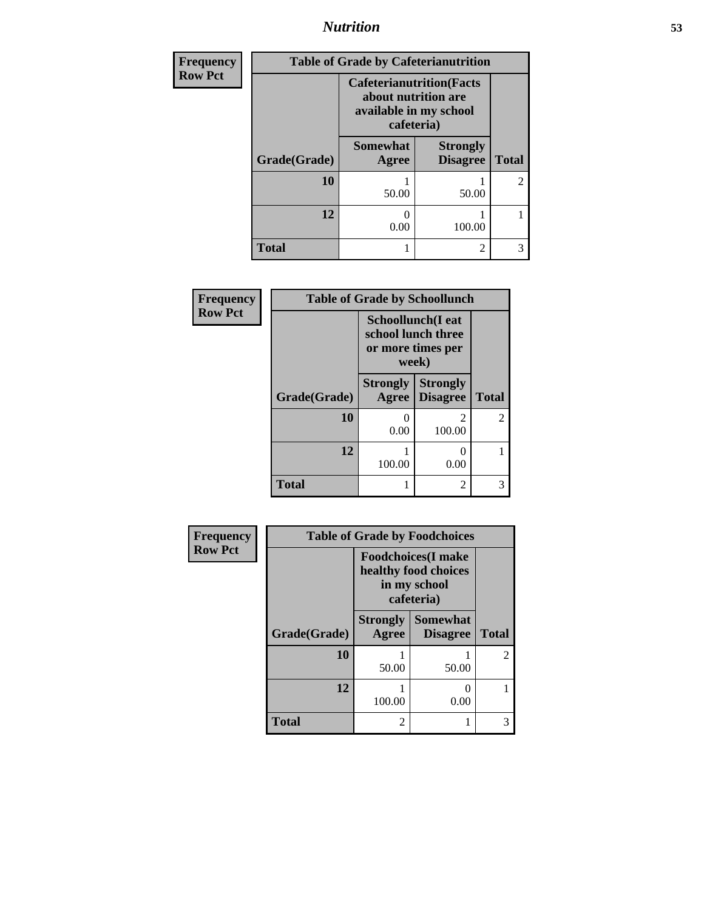| Frequency<br>Row Pct | | | |
|---|---|---|---|
| **Table of Grade by Cafeterianutrition** | | | |
| | **Cafeterianutrition(Facts about nutrition are available in my school cafeteria)** | | |
| **Grade(Grade)** | **Somewhat Agree** | **Strongly Disagree** | **Total** |
| **10** | 1<br>50.00 | 1<br>50.00 | 2 |
| **12** | 0<br>0.00 | 1<br>100.00 | 1 |
| **Total** | 1 | 2 | 3 |

| Frequency<br>Row Pct | | | |
|---|---|---|---|
| **Table of Grade by Schoollunch** | | | |
| | **Schoollunch(I eat school lunch three or more times per week)** | | |
| **Grade(Grade)** | **Strongly Agree** | **Strongly Disagree** | **Total** |
| **10** | 0<br>0.00 | 2<br>100.00 | 2 |
| **12** | 1<br>100.00 | 0<br>0.00 | 1 |
| **Total** | 1 | 2 | 3 |

| Frequency<br>Row Pct | | | |
|---|---|---|---|
| **Table of Grade by Foodchoices** | | | |
| | **Foodchoices(I make healthy food choices in my school cafeteria)** | | |
| **Grade(Grade)** | **Strongly Agree** | **Somewhat Disagree** | **Total** |
| **10** | 1<br>50.00 | 1<br>50.00 | 2 |
| **12** | 1<br>100.00 | 0<br>0.00 | 1 |
| **Total** | 2 | 1 | 3 |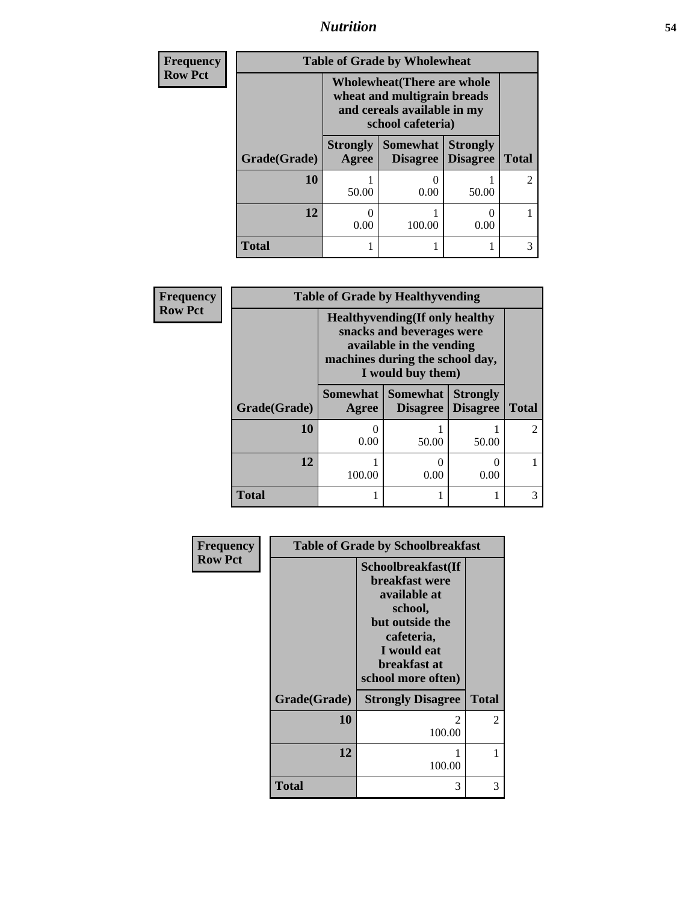| Frequency<br>Row Pct | Table of Grade by Wholewheat | | | |
|---|---|---|---|---|
| | Wholewheat(There are whole wheat and multigrain breads and cereals available in my school cafeteria) | | | |
| Grade(Grade) | Strongly Agree | Somewhat Disagree | Strongly Disagree | Total |
| 10 | 1<br>50.00 | 0<br>0.00 | 1<br>50.00 | 2 |
| 12 | 0<br>0.00 | 1<br>100.00 | 0<br>0.00 | 1 |
| Total | 1 | 1 | 1 | 3 |

| Frequency<br>Row Pct | Table of Grade by Healthyvending | | | |
|---|---|---|---|---|
| | Healthyvending(If only healthy snacks and beverages were available in the vending machines during the school day, I would buy them) | | | |
| Grade(Grade) | Somewhat Agree | Somewhat Disagree | Strongly Disagree | Total |
| 10 | 0<br>0.00 | 1<br>50.00 | 1<br>50.00 | 2 |
| 12 | 1<br>100.00 | 0<br>0.00 | 0<br>0.00 | 1 |
| Total | 1 | 1 | 1 | 3 |

| Frequency<br>Row Pct | Table of Grade by Schoolbreakfast | |
|---|---|---|
| | Schoolbreakfast(If breakfast were available at school, but outside the cafeteria, I would eat breakfast at school more often) | |
| Grade(Grade) | Strongly Disagree | Total |
| 10 | 2<br>100.00 | 2 |
| 12 | 1<br>100.00 | 1 |
| Total | 3 | 3 |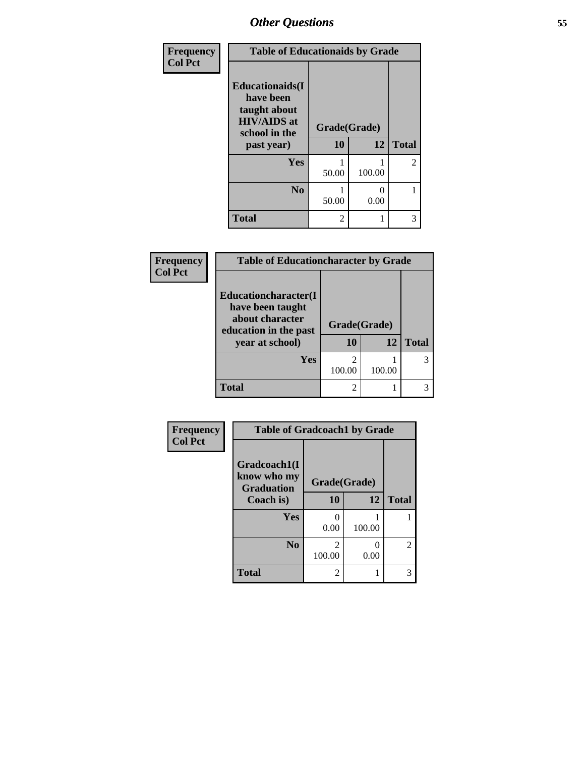| Frequency<br>Col Pct | | | |
|---|---|---|---|

**Table of Educationaids by Grade**

| Educationaids(I have been taught about HIV/AIDS at school in the past year) | Grade(Grade) | | |
|---|---|---|---|
| | 10 | 12 | Total |
| Yes | 1<br>50.00 | 1<br>100.00 | 2 |
| No | 1<br>50.00 | 0<br>0.00 | 1 |
| Total | 2 | 1 | 3 |

| Frequency<br>Col Pct | | | |
|---|---|---|---|

**Table of Educationcharacter by Grade**

| Educationcharacter(I have been taught about character education in the past year at school) | Grade(Grade) | | |
|---|---|---|---|
| | 10 | 12 | Total |
| Yes | 2<br>100.00 | 1<br>100.00 | 3 |
| Total | 2 | 1 | 3 |

| Frequency<br>Col Pct | | | |
|---|---|---|---|

**Table of Gradcoach1 by Grade**

| Gradcoach1(I know who my Graduation Coach is) | Grade(Grade) | | |
|---|---|---|---|
| | 10 | 12 | Total |
| Yes | 0<br>0.00 | 1<br>100.00 | 1 |
| No | 2<br>100.00 | 0<br>0.00 | 2 |
| Total | 2 | 1 | 3 |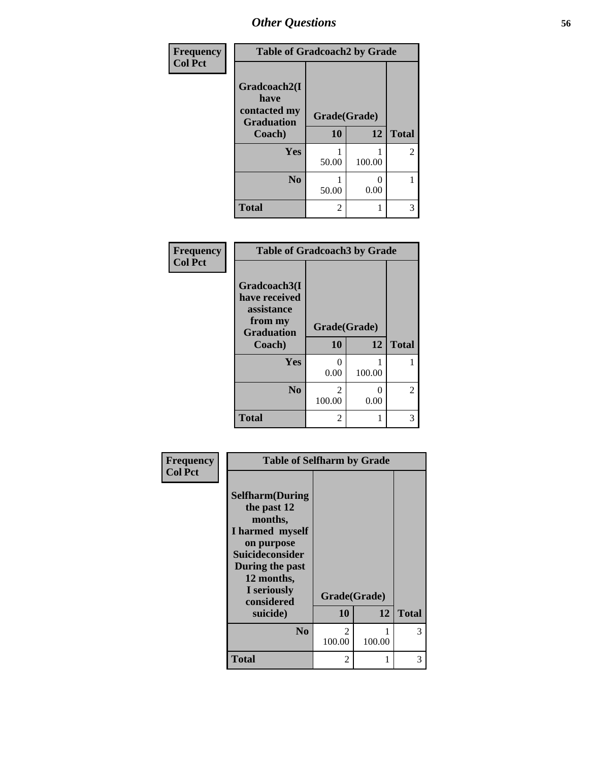## Other Questions

| Frequency Col Pct | Table of Gradcoach2 by Grade | | |
|---|---|---|---|
| Gradcoach2(I have contacted my Graduation Coach) | Grade(Grade) | | |
| | 10 | 12 | Total |
| Yes | 1<br>50.00 | 1<br>100.00 | 2 |
| No | 1<br>50.00 | 0<br>0.00 | 1 |
| Total | 2 | 1 | 3 |

| Frequency Col Pct | Table of Gradcoach3 by Grade | | |
|---|---|---|---|
| Gradcoach3(I have received assistance from my Graduation Coach) | Grade(Grade) | | |
| | 10 | 12 | Total |
| Yes | 0<br>0.00 | 1<br>100.00 | 1 |
| No | 2<br>100.00 | 0<br>0.00 | 2 |
| Total | 2 | 1 | 3 |

| Frequency Col Pct | Table of Selfharm by Grade | | |
|---|---|---|---|
| Selfharm(During the past 12 months, I harmed myself on purpose Suicideconsider During the past 12 months, I seriously considered suicide) | Grade(Grade) | | |
| | 10 | 12 | Total |
| No | 2<br>100.00 | 1<br>100.00 | 3 |
| Total | 2 | 1 | 3 |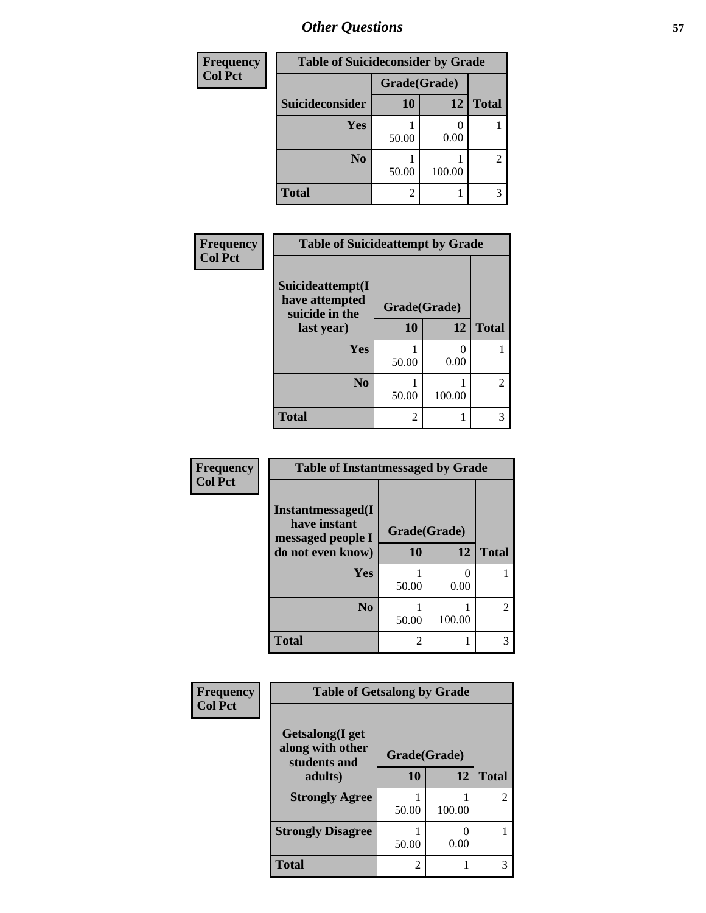| Frequency<br>Col Pct |
|---|

**Table of Suicideconsider by Grade**

| Suicideconsider | Grade(Grade) 10 | 12 | Total |
|---|---|---|---|
| Yes | 1<br>50.00 | 0<br>0.00 | 1 |
| No | 1<br>50.00 | 1<br>100.00 | 2 |
| Total | 2 | 1 | 3 |

| Frequency<br>Col Pct |
|---|

**Table of Suicideattempt by Grade**

| Suicideattempt(I have attempted suicide in the last year) | Grade(Grade) 10 | 12 | Total |
|---|---|---|---|
| Yes | 1<br>50.00 | 0<br>0.00 | 1 |
| No | 1<br>50.00 | 1<br>100.00 | 2 |
| Total | 2 | 1 | 3 |

| Frequency<br>Col Pct |
|---|

**Table of Instantmessaged by Grade**

| Instantmessaged(I have instant messaged people I do not even know) | Grade(Grade) 10 | 12 | Total |
|---|---|---|---|
| Yes | 1<br>50.00 | 0<br>0.00 | 1 |
| No | 1<br>50.00 | 1<br>100.00 | 2 |
| Total | 2 | 1 | 3 |

| Frequency<br>Col Pct |
|---|

**Table of Getsalong by Grade**

| Getsalong(I get along with other students and adults) | Grade(Grade) 10 | 12 | Total |
|---|---|---|---|
| Strongly Agree | 1<br>50.00 | 1<br>100.00 | 2 |
| Strongly Disagree | 1<br>50.00 | 0<br>0.00 | 1 |
| Total | 2 | 1 | 3 |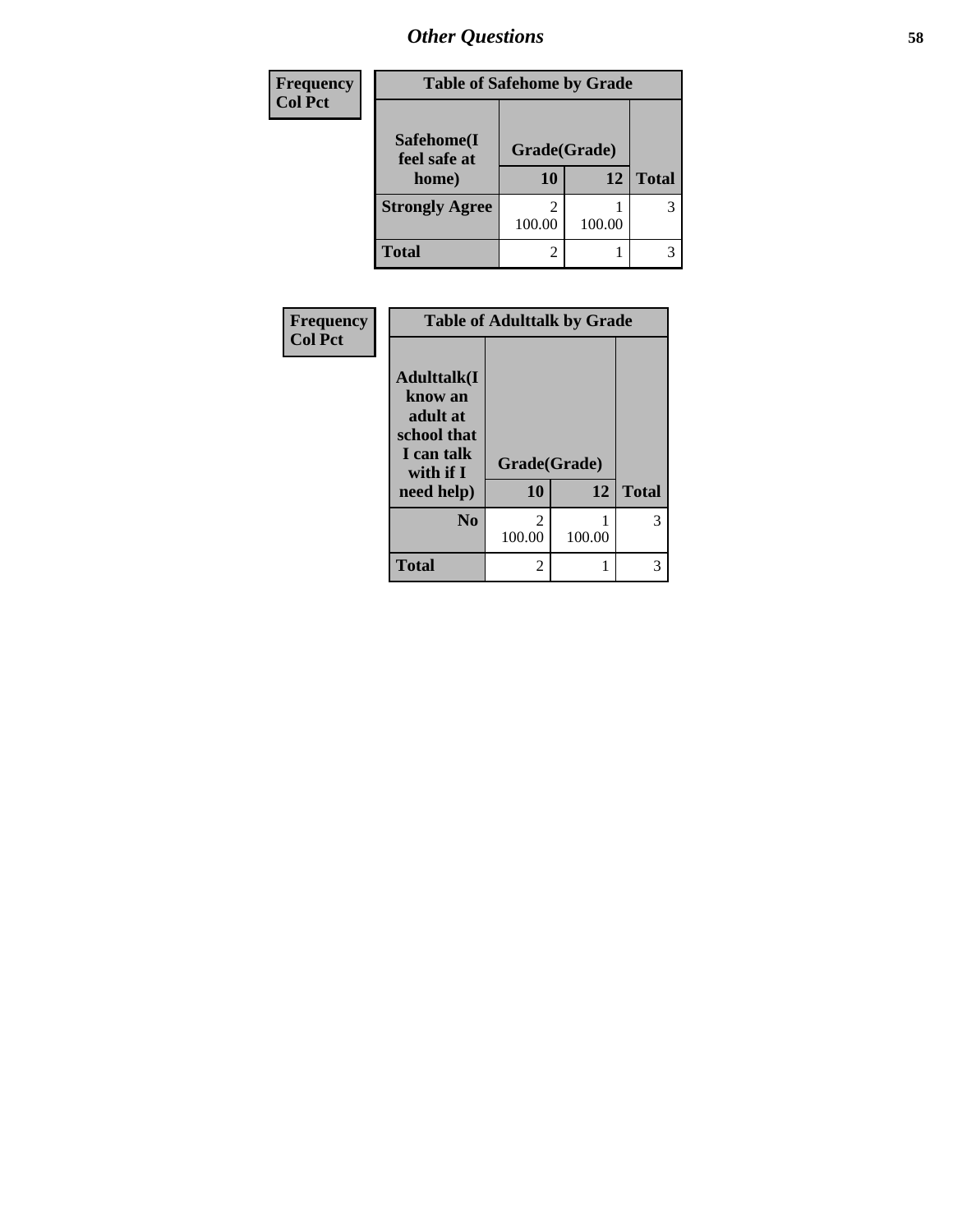| Frequency<br>Col Pct | Table of Safehome by Grade | | |
|---|---|---|---|
| **Safehome(I feel safe at home)** | **Grade(Grade)** | | |
| | **10** | **12** | **Total** |
| **Strongly Agree** | 2<br>100.00 | 1<br>100.00 | 3 |
| **Total** | 2 | 1 | 3 |

| Frequency<br>Col Pct | Table of Adulttalk by Grade | | |
|---|---|---|---|
| **Adulttalk(I know an adult at school that I can talk with if I need help)** | **Grade(Grade)** | | |
| | **10** | **12** | **Total** |
| **No** | 2<br>100.00 | 1<br>100.00 | 3 |
| **Total** | 2 | 1 | 3 |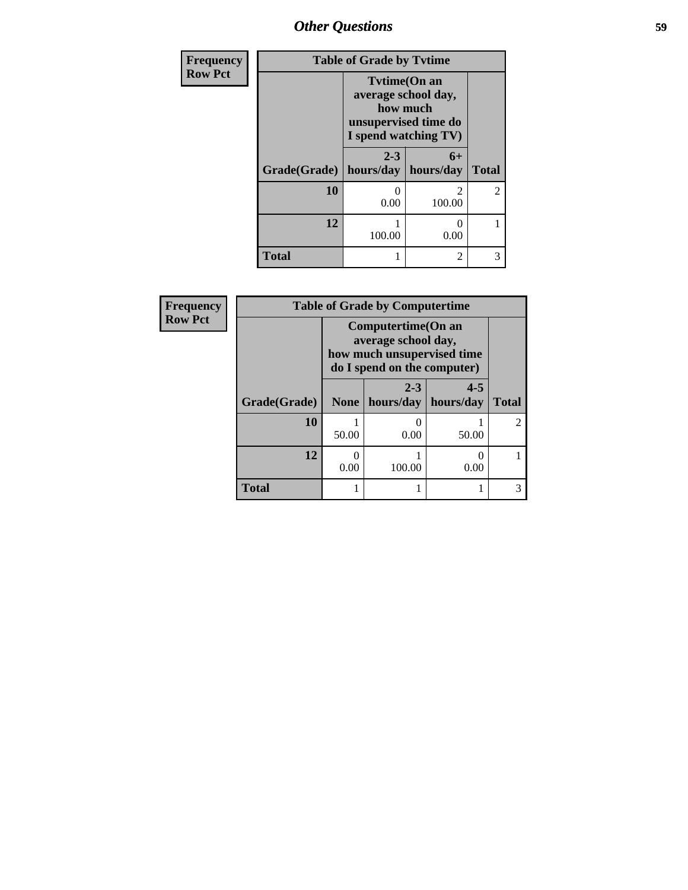| Frequency Row Pct |
|---|

| Table of Grade by Tvtime | | | |
|---|---|---|---|
| | Tvtime(On an average school day, how much unsupervised time do I spend watching TV) | | |
| Grade(Grade) | 2-3 hours/day | 6+ hours/day | Total |
| 10 | 0<br>0.00 | 2<br>100.00 | 2 |
| 12 | 1<br>100.00 | 0<br>0.00 | 1 |
| Total | 1 | 2 | 3 |

| Frequency Row Pct |
|---|

| Table of Grade by Computertime | | | | |
|---|---|---|---|---|
| | Computertime(On an average school day, how much unsupervised time do I spend on the computer) | | | |
| Grade(Grade) | None | 2-3 hours/day | 4-5 hours/day | Total |
| 10 | 1<br>50.00 | 0<br>0.00 | 1<br>50.00 | 2 |
| 12 | 0<br>0.00 | 1<br>100.00 | 0<br>0.00 | 1 |
| Total | 1 | 1 | 1 | 3 |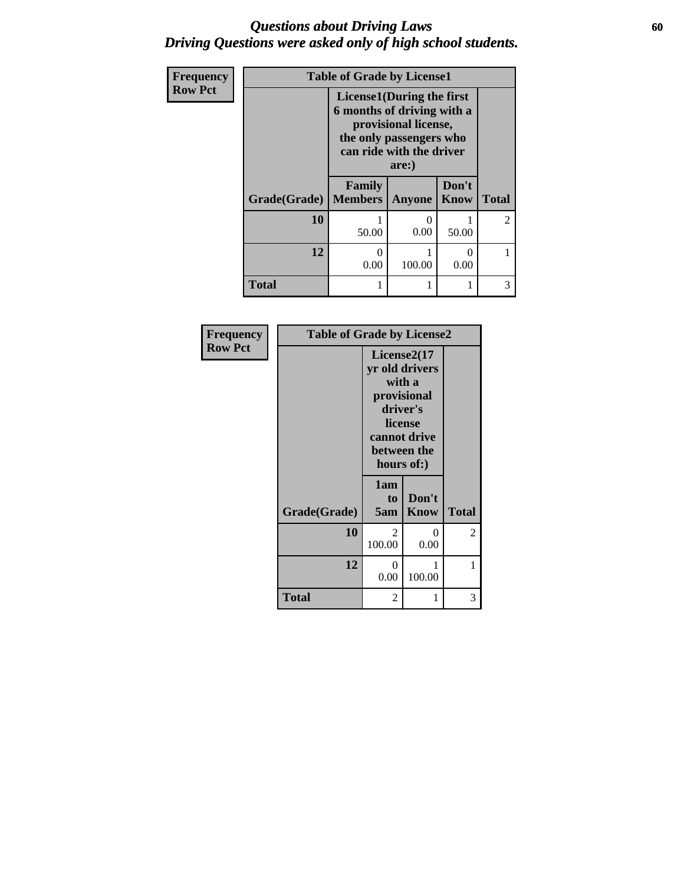# Questions about Driving Laws
## Driving Questions were asked only of high school students.

Frequency
Row Pct

**Table of Grade by License1**

| Grade(Grade) | License1(During the first 6 months of driving with a provisional license, the only passengers who can ride with the driver are:) Family Members | Anyone | Don't Know | Total |
|---|---|---|---|---|
| **10** | 1<br>50.00 | 0<br>0.00 | 1<br>50.00 | 2 |
| **12** | 0<br>0.00 | 1<br>100.00 | 0<br>0.00 | 1 |
| **Total** | 1 | 1 | 1 | 3 |

Frequency
Row Pct

**Table of Grade by License2**

| Grade(Grade) | License2(17 yr old drivers with a provisional driver's license cannot drive between the hours of:) 1am to 5am | Don't Know | Total |
|---|---|---|---|
| **10** | 2<br>100.00 | 0<br>0.00 | 2 |
| **12** | 0<br>0.00 | 1<br>100.00 | 1 |
| **Total** | 2 | 1 | 3 |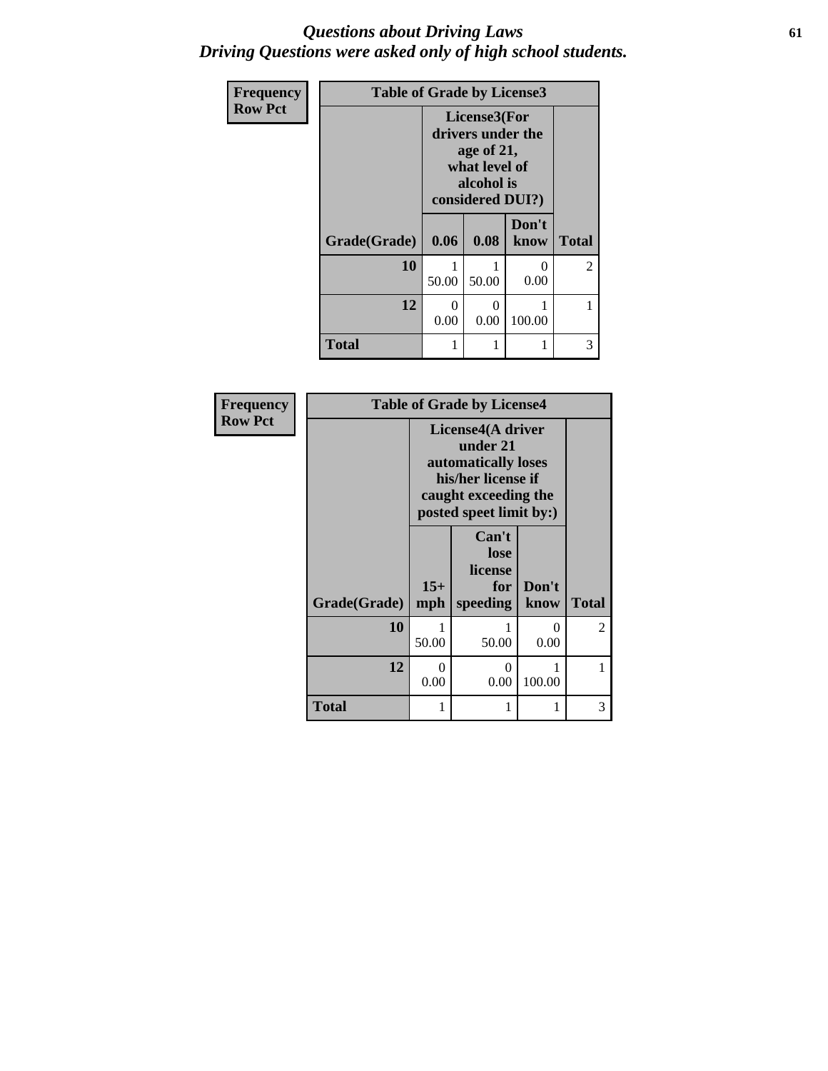# *Questions about Driving Laws*
## *Driving Questions were asked only of high school students.*

| Frequency<br>Row Pct | Table of Grade by License3 | | | |
|---|---|---|---|---|
| | License3(For drivers under the age of 21, what level of alcohol is considered DUI?) | | | |
| Grade(Grade) | 0.06 | 0.08 | Don't know | Total |
| 10 | 1<br>50.00 | 1<br>50.00 | 0<br>0.00 | 2 |
| 12 | 0<br>0.00 | 0<br>0.00 | 1<br>100.00 | 1 |
| Total | 1 | 1 | 1 | 3 |

| Frequency<br>Row Pct | Table of Grade by License4 | | | |
|---|---|---|---|---|
| | License4(A driver under 21 automatically loses his/her license if caught exceeding the posted speet limit by:) | | | |
| Grade(Grade) | 15+ mph | Can't lose license for speeding | Don't know | Total |
| 10 | 1<br>50.00 | 1<br>50.00 | 0<br>0.00 | 2 |
| 12 | 0<br>0.00 | 0<br>0.00 | 1<br>100.00 | 1 |
| Total | 1 | 1 | 1 | 3 |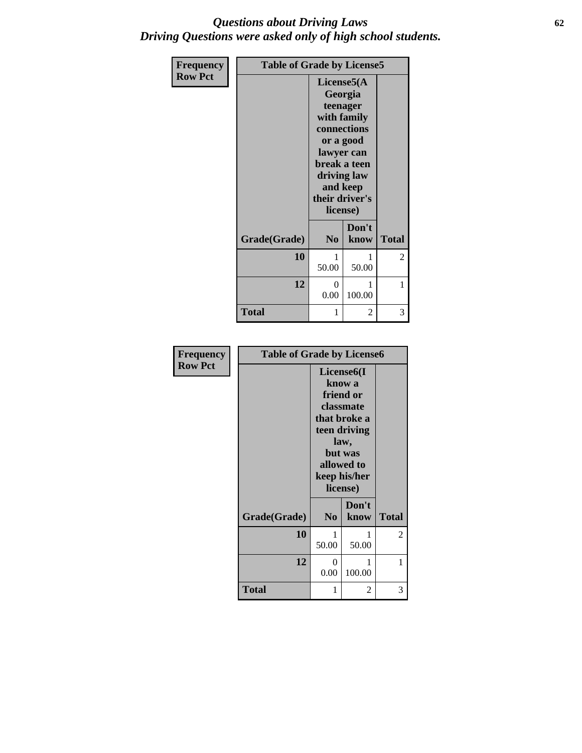# *Questions about Driving Laws*
## *Driving Questions were asked only of high school students.*

**Frequency**
**Row Pct**

| Table of Grade by License5 | | | |
|---|---|---|---|
| | License5(A Georgia teenager with family connections or a good lawyer can break a teen driving law and keep their driver's license) | | |
| Grade(Grade) | No | Don't know | Total |
| 10 | 1<br>50.00 | 1<br>50.00 | 2 |
| 12 | 0<br>0.00 | 1<br>100.00 | 1 |
| Total | 1 | 2 | 3 |

**Frequency**
**Row Pct**

| Table of Grade by License6 | | | |
|---|---|---|---|
| | License6(I know a friend or classmate that broke a teen driving law, but was allowed to keep his/her license) | | |
| Grade(Grade) | No | Don't know | Total |
| 10 | 1<br>50.00 | 1<br>50.00 | 2 |
| 12 | 0<br>0.00 | 1<br>100.00 | 1 |
| Total | 1 | 2 | 3 |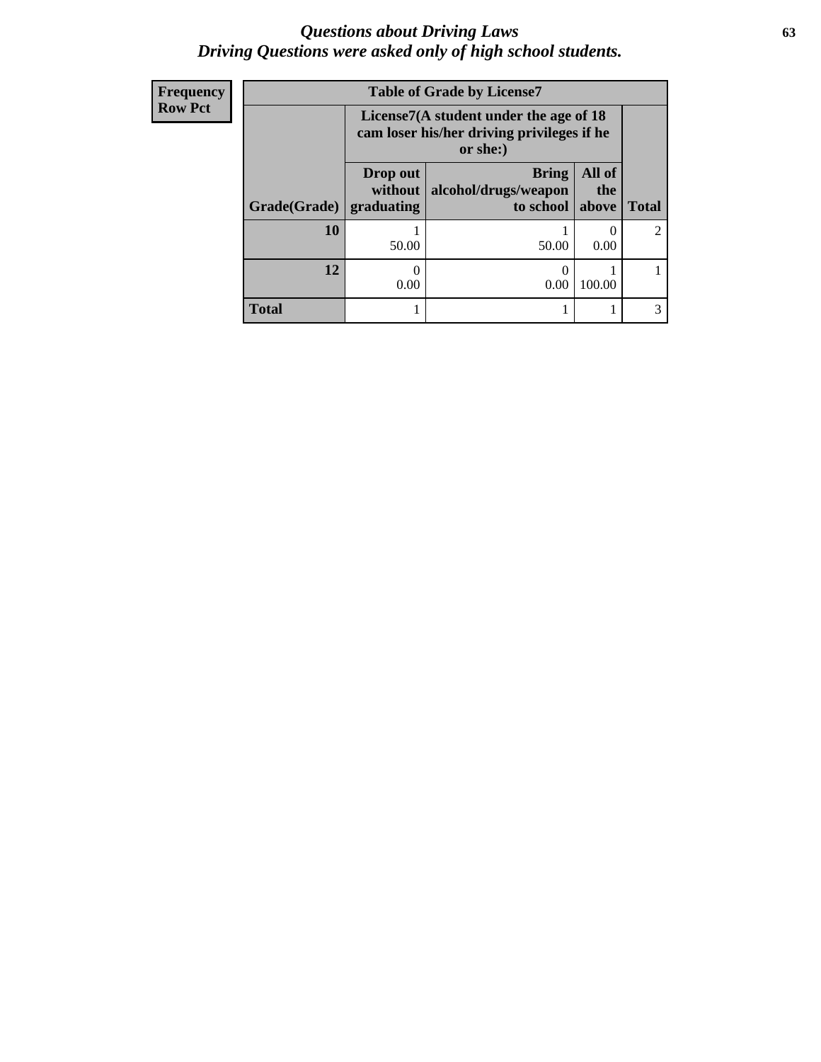# *Questions about Driving Laws*
# *Driving Questions were asked only of high school students.*

| Frequency<br>Row Pct | | | | |
|---|---|---|---|---|
| **Table of Grade by License7** | | | | |
| | **License7(A student under the age of 18 cam loser his/her driving privileges if he or she:)** | | | |
| **Grade(Grade)** | **Drop out without graduating** | **Bring alcohol/drugs/weapon to school** | **All of the above** | **Total** |
| **10** | 1<br>50.00 | 1<br>50.00 | 0<br>0.00 | 2 |
| **12** | 0<br>0.00 | 0<br>0.00 | 1<br>100.00 | 1 |
| **Total** | 1 | 1 | 1 | 3 |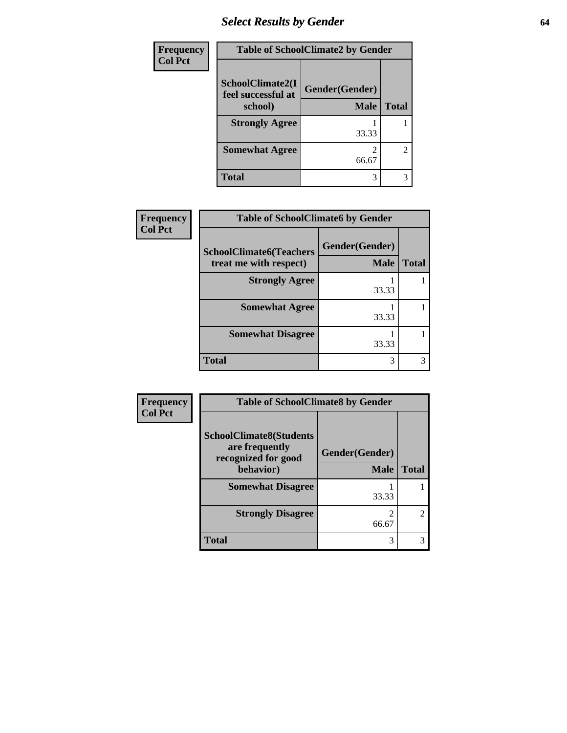## Select Results by Gender

**Frequency**
**Col Pct**

| Table of SchoolClimate2 by Gender | | |
|---|---|---|
| SchoolClimate2(I feel successful at school) | Gender(Gender) | |
| | Male | Total |
| **Strongly Agree** | 1<br>33.33 | 1 |
| **Somewhat Agree** | 2<br>66.67 | 2 |
| **Total** | 3 | 3 |

**Frequency**
**Col Pct**

| Table of SchoolClimate6 by Gender | | |
|---|---|---|
| SchoolClimate6(Teachers treat me with respect) | Gender(Gender) | |
| | Male | Total |
| **Strongly Agree** | 1<br>33.33 | 1 |
| **Somewhat Agree** | 1<br>33.33 | 1 |
| **Somewhat Disagree** | 1<br>33.33 | 1 |
| **Total** | 3 | 3 |

**Frequency**
**Col Pct**

| Table of SchoolClimate8 by Gender | | |
|---|---|---|
| SchoolClimate8(Students are frequently recognized for good behavior) | Gender(Gender) | |
| | Male | Total |
| **Somewhat Disagree** | 1<br>33.33 | 1 |
| **Strongly Disagree** | 2<br>66.67 | 2 |
| **Total** | 3 | 3 |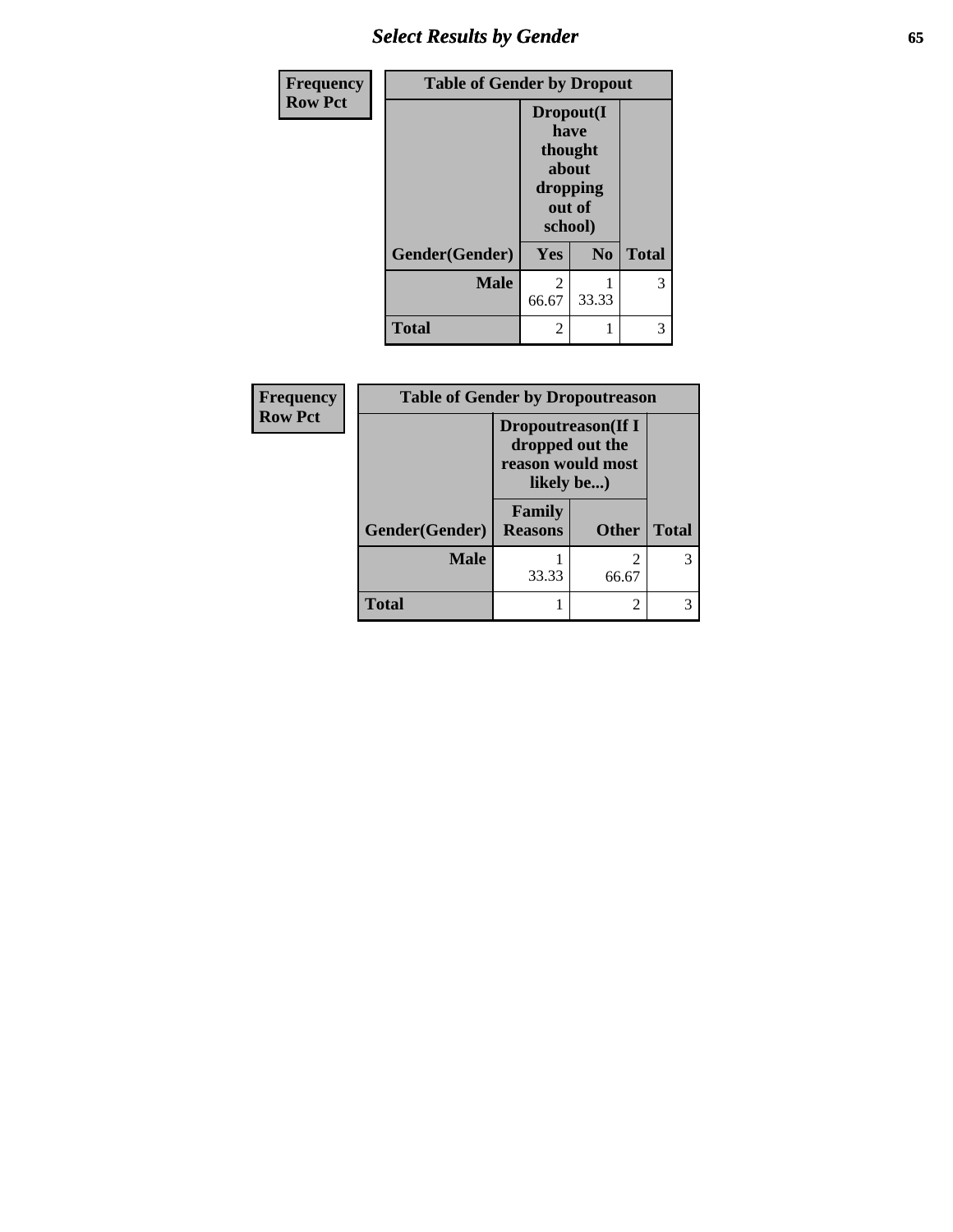| Frequency<br>Row Pct |
|---|

| Table of Gender by Dropout | | | |
|---|---|---|---|
| | Dropout(I have thought about dropping out of school) | | |
| Gender(Gender) | Yes | No | Total |
| Male | 2<br>66.67 | 1<br>33.33 | 3 |
| Total | 2 | 1 | 3 |

| Frequency<br>Row Pct |
|---|

| Table of Gender by Dropoutreason | | | |
|---|---|---|---|
| | Dropoutreason(If I dropped out the reason would most likely be...) | | |
| Gender(Gender) | Family Reasons | Other | Total |
| Male | 1<br>33.33 | 2<br>66.67 | 3 |
| Total | 1 | 2 | 3 |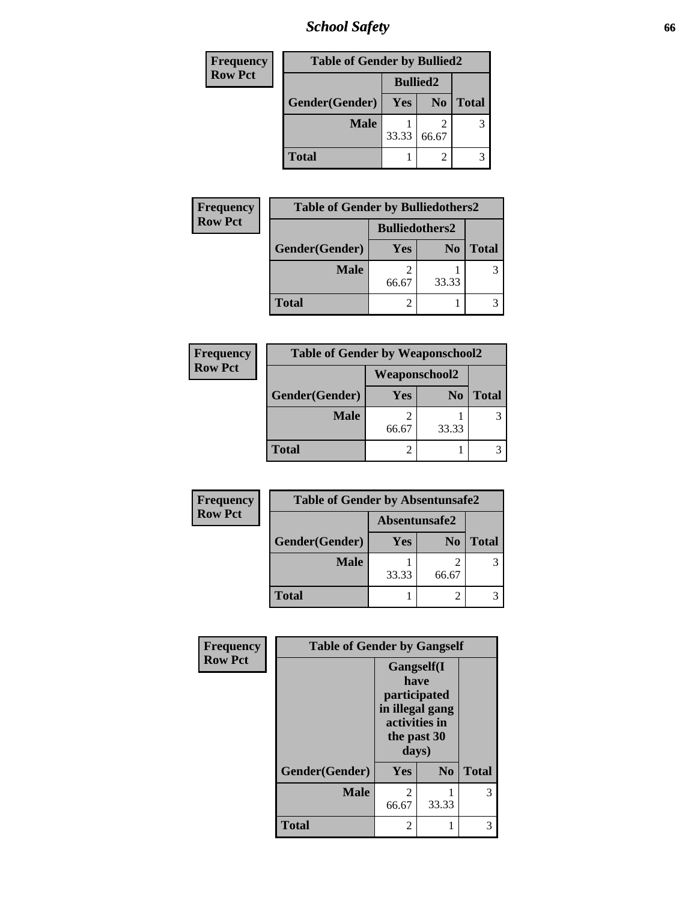## School Safety

| Frequency<br>Row Pct | Table of Gender by Bullied2 | | |
|---|---|---|---|
| | Bullied2 | | |
| Gender(Gender) | Yes | No | Total |
| Male | 1<br>33.33 | 2<br>66.67 | 3 |
| Total | 1 | 2 | 3 |

| Frequency<br>Row Pct | Table of Gender by Bulliedothers2 | | |
|---|---|---|---|
| | Bulliedothers2 | | |
| Gender(Gender) | Yes | No | Total |
| Male | 2<br>66.67 | 1<br>33.33 | 3 |
| Total | 2 | 1 | 3 |

| Frequency<br>Row Pct | Table of Gender by Weaponschool2 | | |
|---|---|---|---|
| | Weaponschool2 | | |
| Gender(Gender) | Yes | No | Total |
| Male | 2<br>66.67 | 1<br>33.33 | 3 |
| Total | 2 | 1 | 3 |

| Frequency<br>Row Pct | Table of Gender by Absentunsafe2 | | |
|---|---|---|---|
| | Absentunsafe2 | | |
| Gender(Gender) | Yes | No | Total |
| Male | 1<br>33.33 | 2<br>66.67 | 3 |
| Total | 1 | 2 | 3 |

| Frequency<br>Row Pct | Table of Gender by Gangself | | |
|---|---|---|---|
| | Gangself(I have participated in illegal gang activities in the past 30 days) | | |
| Gender(Gender) | Yes | No | Total |
| Male | 2<br>66.67 | 1<br>33.33 | 3 |
| Total | 2 | 1 | 3 |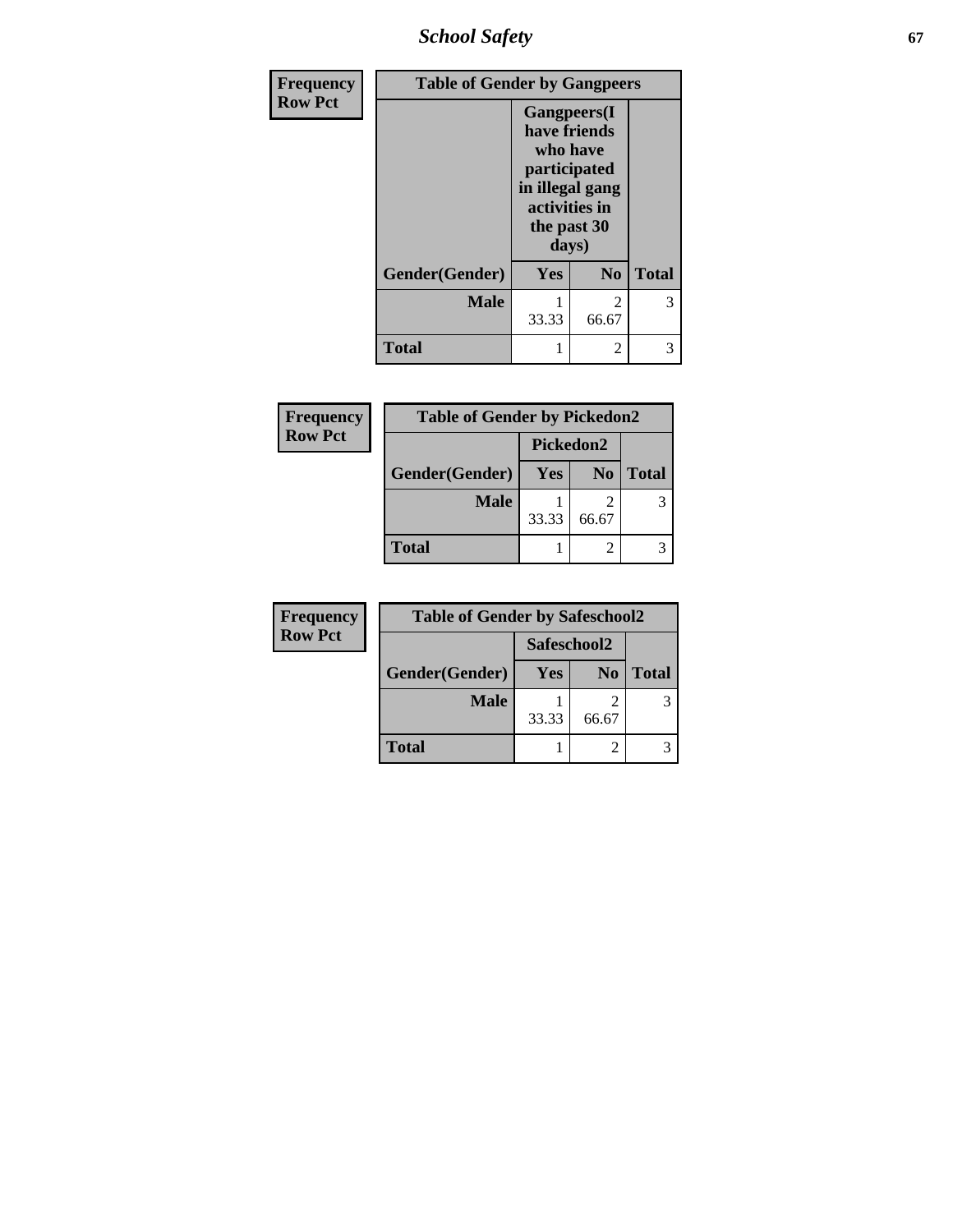| Frequency<br>Row Pct | Table of Gender by Gangpeers | | |
|---|---|---|---|
| | Gangpeers(I have friends who have participated in illegal gang activities in the past 30 days) | | |
| Gender(Gender) | Yes | No | Total |
| Male | 1<br>33.33 | 2<br>66.67 | 3 |
| Total | 1 | 2 | 3 |

| Frequency<br>Row Pct | Table of Gender by Pickedon2 | | |
|---|---|---|---|
| | Pickedon2 | | |
| Gender(Gender) | Yes | No | Total |
| Male | 1<br>33.33 | 2<br>66.67 | 3 |
| Total | 1 | 2 | 3 |

| Frequency<br>Row Pct | Table of Gender by Safeschool2 | | |
|---|---|---|---|
| | Safeschool2 | | |
| Gender(Gender) | Yes | No | Total |
| Male | 1<br>33.33 | 2<br>66.67 | 3 |
| Total | 1 | 2 | 3 |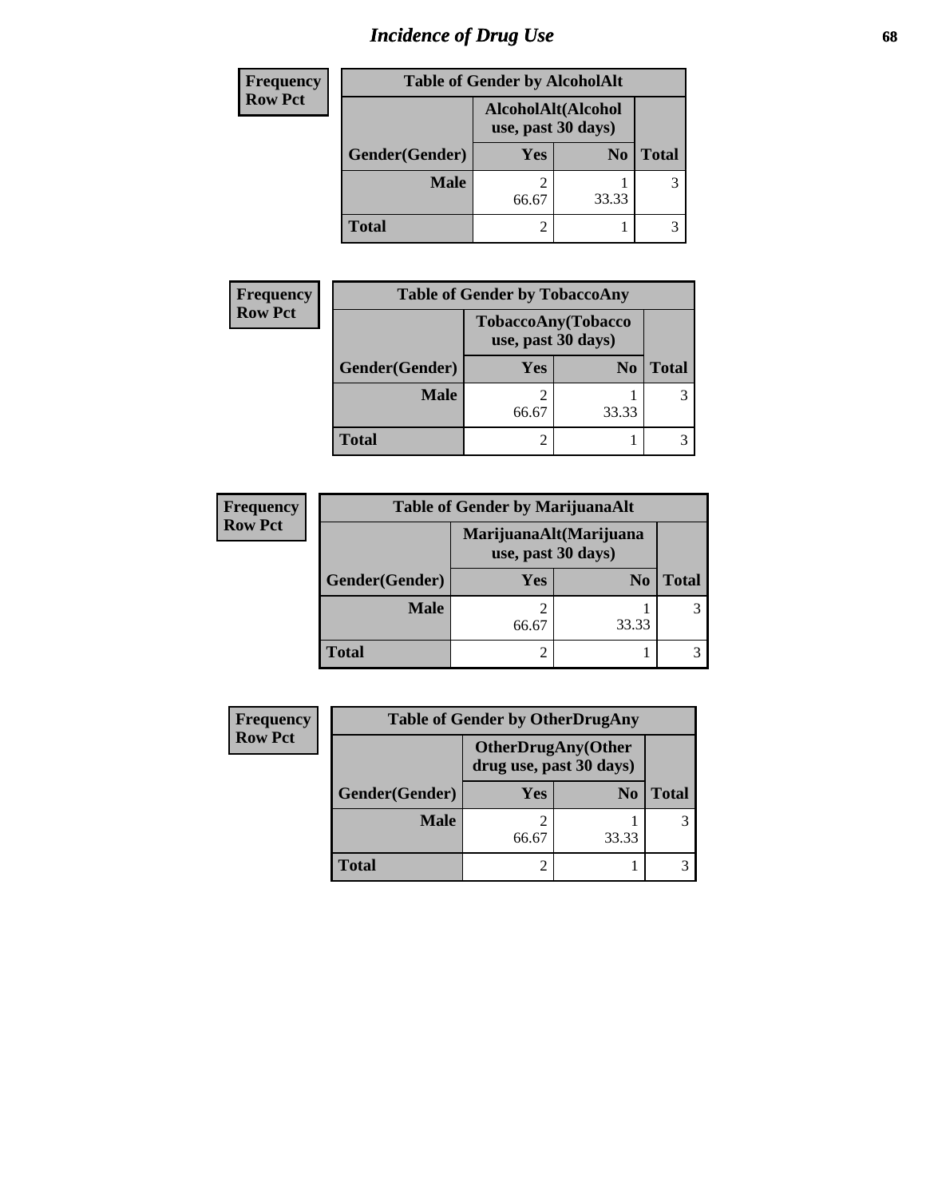# Incidence of Drug Use

| Frequency Row Pct | Table of Gender by AlcoholAlt | | |
|---|---|---|---|
| | AlcoholAlt(Alcohol use, past 30 days) | | |
| Gender(Gender) | Yes | No | Total |
| Male | 2<br>66.67 | 1<br>33.33 | 3 |
| Total | 2 | 1 | 3 |

| Frequency Row Pct | Table of Gender by TobaccoAny | | |
|---|---|---|---|
| | TobaccoAny(Tobacco use, past 30 days) | | |
| Gender(Gender) | Yes | No | Total |
| Male | 2<br>66.67 | 1<br>33.33 | 3 |
| Total | 2 | 1 | 3 |

| Frequency Row Pct | Table of Gender by MarijuanaAlt | | |
|---|---|---|---|
| | MarijuanaAlt(Marijuana use, past 30 days) | | |
| Gender(Gender) | Yes | No | Total |
| Male | 2<br>66.67 | 1<br>33.33 | 3 |
| Total | 2 | 1 | 3 |

| Frequency Row Pct | Table of Gender by OtherDrugAny | | |
|---|---|---|---|
| | OtherDrugAny(Other drug use, past 30 days) | | |
| Gender(Gender) | Yes | No | Total |
| Male | 2<br>66.67 | 1<br>33.33 | 3 |
| Total | 2 | 1 | 3 |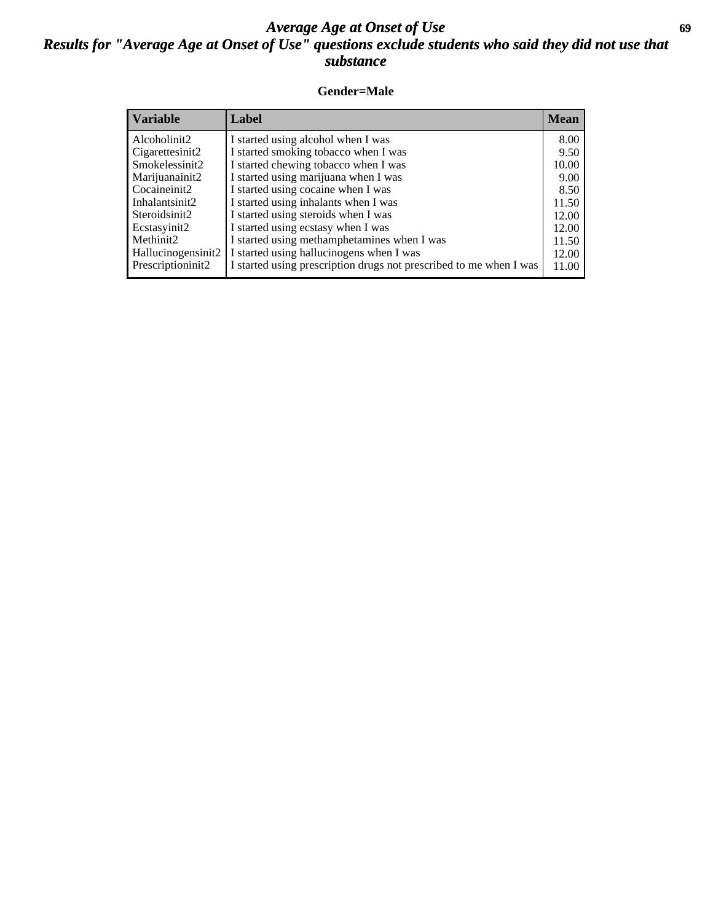# *Average Age at Onset of Use*

## *Results for "Average Age at Onset of Use" questions exclude students who said they did not use that substance*

**Gender=Male**

| Variable | Label | Mean |
|---|---|---|
| Alcoholinit2 | I started using alcohol when I was | 8.00 |
| Cigarettesinit2 | I started smoking tobacco when I was | 9.50 |
| Smokelessinit2 | I started chewing tobacco when I was | 10.00 |
| Marijuanainit2 | I started using marijuana when I was | 9.00 |
| Cocaineinit2 | I started using cocaine when I was | 8.50 |
| Inhalantsinit2 | I started using inhalants when I was | 11.50 |
| Steroidsinit2 | I started using steroids when I was | 12.00 |
| Ecstasyinit2 | I started using ecstasy when I was | 12.00 |
| Methinit2 | I started using methamphetamines when I was | 11.50 |
| Hallucinogensinit2 | I started using hallucinogens when I was | 12.00 |
| Prescriptioninit2 | I started using prescription drugs not prescribed to me when I was | 11.00 |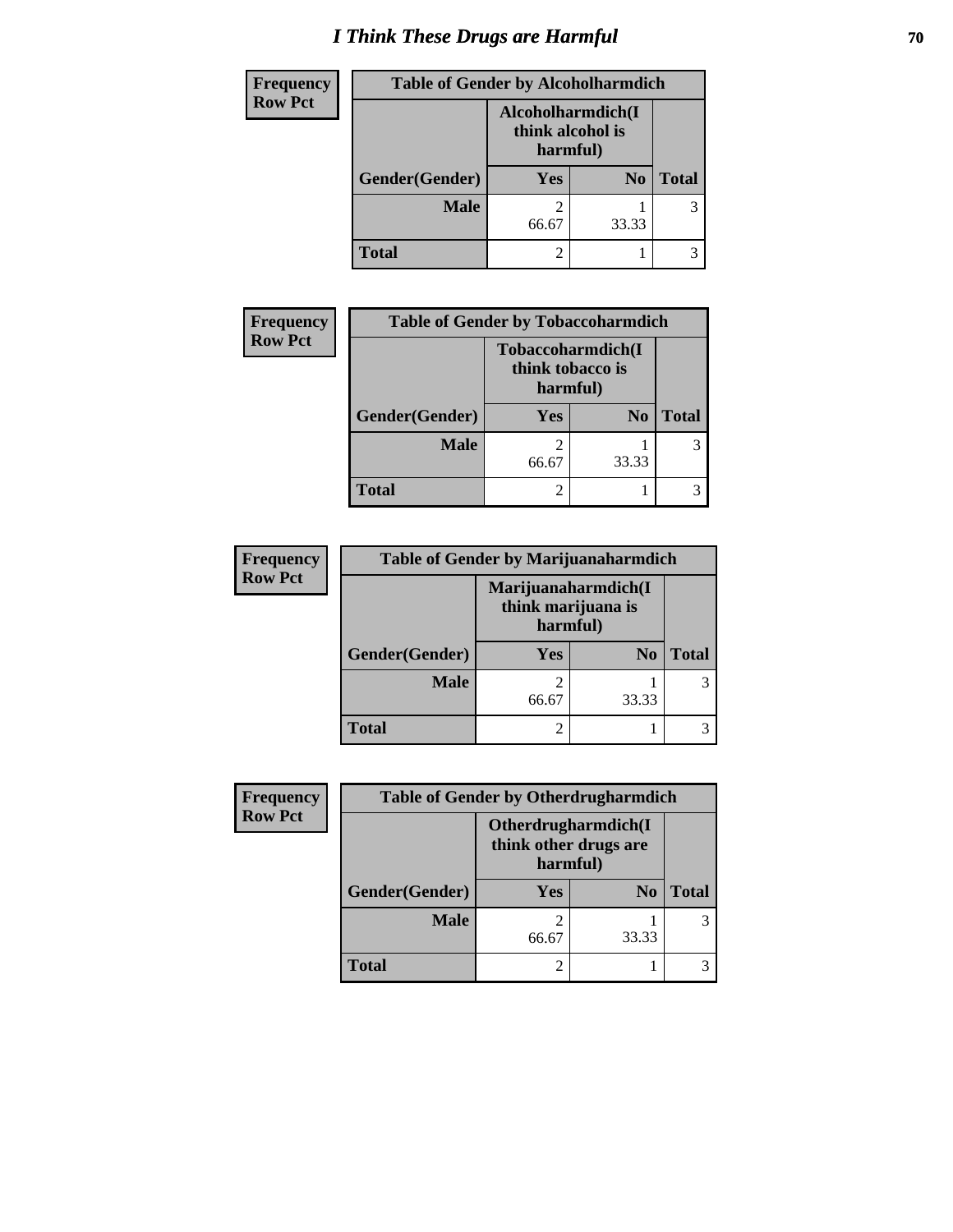# I Think These Drugs are Harmful

| Frequency Row Pct | Table of Gender by Alcoholharmdich | | |
|---|---|---|---|
| | Alcoholharmdich(I think alcohol is harmful) | | |
| Gender(Gender) | Yes | No | Total |
| Male | 2<br>66.67 | 1<br>33.33 | 3 |
| Total | 2 | 1 | 3 |

| Frequency Row Pct | Table of Gender by Tobaccoharmdich | | |
|---|---|---|---|
| | Tobaccoharmdich(I think tobacco is harmful) | | |
| Gender(Gender) | Yes | No | Total |
| Male | 2<br>66.67 | 1<br>33.33 | 3 |
| Total | 2 | 1 | 3 |

| Frequency Row Pct | Table of Gender by Marijuanaharmdich | | |
|---|---|---|---|
| | Marijuanaharmdich(I think marijuana is harmful) | | |
| Gender(Gender) | Yes | No | Total |
| Male | 2<br>66.67 | 1<br>33.33 | 3 |
| Total | 2 | 1 | 3 |

| Frequency Row Pct | Table of Gender by Otherdrugharmdich | | |
|---|---|---|---|
| | Otherdrugharmdich(I think other drugs are harmful) | | |
| Gender(Gender) | Yes | No | Total |
| Male | 2<br>66.67 | 1<br>33.33 | 3 |
| Total | 2 | 1 | 3 |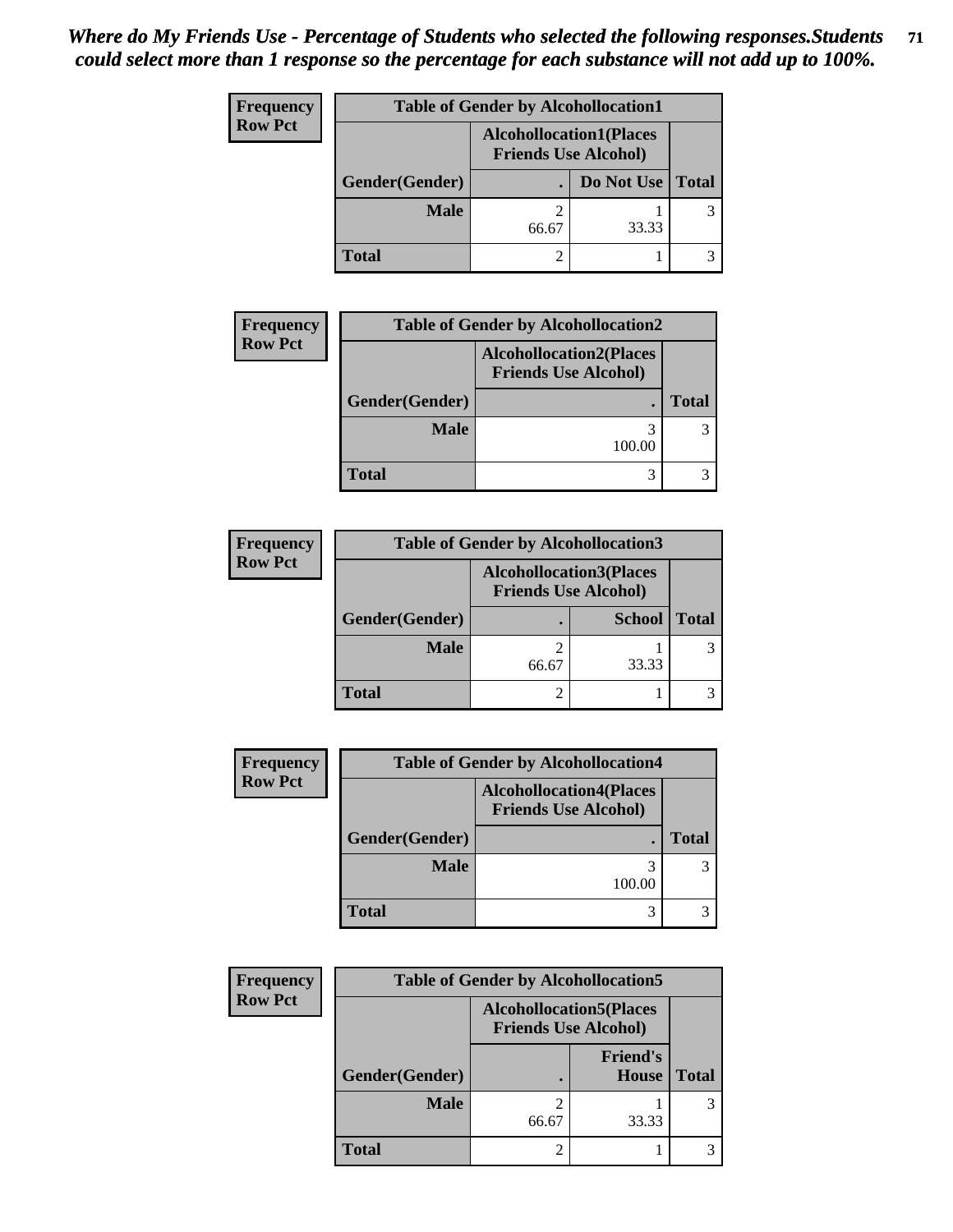*Where do My Friends Use - Percentage of Students who selected the following responses.Students could select more than 1 response so the percentage for each substance will not add up to 100%.*

**Frequency**
**Row Pct**

| Table of Gender by Alcohollocation1 | | | |
|---|---|---|---|
| | Alcohollocation1(Places Friends Use Alcohol) | | |
| Gender(Gender) | . | Do Not Use | Total |
| Male | 2<br>66.67 | 1<br>33.33 | 3 |
| Total | 2 | 1 | 3 |

**Frequency**
**Row Pct**

| Table of Gender by Alcohollocation2 | | |
|---|---|---|
| | Alcohollocation2(Places Friends Use Alcohol) | |
| Gender(Gender) | . | Total |
| Male | 3<br>100.00 | 3 |
| Total | 3 | 3 |

**Frequency**
**Row Pct**

| Table of Gender by Alcohollocation3 | | | |
|---|---|---|---|
| | Alcohollocation3(Places Friends Use Alcohol) | | |
| Gender(Gender) | . | School | Total |
| Male | 2<br>66.67 | 1<br>33.33 | 3 |
| Total | 2 | 1 | 3 |

**Frequency**
**Row Pct**

| Table of Gender by Alcohollocation4 | | |
|---|---|---|
| | Alcohollocation4(Places Friends Use Alcohol) | |
| Gender(Gender) | . | Total |
| Male | 3<br>100.00 | 3 |
| Total | 3 | 3 |

**Frequency**
**Row Pct**

| Table of Gender by Alcohollocation5 | | | |
|---|---|---|---|
| | Alcohollocation5(Places Friends Use Alcohol) | | |
| Gender(Gender) | . | Friend's House | Total |
| Male | 2<br>66.67 | 1<br>33.33 | 3 |
| Total | 2 | 1 | 3 |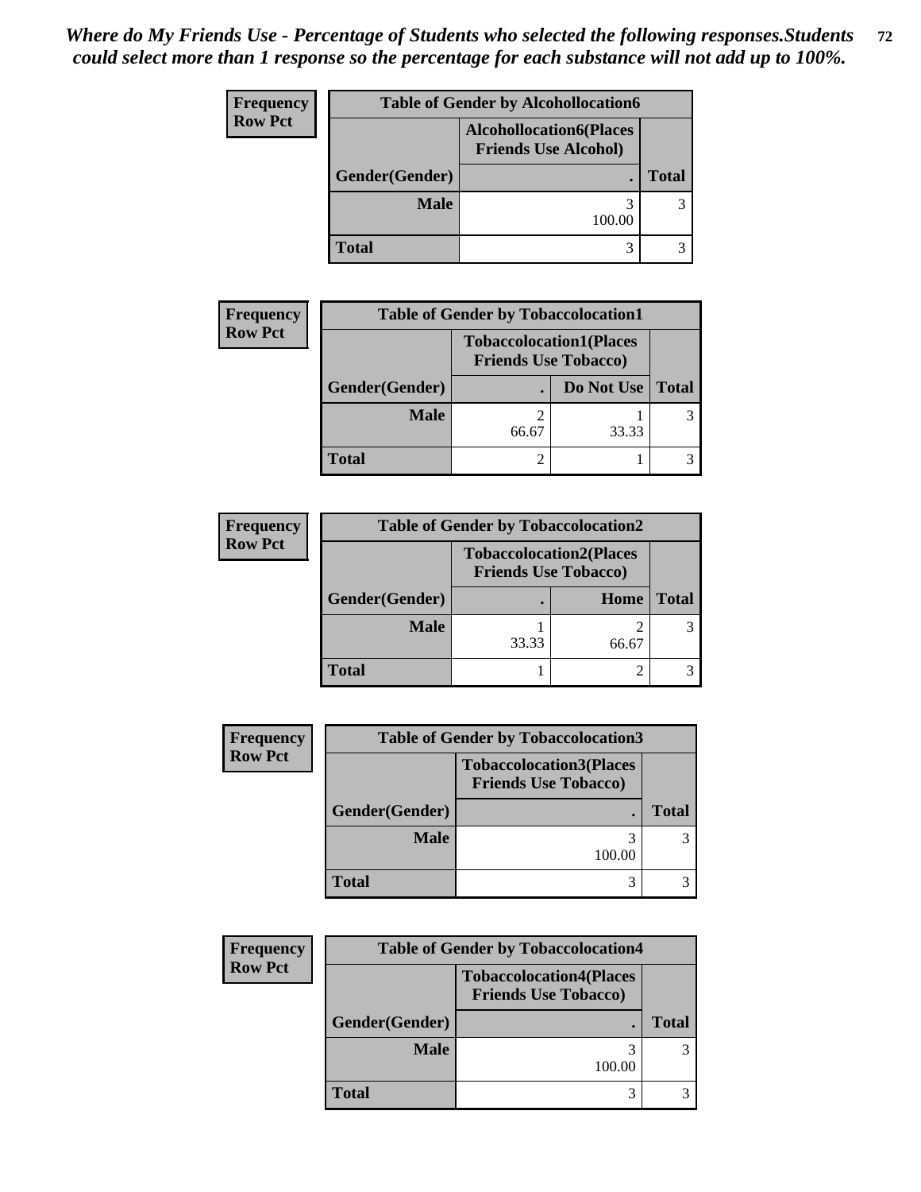*Where do My Friends Use - Percentage of Students who selected the following responses.Students could select more than 1 response so the percentage for each substance will not add up to 100%.*

**Frequency**
**Row Pct**

| Table of Gender by Alcohollocation6 | | |
|---|---|---|
| | Alcohollocation6(Places Friends Use Alcohol) | |
| Gender(Gender) | . | Total |
| **Male** | 3<br>100.00 | 3 |
| **Total** | 3 | 3 |

**Frequency**
**Row Pct**

| Table of Gender by Tobaccolocation1 | | | |
|---|---|---|---|
| | Tobaccolocation1(Places Friends Use Tobacco) | | |
| Gender(Gender) | . | Do Not Use | Total |
| **Male** | 2<br>66.67 | 1<br>33.33 | 3 |
| **Total** | 2 | 1 | 3 |

**Frequency**
**Row Pct**

| Table of Gender by Tobaccolocation2 | | | |
|---|---|---|---|
| | Tobaccolocation2(Places Friends Use Tobacco) | | |
| Gender(Gender) | . | Home | Total |
| **Male** | 1<br>33.33 | 2<br>66.67 | 3 |
| **Total** | 1 | 2 | 3 |

**Frequency**
**Row Pct**

| Table of Gender by Tobaccolocation3 | | |
|---|---|---|
| | Tobaccolocation3(Places Friends Use Tobacco) | |
| Gender(Gender) | . | Total |
| **Male** | 3<br>100.00 | 3 |
| **Total** | 3 | 3 |

**Frequency**
**Row Pct**

| Table of Gender by Tobaccolocation4 | | |
|---|---|---|
| | Tobaccolocation4(Places Friends Use Tobacco) | |
| Gender(Gender) | . | Total |
| **Male** | 3<br>100.00 | 3 |
| **Total** | 3 | 3 |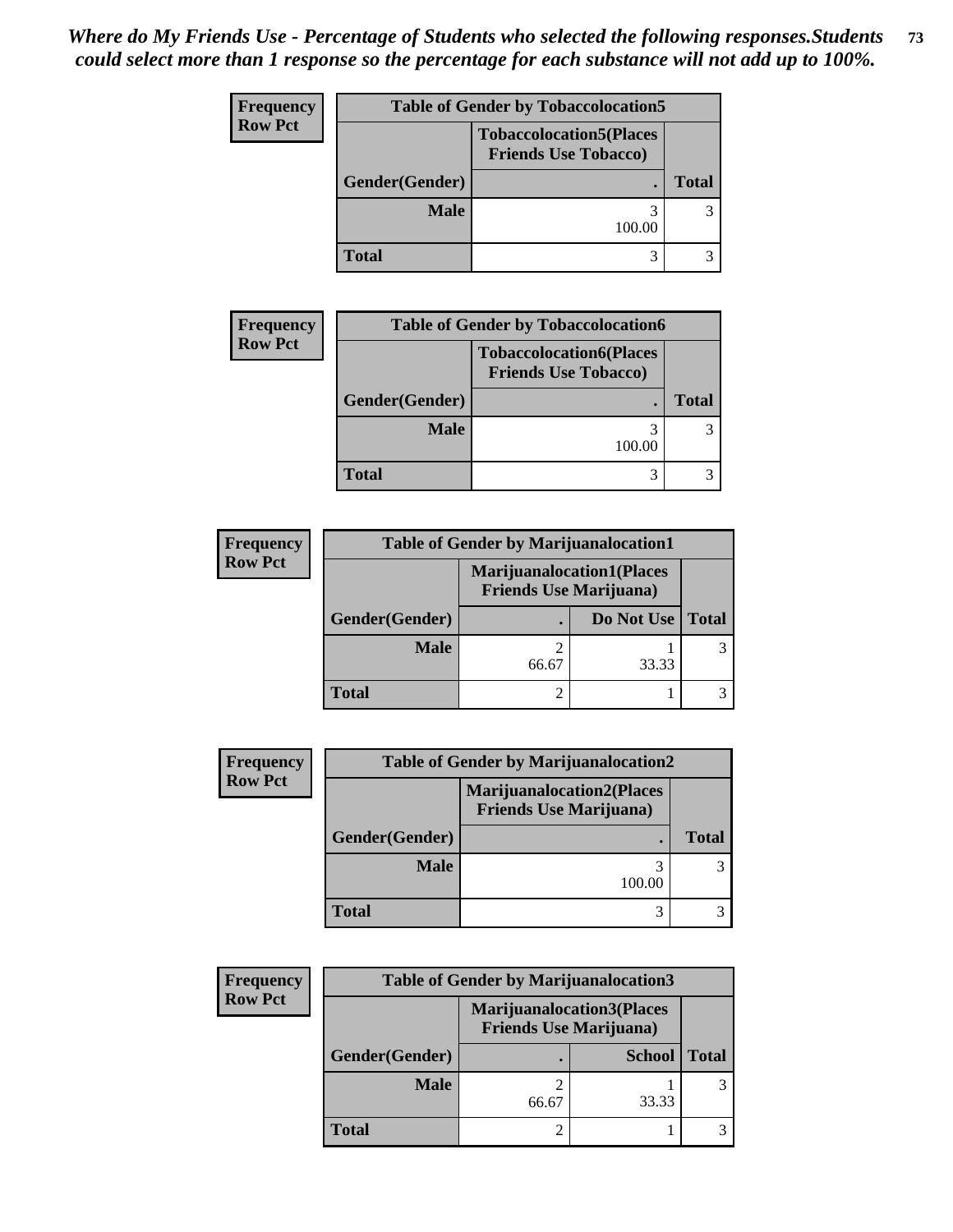*Where do My Friends Use - Percentage of Students who selected the following responses.Students could select more than 1 response so the percentage for each substance will not add up to 100%.*

**Frequency**
**Row Pct**

| Table of Gender by Tobaccolocation5 | | |
|---|---|---|
| | Tobaccolocation5(Places Friends Use Tobacco) | |
| Gender(Gender) | . | Total |
| Male | 3<br>100.00 | 3 |
| Total | 3 | 3 |

**Frequency**
**Row Pct**

| Table of Gender by Tobaccolocation6 | | |
|---|---|---|
| | Tobaccolocation6(Places Friends Use Tobacco) | |
| Gender(Gender) | . | Total |
| Male | 3<br>100.00 | 3 |
| Total | 3 | 3 |

**Frequency**
**Row Pct**

| Table of Gender by Marijuanalocation1 | | | |
|---|---|---|---|
| | Marijuanalocation1(Places Friends Use Marijuana) | | |
| Gender(Gender) | . | Do Not Use | Total |
| Male | 2<br>66.67 | 1<br>33.33 | 3 |
| Total | 2 | 1 | 3 |

**Frequency**
**Row Pct**

| Table of Gender by Marijuanalocation2 | | |
|---|---|---|
| | Marijuanalocation2(Places Friends Use Marijuana) | |
| Gender(Gender) | . | Total |
| Male | 3<br>100.00 | 3 |
| Total | 3 | 3 |

**Frequency**
**Row Pct**

| Table of Gender by Marijuanalocation3 | | | |
|---|---|---|---|
| | Marijuanalocation3(Places Friends Use Marijuana) | | |
| Gender(Gender) | . | School | Total |
| Male | 2<br>66.67 | 1<br>33.33 | 3 |
| Total | 2 | 1 | 3 |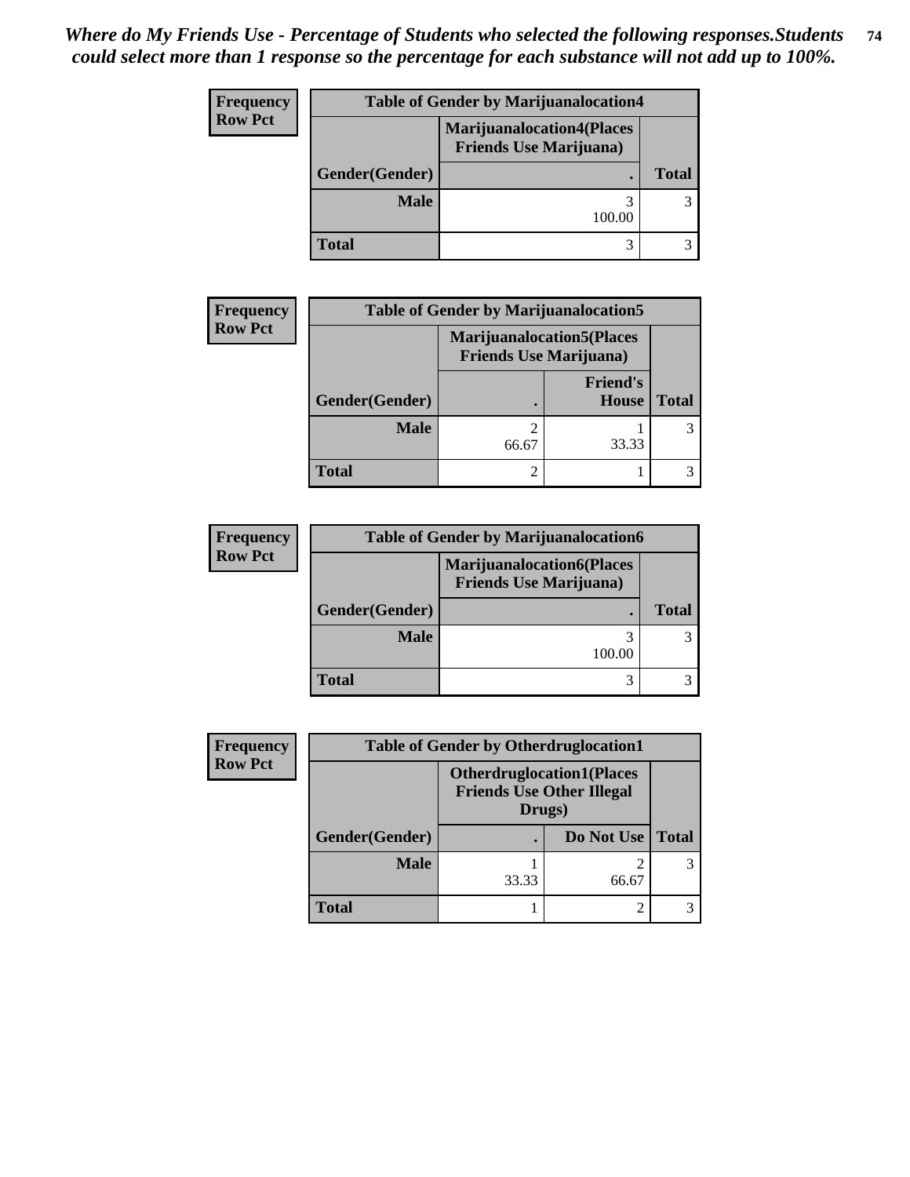*Where do My Friends Use - Percentage of Students who selected the following responses.Students could select more than 1 response so the percentage for each substance will not add up to 100%.*

**Frequency**
**Row Pct**

| Table of Gender by Marijuanalocation4 | | |
|---|---|---|
| | Marijuanalocation4(Places Friends Use Marijuana) | |
| Gender(Gender) | . | Total |
| Male | 3<br>100.00 | 3 |
| Total | 3 | 3 |

**Frequency**
**Row Pct**

| Table of Gender by Marijuanalocation5 | | | |
|---|---|---|---|
| | Marijuanalocation5(Places Friends Use Marijuana) | | |
| Gender(Gender) | . | Friend's House | Total |
| Male | 2<br>66.67 | 1<br>33.33 | 3 |
| Total | 2 | 1 | 3 |

**Frequency**
**Row Pct**

| Table of Gender by Marijuanalocation6 | | |
|---|---|---|
| | Marijuanalocation6(Places Friends Use Marijuana) | |
| Gender(Gender) | . | Total |
| Male | 3<br>100.00 | 3 |
| Total | 3 | 3 |

**Frequency**
**Row Pct**

| Table of Gender by Otherdruglocation1 | | | |
|---|---|---|---|
| | Otherdruglocation1(Places Friends Use Other Illegal Drugs) | | |
| Gender(Gender) | . | Do Not Use | Total |
| Male | 1<br>33.33 | 2<br>66.67 | 3 |
| Total | 1 | 2 | 3 |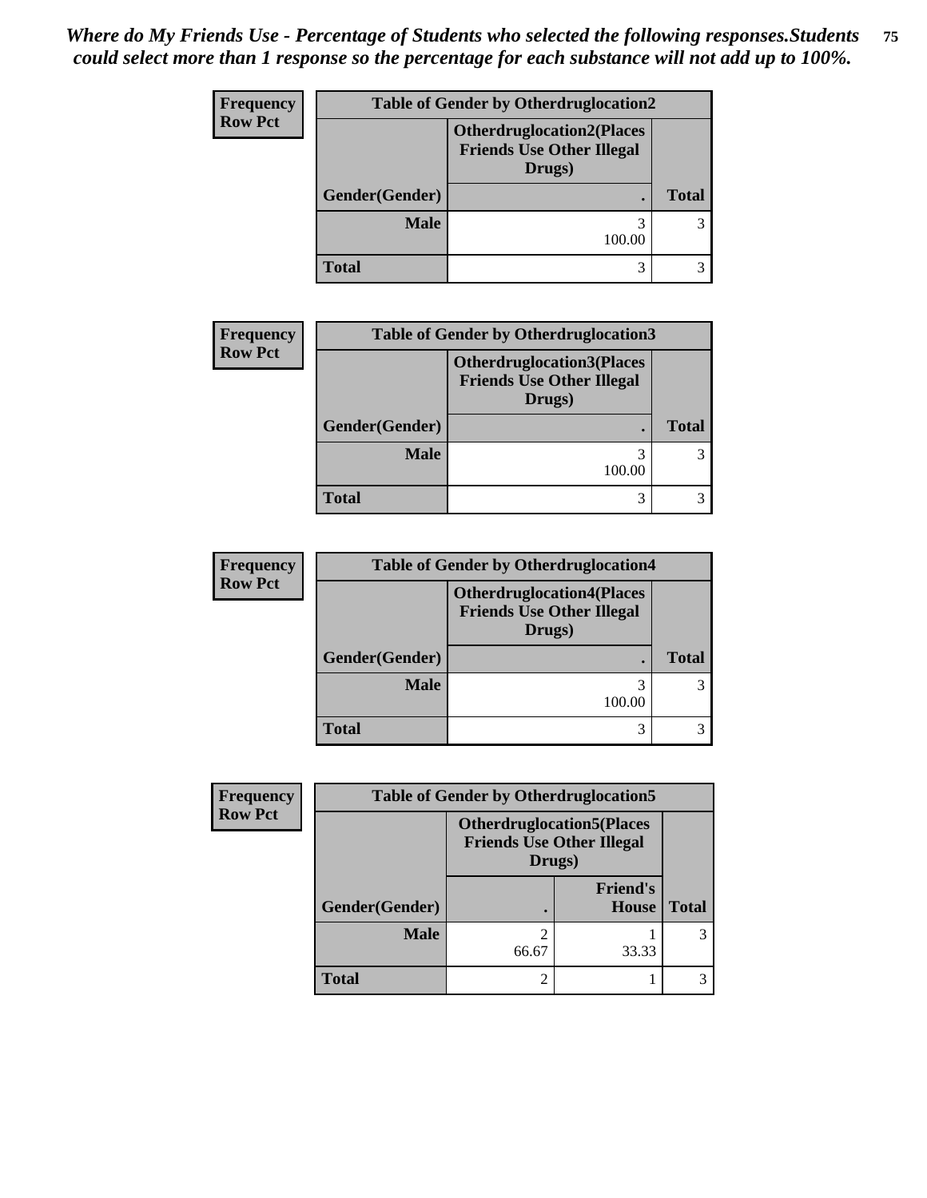*Where do My Friends Use - Percentage of Students who selected the following responses.Students could select more than 1 response so the percentage for each substance will not add up to 100%.*

**Frequency**
**Row Pct**

| Table of Gender by Otherdruglocation2 | | |
|---|---|---|
| | Otherdruglocation2(Places Friends Use Other Illegal Drugs) | |
| Gender(Gender) | . | Total |
| Male | 3<br>100.00 | 3 |
| Total | 3 | 3 |

**Frequency**
**Row Pct**

| Table of Gender by Otherdruglocation3 | | |
|---|---|---|
| | Otherdruglocation3(Places Friends Use Other Illegal Drugs) | |
| Gender(Gender) | . | Total |
| Male | 3<br>100.00 | 3 |
| Total | 3 | 3 |

**Frequency**
**Row Pct**

| Table of Gender by Otherdruglocation4 | | |
|---|---|---|
| | Otherdruglocation4(Places Friends Use Other Illegal Drugs) | |
| Gender(Gender) | . | Total |
| Male | 3<br>100.00 | 3 |
| Total | 3 | 3 |

**Frequency**
**Row Pct**

| Table of Gender by Otherdruglocation5 | | | |
|---|---|---|---|
| | Otherdruglocation5(Places Friends Use Other Illegal Drugs) | | |
| Gender(Gender) | . | Friend's House | Total |
| Male | 2<br>66.67 | 1<br>33.33 | 3 |
| Total | 2 | 1 | 3 |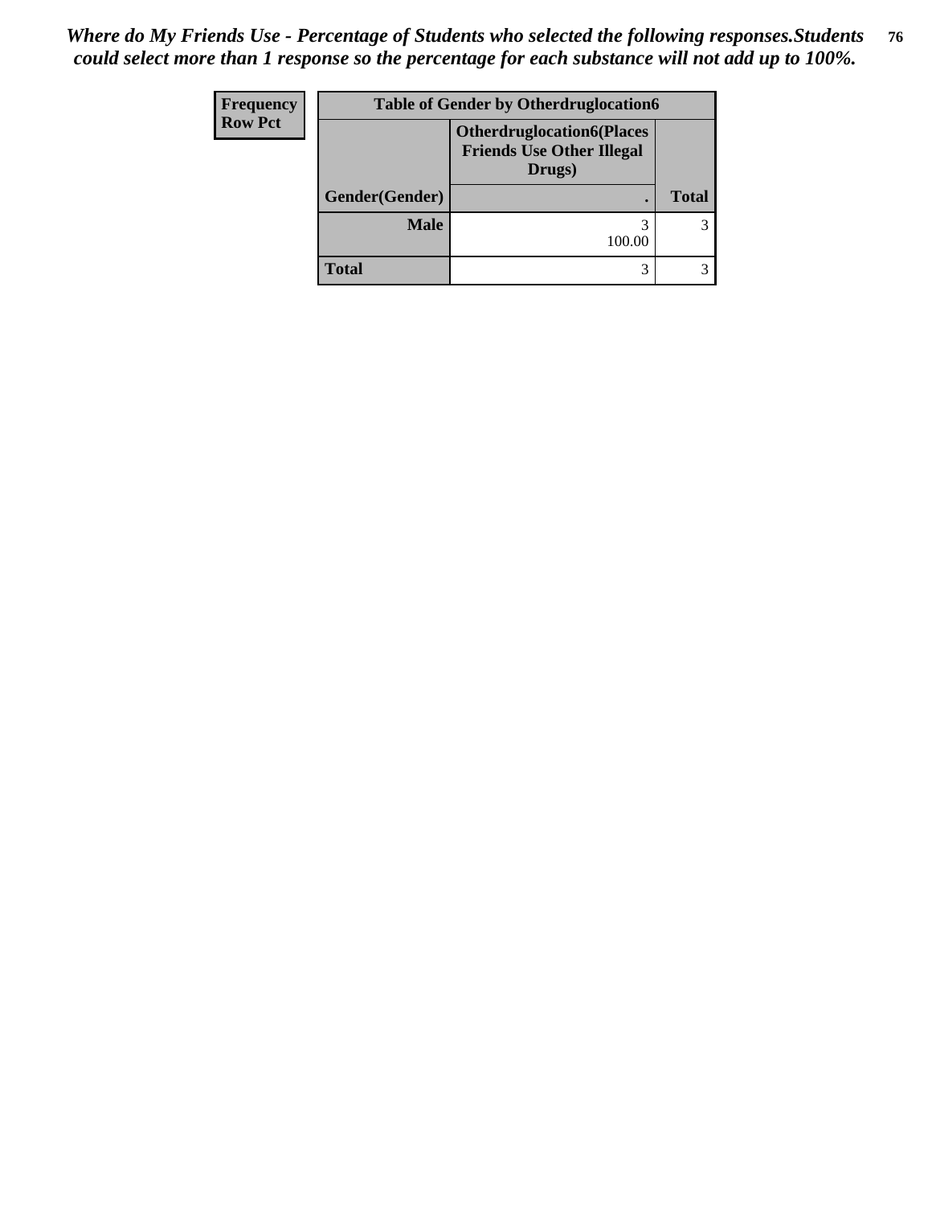*Where do My Friends Use - Percentage of Students who selected the following responses.Students could select more than 1 response so the percentage for each substance will not add up to 100%.*

| Frequency<br>Row Pct | Table of Gender by Otherdruglocation6 | | |
|---|---|---|---|
| | | Otherdruglocation6(Places Friends Use Other Illegal Drugs) | |
| | Gender(Gender) | . | Total |
| | Male | 3<br>100.00 | 3 |
| | Total | 3 | 3 |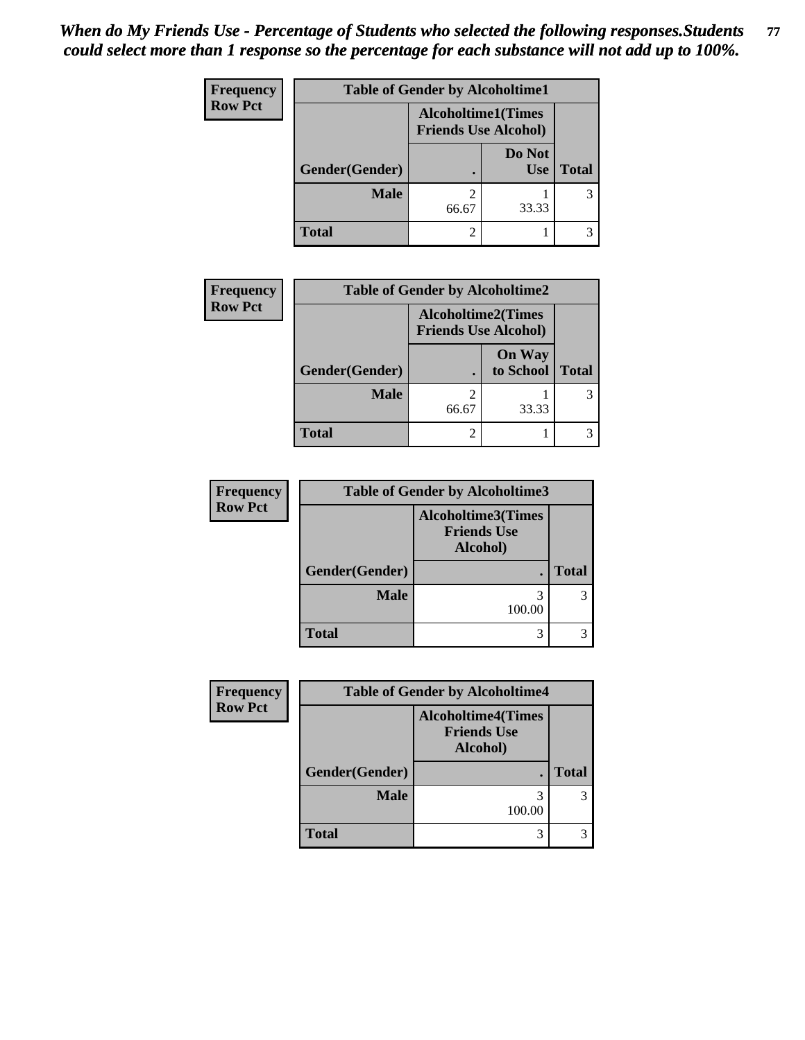*When do My Friends Use - Percentage of Students who selected the following responses.Students could select more than 1 response so the percentage for each substance will not add up to 100%.*

| Frequency Row Pct | Table of Gender by Alcoholtime1 | | |
|---|---|---|---|
| | Alcoholtime1(Times Friends Use Alcohol) | | |
| Gender(Gender) | . | Do Not Use | Total |
| Male | 2<br>66.67 | 1<br>33.33 | 3 |
| Total | 2 | 1 | 3 |

| Frequency Row Pct | Table of Gender by Alcoholtime2 | | |
|---|---|---|---|
| | Alcoholtime2(Times Friends Use Alcohol) | | |
| Gender(Gender) | . | On Way to School | Total |
| Male | 2<br>66.67 | 1<br>33.33 | 3 |
| Total | 2 | 1 | 3 |

| Frequency Row Pct | Table of Gender by Alcoholtime3 | |
|---|---|---|
| | Alcoholtime3(Times Friends Use Alcohol) | |
| Gender(Gender) | . | Total |
| Male | 3<br>100.00 | 3 |
| Total | 3 | 3 |

| Frequency Row Pct | Table of Gender by Alcoholtime4 | |
|---|---|---|
| | Alcoholtime4(Times Friends Use Alcohol) | |
| Gender(Gender) | . | Total |
| Male | 3<br>100.00 | 3 |
| Total | 3 | 3 |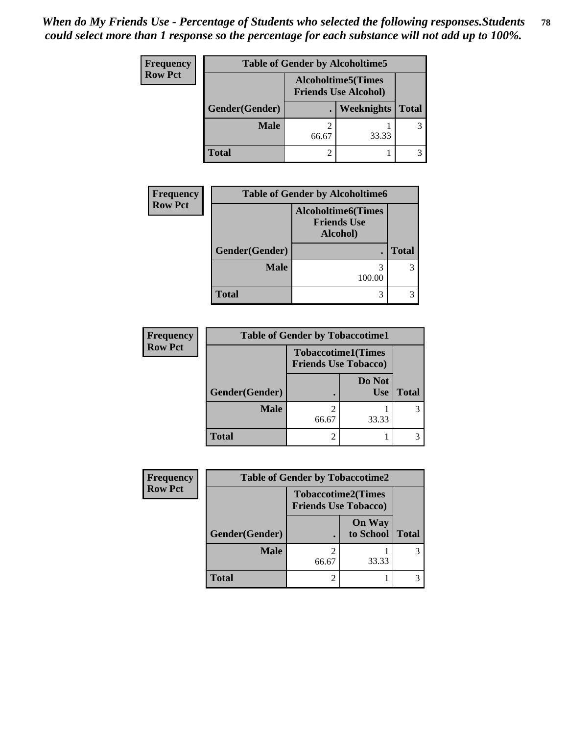*When do My Friends Use - Percentage of Students who selected the following responses.Students could select more than 1 response so the percentage for each substance will not add up to 100%.*

| Frequency<br>Row Pct | Table of Gender by Alcoholtime5 | | |
|---|---|---|---|
| | Alcoholtime5(Times Friends Use Alcohol) | | |
| Gender(Gender) | . | Weeknights | Total |
| Male | 2<br>66.67 | 1<br>33.33 | 3 |
| Total | 2 | 1 | 3 |

| Frequency<br>Row Pct | Table of Gender by Alcoholtime6 | |
|---|---|---|
| | Alcoholtime6(Times Friends Use Alcohol) | |
| Gender(Gender) | . | Total |
| Male | 3<br>100.00 | 3 |
| Total | 3 | 3 |

| Frequency<br>Row Pct | Table of Gender by Tobaccotime1 | | |
|---|---|---|---|
| | Tobaccotime1(Times Friends Use Tobacco) | | |
| Gender(Gender) | . | Do Not Use | Total |
| Male | 2<br>66.67 | 1<br>33.33 | 3 |
| Total | 2 | 1 | 3 |

| Frequency<br>Row Pct | Table of Gender by Tobaccotime2 | | |
|---|---|---|---|
| | Tobaccotime2(Times Friends Use Tobacco) | | |
| Gender(Gender) | . | On Way to School | Total |
| Male | 2<br>66.67 | 1<br>33.33 | 3 |
| Total | 2 | 1 | 3 |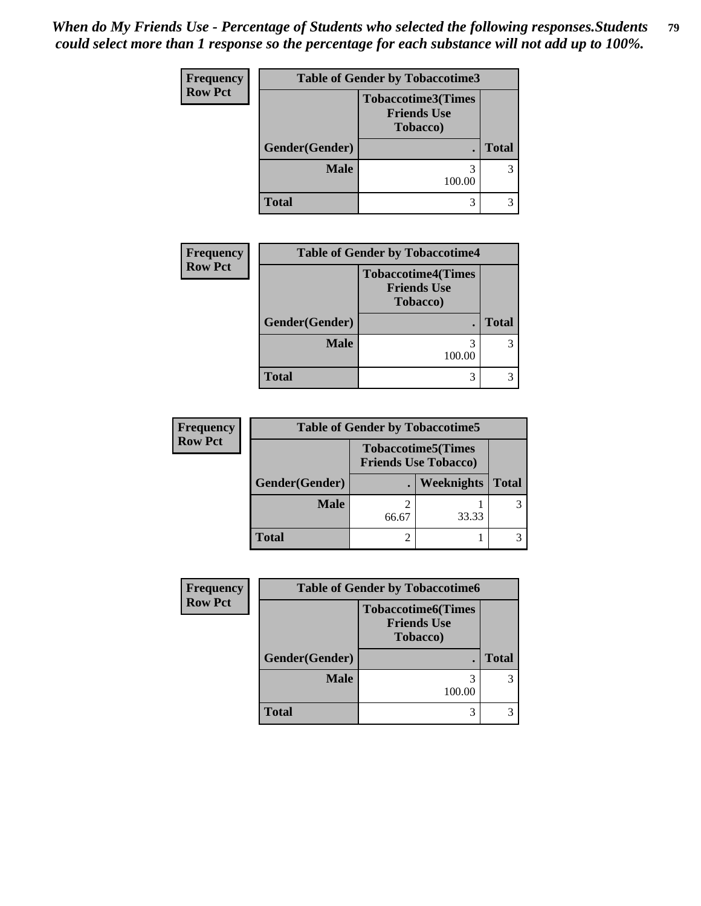*When do My Friends Use - Percentage of Students who selected the following responses.Students could select more than 1 response so the percentage for each substance will not add up to 100%.*

| Frequency / Row Pct | Table of Gender by Tobaccotime3 | |
|---|---|---|
| | Tobaccotime3(Times Friends Use Tobacco) | |
| Gender(Gender) | . | Total |
| Male | 3<br>100.00 | 3 |
| Total | 3 | 3 |

| Frequency / Row Pct | Table of Gender by Tobaccotime4 | |
|---|---|---|
| | Tobaccotime4(Times Friends Use Tobacco) | |
| Gender(Gender) | . | Total |
| Male | 3<br>100.00 | 3 |
| Total | 3 | 3 |

| Frequency / Row Pct | Table of Gender by Tobaccotime5 | | |
|---|---|---|---|
| | Tobaccotime5(Times Friends Use Tobacco) | | |
| Gender(Gender) | . | Weeknights | Total |
| Male | 2<br>66.67 | 1<br>33.33 | 3 |
| Total | 2 | 1 | 3 |

| Frequency / Row Pct | Table of Gender by Tobaccotime6 | |
|---|---|---|
| | Tobaccotime6(Times Friends Use Tobacco) | |
| Gender(Gender) | . | Total |
| Male | 3<br>100.00 | 3 |
| Total | 3 | 3 |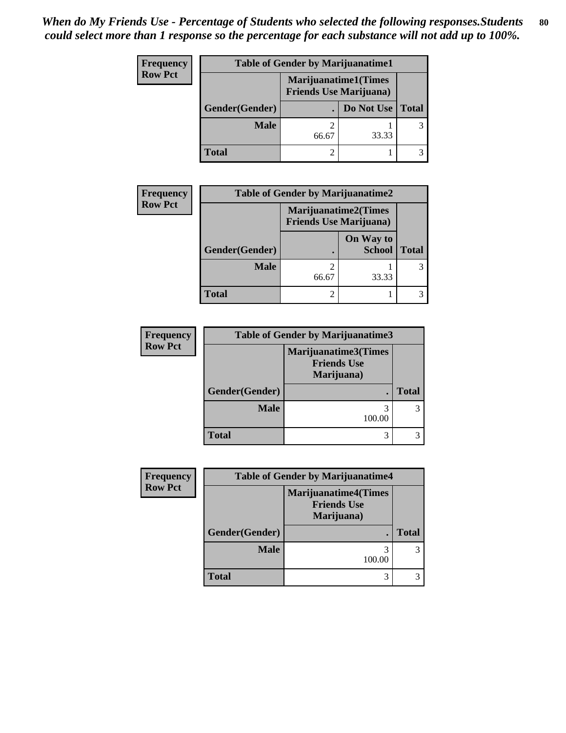*When do My Friends Use - Percentage of Students who selected the following responses.Students could select more than 1 response so the percentage for each substance will not add up to 100%.*

**Frequency**
**Row Pct**

| Table of Gender by Marijuanatime1 | | | |
|---|---|---|---|
| | Marijuanatime1(Times Friends Use Marijuana) | | |
| Gender(Gender) | . | Do Not Use | Total |
| Male | 2<br>66.67 | 1<br>33.33 | 3 |
| Total | 2 | 1 | 3 |

**Frequency**
**Row Pct**

| Table of Gender by Marijuanatime2 | | | |
|---|---|---|---|
| | Marijuanatime2(Times Friends Use Marijuana) | | |
| Gender(Gender) | . | On Way to School | Total |
| Male | 2<br>66.67 | 1<br>33.33 | 3 |
| Total | 2 | 1 | 3 |

**Frequency**
**Row Pct**

| Table of Gender by Marijuanatime3 | | |
|---|---|---|
| | Marijuanatime3(Times Friends Use Marijuana) | |
| Gender(Gender) | . | Total |
| Male | 3<br>100.00 | 3 |
| Total | 3 | 3 |

**Frequency**
**Row Pct**

| Table of Gender by Marijuanatime4 | | |
|---|---|---|
| | Marijuanatime4(Times Friends Use Marijuana) | |
| Gender(Gender) | . | Total |
| Male | 3<br>100.00 | 3 |
| Total | 3 | 3 |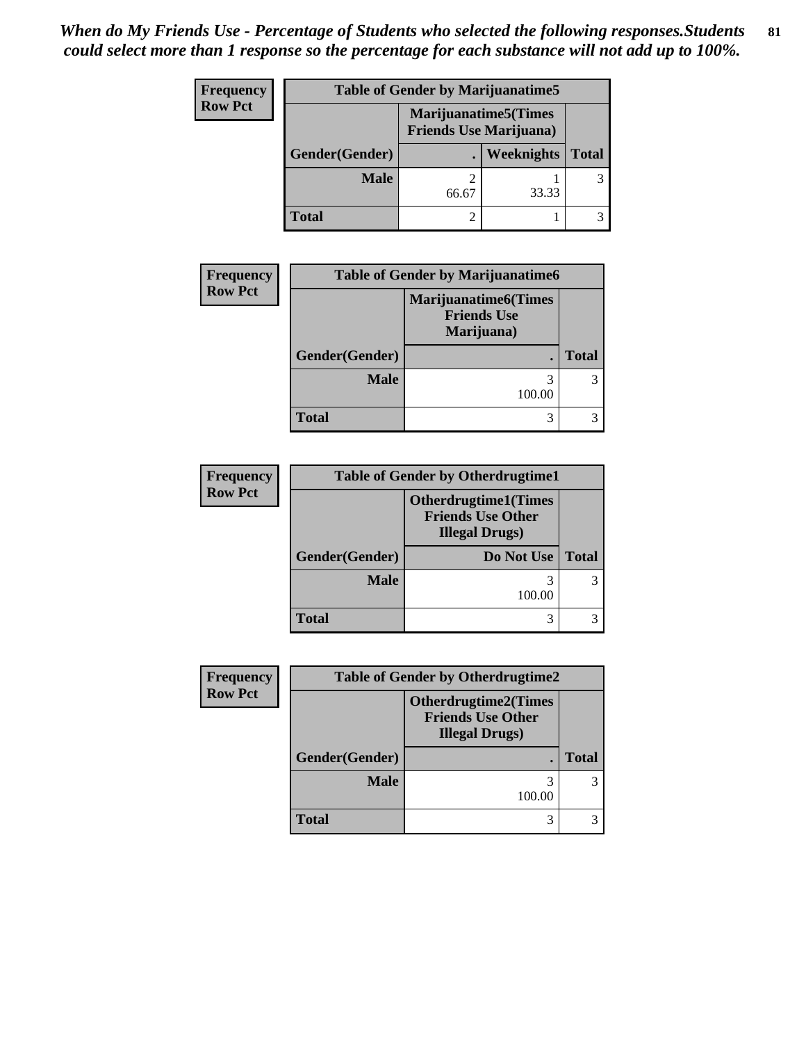*When do My Friends Use - Percentage of Students who selected the following responses.Students could select more than 1 response so the percentage for each substance will not add up to 100%.*

**Frequency**
**Row Pct**

| Table of Gender by Marijuanatime5 | | | |
|---|---|---|---|
| | Marijuanatime5(Times Friends Use Marijuana) | | |
| Gender(Gender) | . | Weeknights | Total |
| **Male** | 2<br>66.67 | 1<br>33.33 | 3 |
| **Total** | 2 | 1 | 3 |

**Frequency**
**Row Pct**

| Table of Gender by Marijuanatime6 | | |
|---|---|---|
| | Marijuanatime6(Times Friends Use Marijuana) | |
| Gender(Gender) | . | Total |
| **Male** | 3<br>100.00 | 3 |
| **Total** | 3 | 3 |

**Frequency**
**Row Pct**

| Table of Gender by Otherdrugtime1 | | |
|---|---|---|
| | Otherdrugtime1(Times Friends Use Other Illegal Drugs) | |
| Gender(Gender) | Do Not Use | Total |
| **Male** | 3<br>100.00 | 3 |
| **Total** | 3 | 3 |

**Frequency**
**Row Pct**

| Table of Gender by Otherdrugtime2 | | |
|---|---|---|
| | Otherdrugtime2(Times Friends Use Other Illegal Drugs) | |
| Gender(Gender) | . | Total |
| **Male** | 3<br>100.00 | 3 |
| **Total** | 3 | 3 |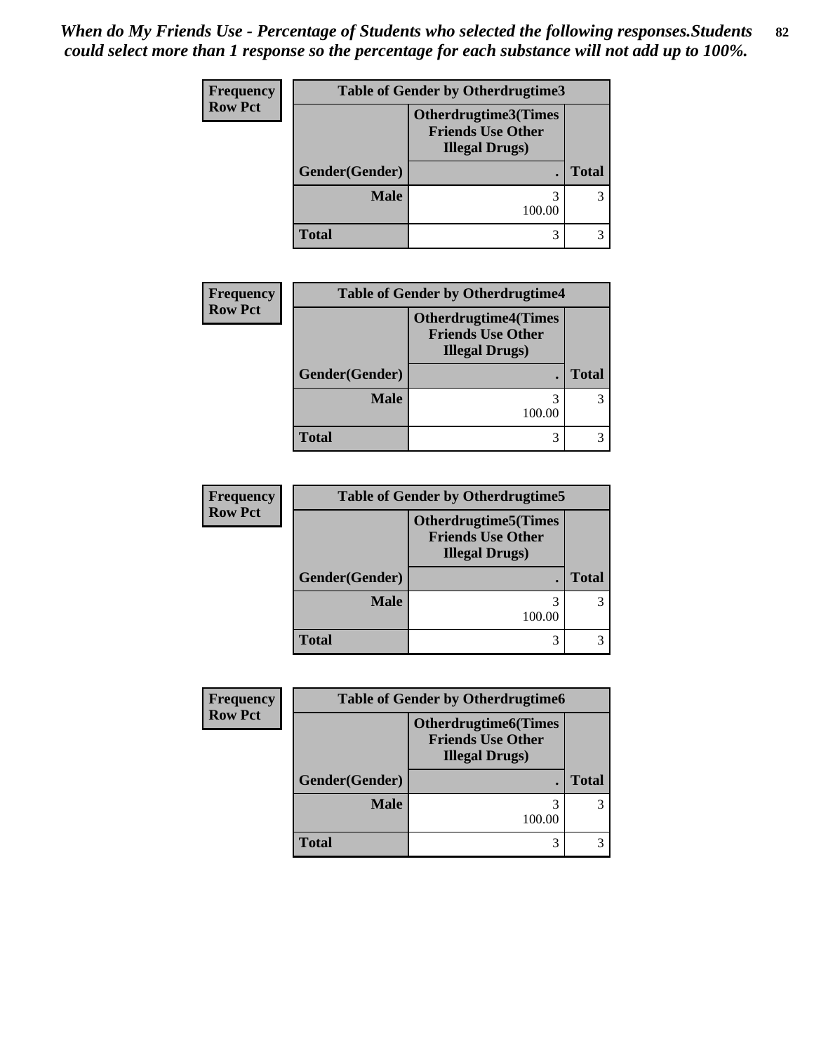*When do My Friends Use - Percentage of Students who selected the following responses.Students could select more than 1 response so the percentage for each substance will not add up to 100%.*

| Frequency<br>Row Pct | Table of Gender by Otherdrugtime3 | |
|---|---|---|
| | Otherdrugtime3(Times Friends Use Other Illegal Drugs) | |
| Gender(Gender) | . | Total |
| Male | 3<br>100.00 | 3 |
| Total | 3 | 3 |

| Frequency<br>Row Pct | Table of Gender by Otherdrugtime4 | |
|---|---|---|
| | Otherdrugtime4(Times Friends Use Other Illegal Drugs) | |
| Gender(Gender) | . | Total |
| Male | 3<br>100.00 | 3 |
| Total | 3 | 3 |

| Frequency<br>Row Pct | Table of Gender by Otherdrugtime5 | |
|---|---|---|
| | Otherdrugtime5(Times Friends Use Other Illegal Drugs) | |
| Gender(Gender) | . | Total |
| Male | 3<br>100.00 | 3 |
| Total | 3 | 3 |

| Frequency<br>Row Pct | Table of Gender by Otherdrugtime6 | |
|---|---|---|
| | Otherdrugtime6(Times Friends Use Other Illegal Drugs) | |
| Gender(Gender) | . | Total |
| Male | 3<br>100.00 | 3 |
| Total | 3 | 3 |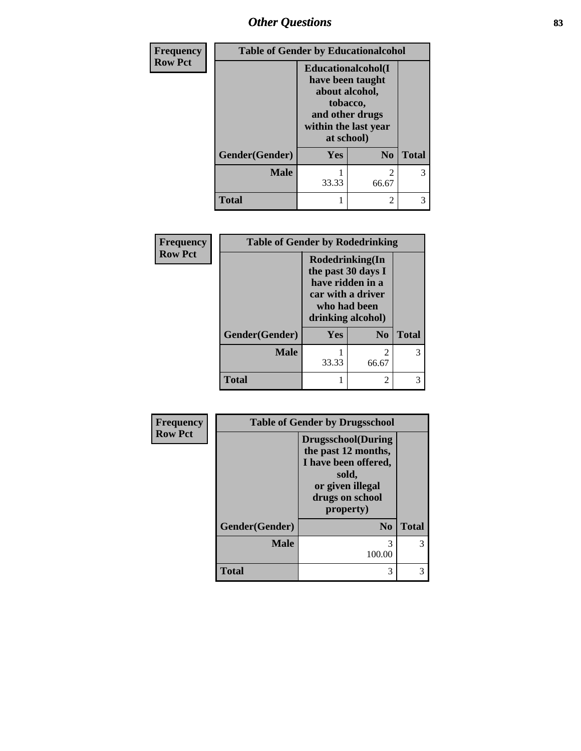## Other Questions

| Frequency<br>Row Pct | Table of Gender by Educationalcohol | | |
|---|---|---|---|
| | Educationalcohol(I have been taught about alcohol, tobacco, and other drugs within the last year at school) | | |
| Gender(Gender) | Yes | No | Total |
| Male | 1<br>33.33 | 2<br>66.67 | 3 |
| Total | 1 | 2 | 3 |

| Frequency<br>Row Pct | Table of Gender by Rodedrinking | | |
|---|---|---|---|
| | Rodedrinking(In the past 30 days I have ridden in a car with a driver who had been drinking alcohol) | | |
| Gender(Gender) | Yes | No | Total |
| Male | 1<br>33.33 | 2<br>66.67 | 3 |
| Total | 1 | 2 | 3 |

| Frequency<br>Row Pct | Table of Gender by Drugsschool | |
|---|---|---|
| | Drugsschool(During the past 12 months, I have been offered, sold, or given illegal drugs on school property) | |
| Gender(Gender) | No | Total |
| Male | 3<br>100.00 | 3 |
| Total | 3 | 3 |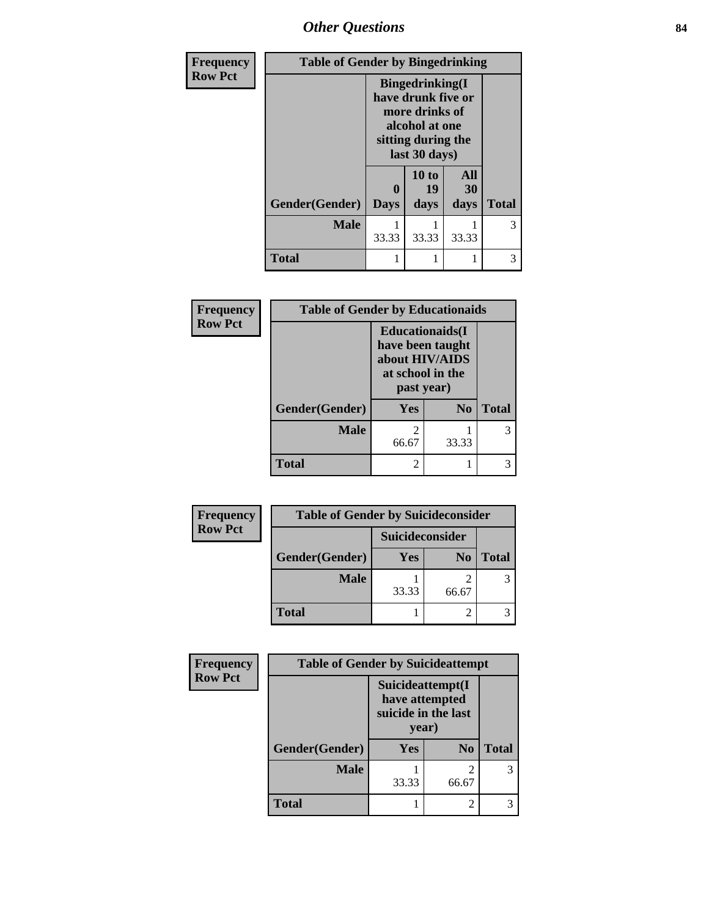## Other Questions

| Frequency Row Pct | Table of Gender by Bingedrinking | | | |
|---|---|---|---|---|
| | Bingedrinking(I have drunk five or more drinks of alcohol at one sitting during the last 30 days) | | | |
| Gender(Gender) | 0 Days | 10 to 19 days | All 30 days | Total |
| Male | 1<br>33.33 | 1<br>33.33 | 1<br>33.33 | 3 |
| Total | 1 | 1 | 1 | 3 |

| Frequency Row Pct | Table of Gender by Educationaids | | |
|---|---|---|---|
| | Educationaids(I have been taught about HIV/AIDS at school in the past year) | | |
| Gender(Gender) | Yes | No | Total |
| Male | 2<br>66.67 | 1<br>33.33 | 3 |
| Total | 2 | 1 | 3 |

| Frequency Row Pct | Table of Gender by Suicideconsider | | |
|---|---|---|---|
| | Suicideconsider | | |
| Gender(Gender) | Yes | No | Total |
| Male | 1<br>33.33 | 2<br>66.67 | 3 |
| Total | 1 | 2 | 3 |

| Frequency Row Pct | Table of Gender by Suicideattempt | | |
|---|---|---|---|
| | Suicideattempt(I have attempted suicide in the last year) | | |
| Gender(Gender) | Yes | No | Total |
| Male | 1<br>33.33 | 2<br>66.67 | 3 |
| Total | 1 | 2 | 3 |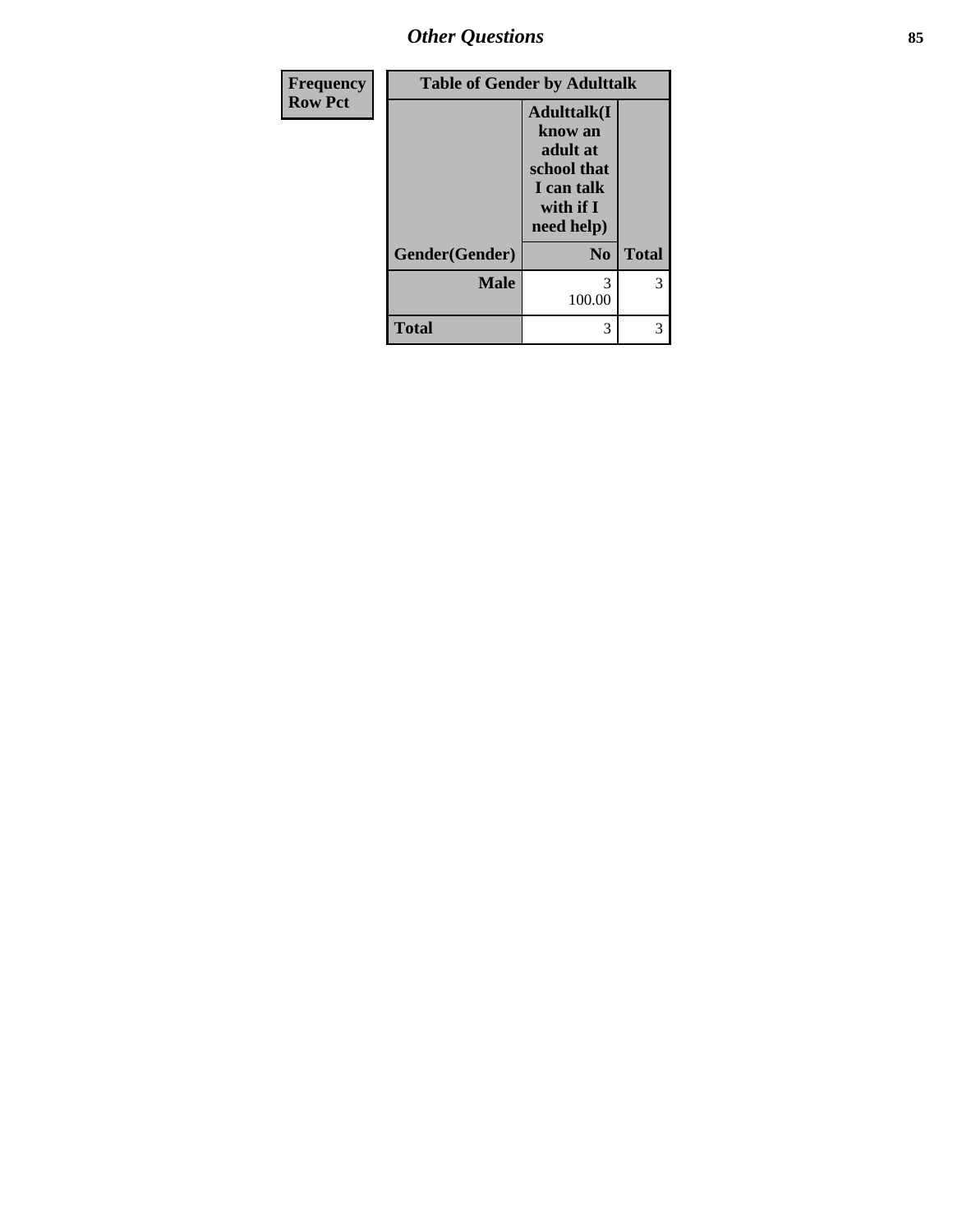| Frequency Row Pct | Table of Gender by Adulttalk | |
|---|---|---|
| | Adulttalk(I know an adult at school that I can talk with if I need help) | |
| Gender(Gender) | No | Total |
| Male | 3<br>100.00 | 3 |
| Total | 3 | 3 |